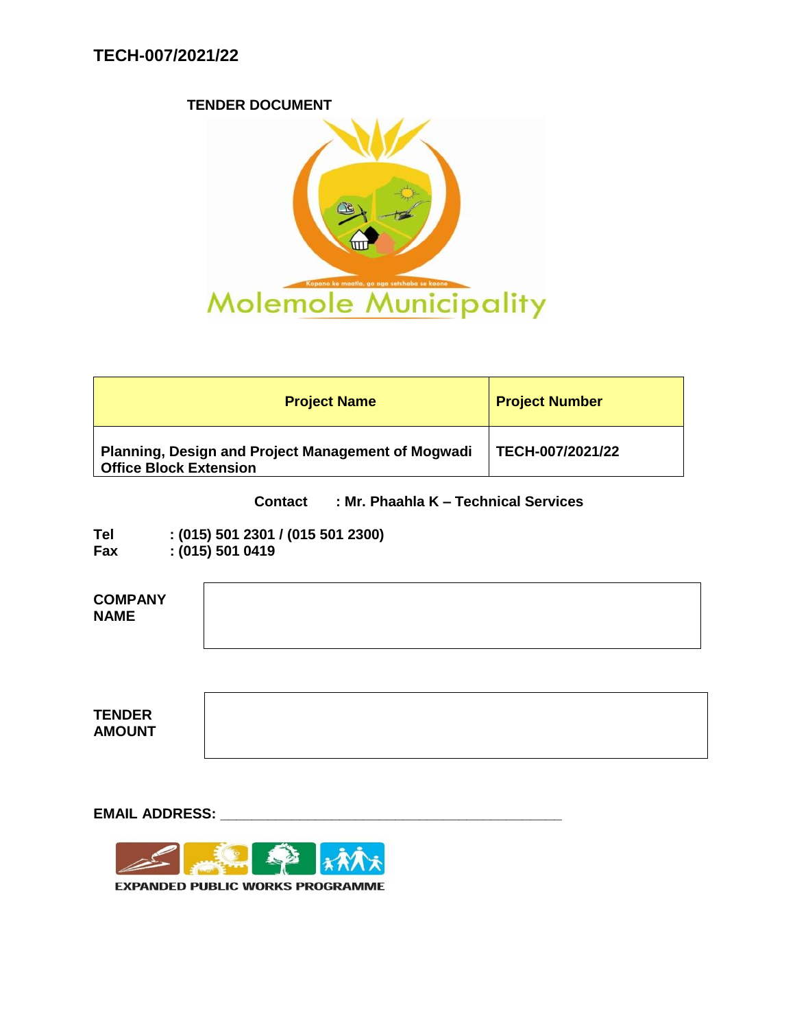# TECH-007/2021/22

**TENDER DOCUMENT**

Kopano ke maatla, go aga setshaba se kaone

Molemole Municipality

| Project Name | Project Number |
|---|---|
| Planning, Design and Project Management of Mogwadi Office Block Extension | TECH-007/2021/22 |

**Contact : Mr. Phaahla K – Technical Services**

**Tel : (015) 501 2301 / (015 501 2300)**
**Fax : (015) 501 0419**

| **COMPANY NAME** | |
|---|---|

| **TENDER AMOUNT** | |
|---|---|

**EMAIL ADDRESS:** ___________________________________________

EXPANDED PUBLIC WORKS PROGRAMME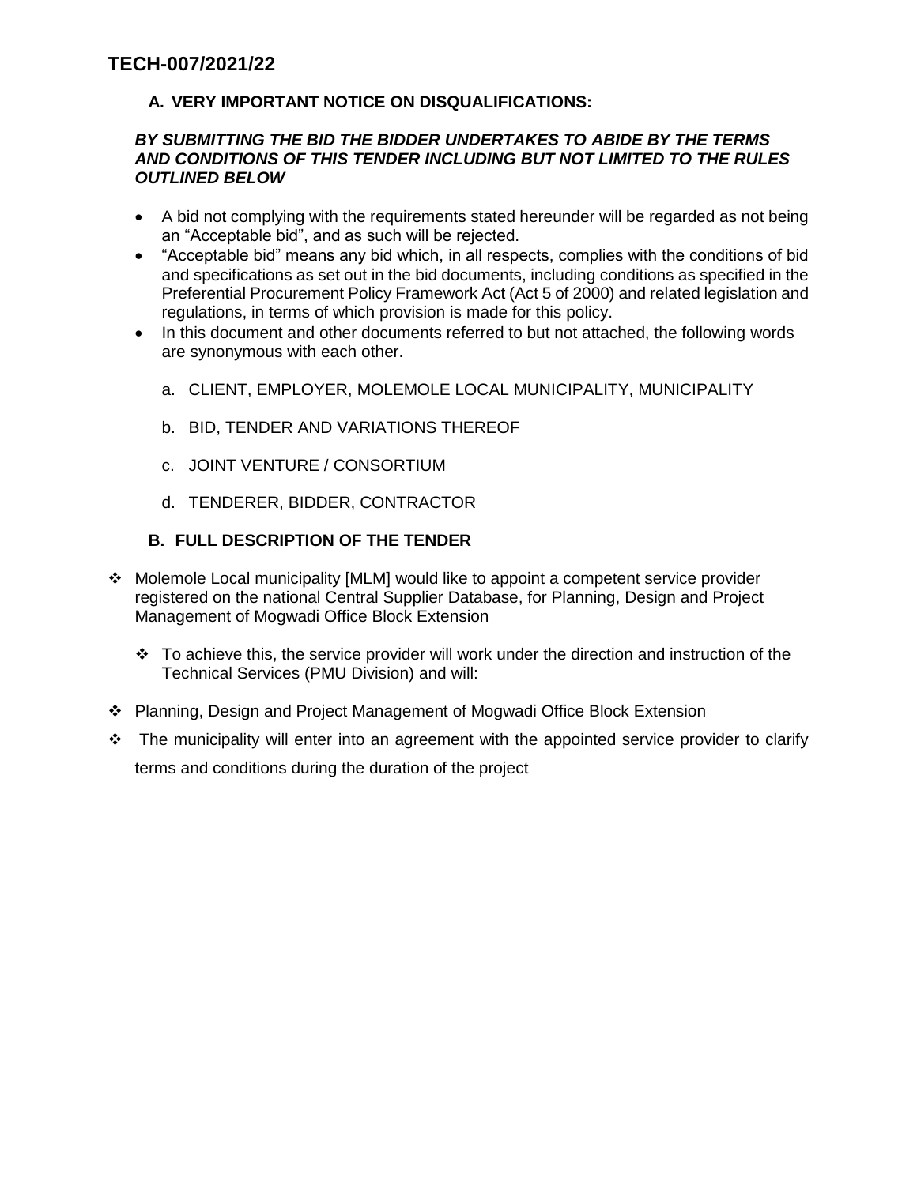# TECH-007/2021/22

## A. VERY IMPORTANT NOTICE ON DISQUALIFICATIONS:

***BY SUBMITTING THE BID THE BIDDER UNDERTAKES TO ABIDE BY THE TERMS AND CONDITIONS OF THIS TENDER INCLUDING BUT NOT LIMITED TO THE RULES OUTLINED BELOW***

- A bid not complying with the requirements stated hereunder will be regarded as not being an "Acceptable bid", and as such will be rejected.
- "Acceptable bid" means any bid which, in all respects, complies with the conditions of bid and specifications as set out in the bid documents, including conditions as specified in the Preferential Procurement Policy Framework Act (Act 5 of 2000) and related legislation and regulations, in terms of which provision is made for this policy.
- In this document and other documents referred to but not attached, the following words are synonymous with each other.

  a. CLIENT, EMPLOYER, MOLEMOLE LOCAL MUNICIPALITY, MUNICIPALITY

  b. BID, TENDER AND VARIATIONS THEREOF

  c. JOINT VENTURE / CONSORTIUM

  d. TENDERER, BIDDER, CONTRACTOR

## B. FULL DESCRIPTION OF THE TENDER

- Molemole Local municipality [MLM] would like to appoint a competent service provider registered on the national Central Supplier Database, for Planning, Design and Project Management of Mogwadi Office Block Extension
  - To achieve this, the service provider will work under the direction and instruction of the Technical Services (PMU Division) and will:
- Planning, Design and Project Management of Mogwadi Office Block Extension
- The municipality will enter into an agreement with the appointed service provider to clarify terms and conditions during the duration of the project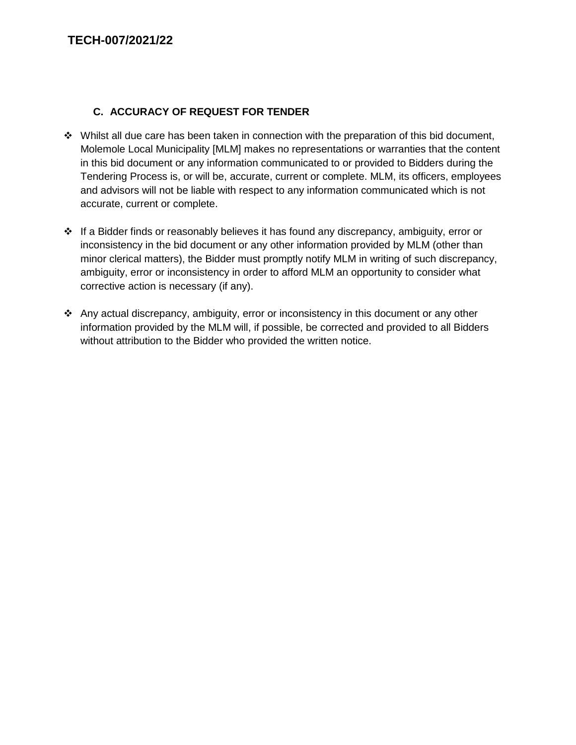## C. ACCURACY OF REQUEST FOR TENDER

- Whilst all due care has been taken in connection with the preparation of this bid document, Molemole Local Municipality [MLM] makes no representations or warranties that the content in this bid document or any information communicated to or provided to Bidders during the Tendering Process is, or will be, accurate, current or complete. MLM, its officers, employees and advisors will not be liable with respect to any information communicated which is not accurate, current or complete.

- If a Bidder finds or reasonably believes it has found any discrepancy, ambiguity, error or inconsistency in the bid document or any other information provided by MLM (other than minor clerical matters), the Bidder must promptly notify MLM in writing of such discrepancy, ambiguity, error or inconsistency in order to afford MLM an opportunity to consider what corrective action is necessary (if any).

- Any actual discrepancy, ambiguity, error or inconsistency in this document or any other information provided by the MLM will, if possible, be corrected and provided to all Bidders without attribution to the Bidder who provided the written notice.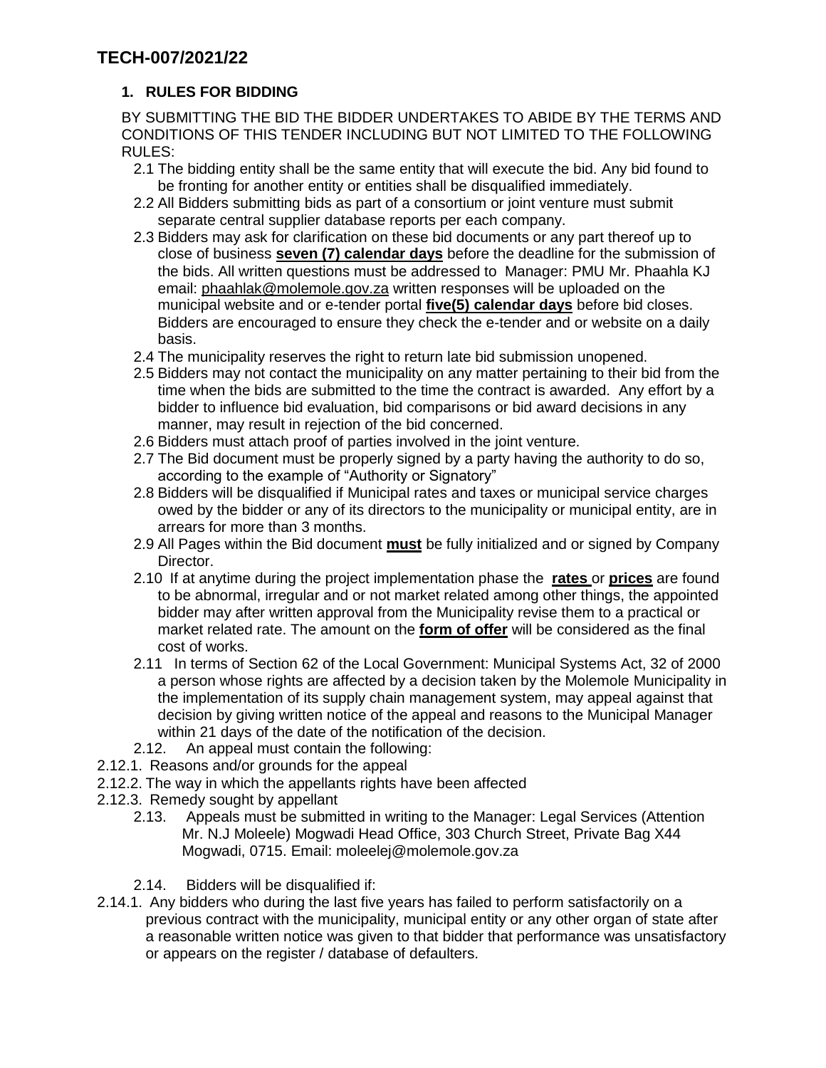# TECH-007/2021/22

## 1. RULES FOR BIDDING

BY SUBMITTING THE BID THE BIDDER UNDERTAKES TO ABIDE BY THE TERMS AND CONDITIONS OF THIS TENDER INCLUDING BUT NOT LIMITED TO THE FOLLOWING RULES:

2.1 The bidding entity shall be the same entity that will execute the bid. Any bid found to be fronting for another entity or entities shall be disqualified immediately.

2.2 All Bidders submitting bids as part of a consortium or joint venture must submit separate central supplier database reports per each company.

2.3 Bidders may ask for clarification on these bid documents or any part thereof up to close of business **seven (7) calendar days** before the deadline for the submission of the bids. All written questions must be addressed to Manager: PMU Mr. Phaahla KJ email: phaahlak@molemole.gov.za written responses will be uploaded on the municipal website and or e-tender portal **five(5) calendar days** before bid closes. Bidders are encouraged to ensure they check the e-tender and or website on a daily basis.

2.4 The municipality reserves the right to return late bid submission unopened.

2.5 Bidders may not contact the municipality on any matter pertaining to their bid from the time when the bids are submitted to the time the contract is awarded. Any effort by a bidder to influence bid evaluation, bid comparisons or bid award decisions in any manner, may result in rejection of the bid concerned.

2.6 Bidders must attach proof of parties involved in the joint venture.

2.7 The Bid document must be properly signed by a party having the authority to do so, according to the example of "Authority or Signatory"

2.8 Bidders will be disqualified if Municipal rates and taxes or municipal service charges owed by the bidder or any of its directors to the municipality or municipal entity, are in arrears for more than 3 months.

2.9 All Pages within the Bid document **must** be fully initialized and or signed by Company Director.

2.10 If at anytime during the project implementation phase the **rates** or **prices** are found to be abnormal, irregular and or not market related among other things, the appointed bidder may after written approval from the Municipality revise them to a practical or market related rate. The amount on the **form of offer** will be considered as the final cost of works.

2.11 In terms of Section 62 of the Local Government: Municipal Systems Act, 32 of 2000 a person whose rights are affected by a decision taken by the Molemole Municipality in the implementation of its supply chain management system, may appeal against that decision by giving written notice of the appeal and reasons to the Municipal Manager within 21 days of the date of the notification of the decision.

2.12. An appeal must contain the following:

2.12.1. Reasons and/or grounds for the appeal

2.12.2. The way in which the appellants rights have been affected

2.12.3. Remedy sought by appellant

2.13. Appeals must be submitted in writing to the Manager: Legal Services (Attention Mr. N.J Moleele) Mogwadi Head Office, 303 Church Street, Private Bag X44 Mogwadi, 0715. Email: moleelej@molemole.gov.za

2.14. Bidders will be disqualified if:

2.14.1. Any bidders who during the last five years has failed to perform satisfactorily on a previous contract with the municipality, municipal entity or any other organ of state after a reasonable written notice was given to that bidder that performance was unsatisfactory or appears on the register / database of defaulters.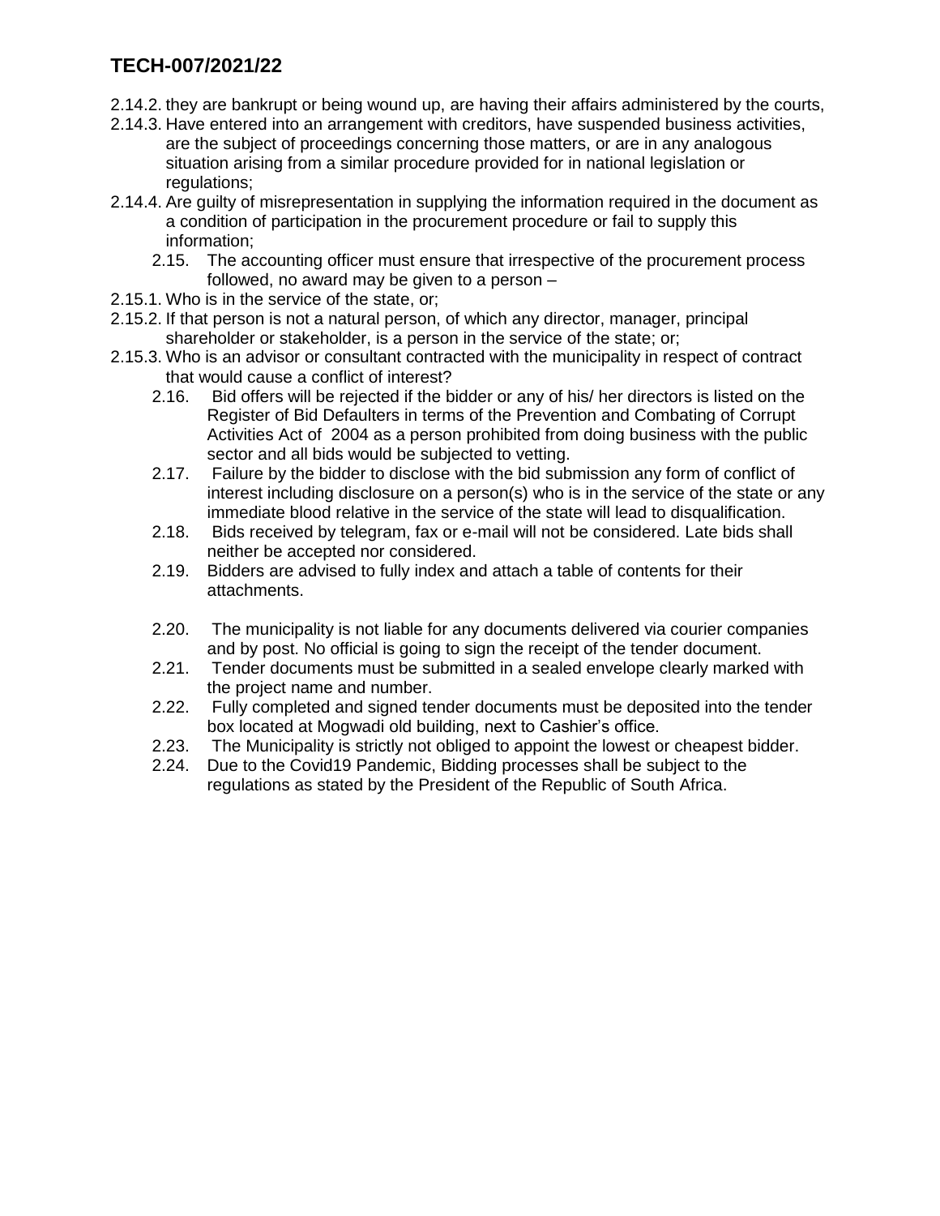2.14.2. they are bankrupt or being wound up, are having their affairs administered by the courts,

2.14.3. Have entered into an arrangement with creditors, have suspended business activities, are the subject of proceedings concerning those matters, or are in any analogous situation arising from a similar procedure provided for in national legislation or regulations;

2.14.4. Are guilty of misrepresentation in supplying the information required in the document as a condition of participation in the procurement procedure or fail to supply this information;

2.15. The accounting officer must ensure that irrespective of the procurement process followed, no award may be given to a person –

2.15.1. Who is in the service of the state, or;

2.15.2. If that person is not a natural person, of which any director, manager, principal shareholder or stakeholder, is a person in the service of the state; or;

2.15.3. Who is an advisor or consultant contracted with the municipality in respect of contract that would cause a conflict of interest?

2.16. Bid offers will be rejected if the bidder or any of his/ her directors is listed on the Register of Bid Defaulters in terms of the Prevention and Combating of Corrupt Activities Act of 2004 as a person prohibited from doing business with the public sector and all bids would be subjected to vetting.

2.17. Failure by the bidder to disclose with the bid submission any form of conflict of interest including disclosure on a person(s) who is in the service of the state or any immediate blood relative in the service of the state will lead to disqualification.

2.18. Bids received by telegram, fax or e-mail will not be considered. Late bids shall neither be accepted nor considered.

2.19. Bidders are advised to fully index and attach a table of contents for their attachments.

2.20. The municipality is not liable for any documents delivered via courier companies and by post. No official is going to sign the receipt of the tender document.

2.21. Tender documents must be submitted in a sealed envelope clearly marked with the project name and number.

2.22. Fully completed and signed tender documents must be deposited into the tender box located at Mogwadi old building, next to Cashier's office.

2.23. The Municipality is strictly not obliged to appoint the lowest or cheapest bidder.

2.24. Due to the Covid19 Pandemic, Bidding processes shall be subject to the regulations as stated by the President of the Republic of South Africa.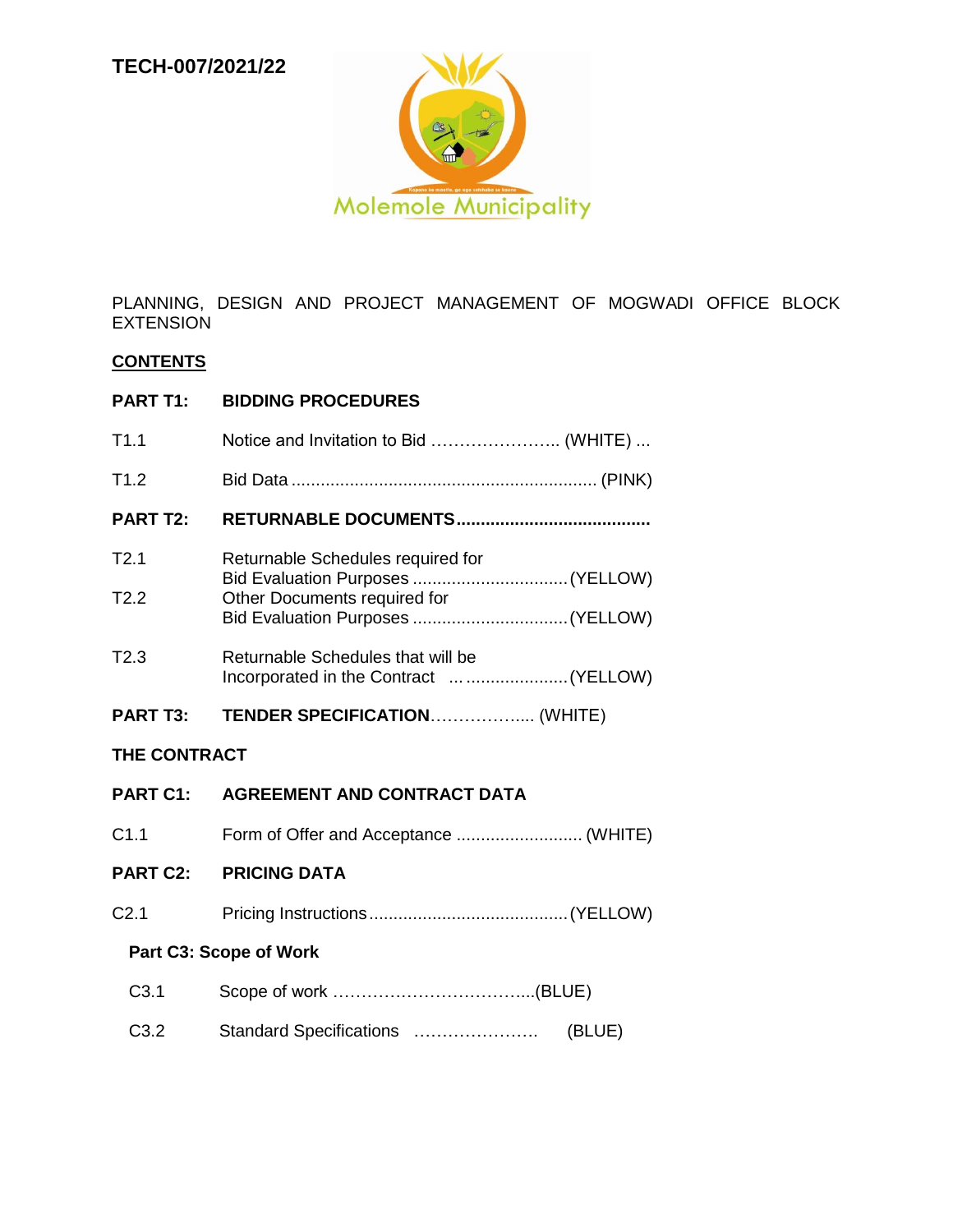**TECH-007/2021/22**

Molemole Municipality

PLANNING, DESIGN AND PROJECT MANAGEMENT OF MOGWADI OFFICE BLOCK EXTENSION

**CONTENTS**

**PART T1: BIDDING PROCEDURES**

T1.1 Notice and Invitation to Bid ………………….. (WHITE) ...

T1.2 Bid Data ............................................................. (PINK)

**PART T2: RETURNABLE DOCUMENTS.......................................**

T2.1 Returnable Schedules required for Bid Evaluation Purposes ............................... (YELLOW)

T2.2 Other Documents required for Bid Evaluation Purposes ............................... (YELLOW)

T2.3 Returnable Schedules that will be Incorporated in the Contract ... .................... (YELLOW)

**PART T3: TENDER SPECIFICATION**……………..... (WHITE)

**THE CONTRACT**

**PART C1: AGREEMENT AND CONTRACT DATA**

C1.1 Form of Offer and Acceptance .......................... (WHITE)

**PART C2: PRICING DATA**

C2.1 Pricing Instructions........................................ (YELLOW)

**Part C3: Scope of Work**

C3.1 Scope of work ……………………………...(BLUE)

C3.2 Standard Specifications …………………. (BLUE)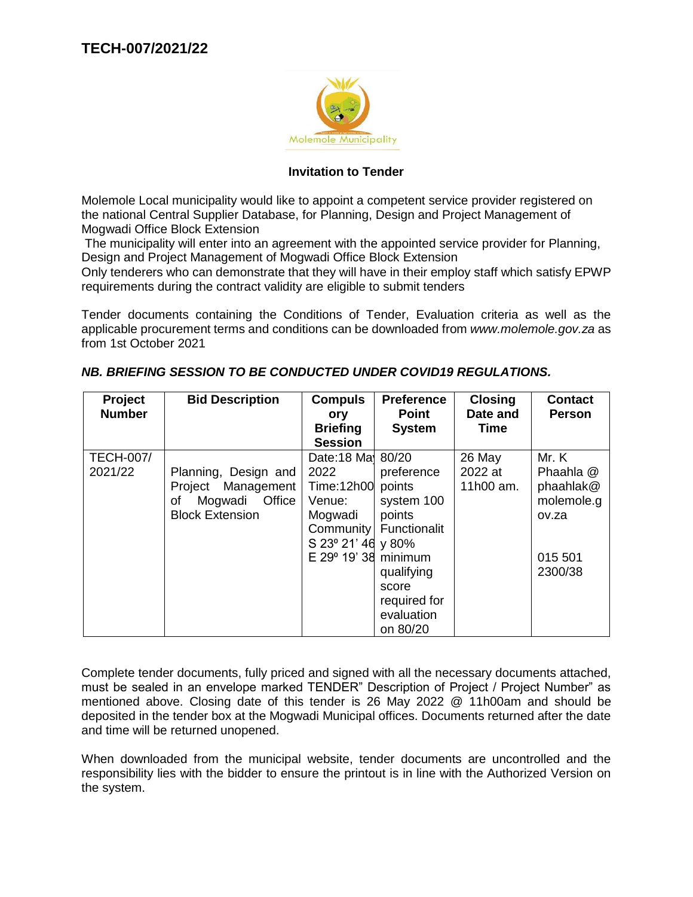# TECH-007/2021/22

### Invitation to Tender

Molemole Local municipality would like to appoint a competent service provider registered on the national Central Supplier Database, for Planning, Design and Project Management of Mogwadi Office Block Extension

The municipality will enter into an agreement with the appointed service provider for Planning, Design and Project Management of Mogwadi Office Block Extension

Only tenderers who can demonstrate that they will have in their employ staff which satisfy EPWP requirements during the contract validity are eligible to submit tenders

Tender documents containing the Conditions of Tender, Evaluation criteria as well as the applicable procurement terms and conditions can be downloaded from *www.molemole.gov.za* as from 1st October 2021

***NB. BRIEFING SESSION TO BE CONDUCTED UNDER COVID19 REGULATIONS.***

| Project Number | Bid Description | Compulsory Briefing Session | Preference Point System | Closing Date and Time | Contact Person |
|---|---|---|---|---|---|
| TECH-007/ 2021/22 | Planning, Design and Project Management of Mogwadi Office Block Extension | Date:18 May 2022 Time:12h00 Venue: Mogwadi Community S 23º 21' 46 E 29º 19' 38 | 80/20 preference points system 100 points Functionality 80% minimum qualifying score required for evaluation on 80/20 | 26 May 2022 at 11h00 am. | Mr. K Phaahla @ phaahlak@molemole.gov.za 015 501 2300/38 |

Complete tender documents, fully priced and signed with all the necessary documents attached, must be sealed in an envelope marked TENDER" Description of Project / Project Number" as mentioned above. Closing date of this tender is 26 May 2022 @ 11h00am and should be deposited in the tender box at the Mogwadi Municipal offices. Documents returned after the date and time will be returned unopened.

When downloaded from the municipal website, tender documents are uncontrolled and the responsibility lies with the bidder to ensure the printout is in line with the Authorized Version on the system.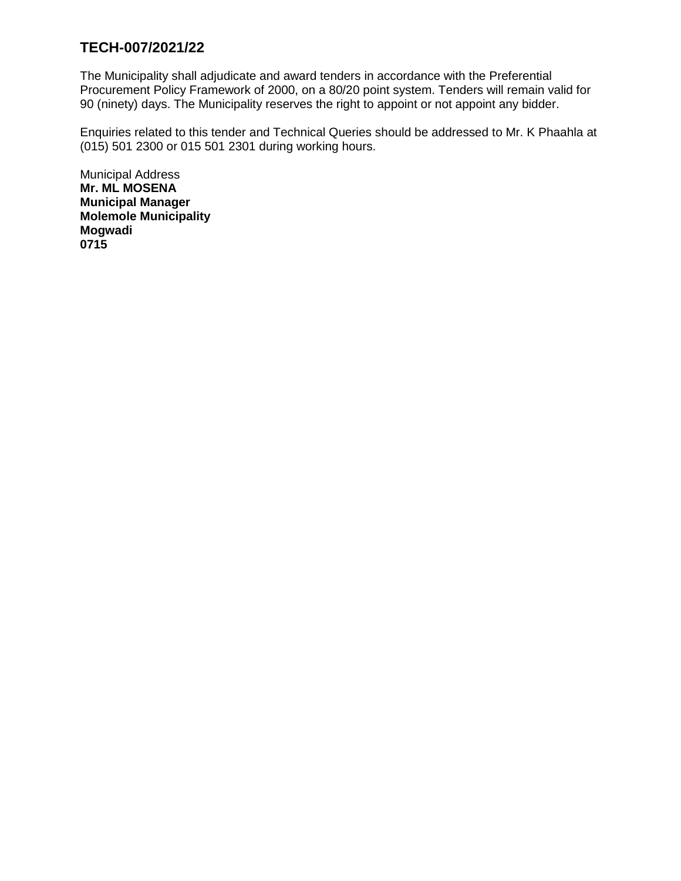## TECH-007/2021/22

The Municipality shall adjudicate and award tenders in accordance with the Preferential Procurement Policy Framework of 2000, on a 80/20 point system. Tenders will remain valid for 90 (ninety) days. The Municipality reserves the right to appoint or not appoint any bidder.

Enquiries related to this tender and Technical Queries should be addressed to Mr. K Phaahla at (015) 501 2300 or 015 501 2301 during working hours.

Municipal Address
**Mr. ML MOSENA**
**Municipal Manager**
**Molemole Municipality**
**Mogwadi**
**0715**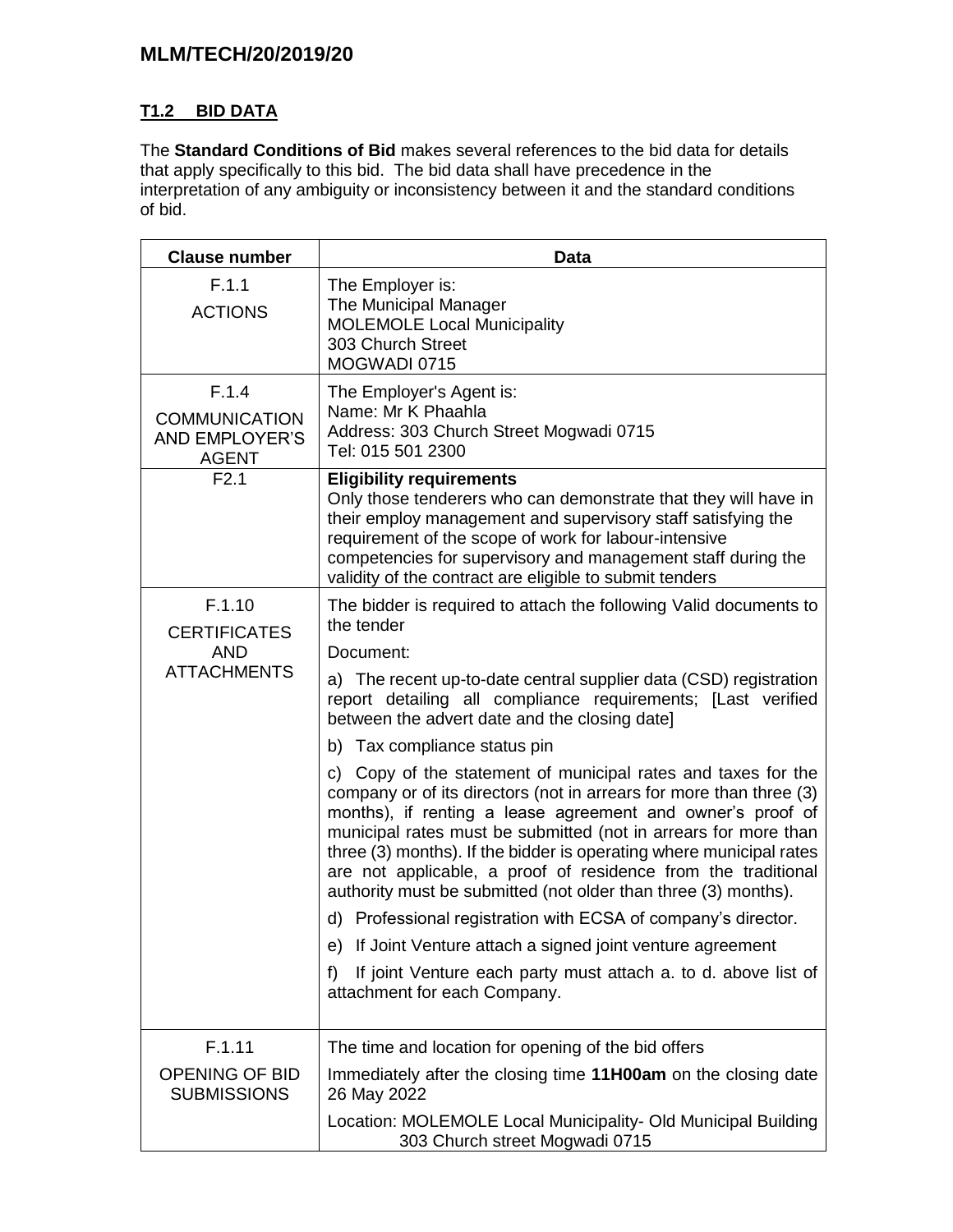## T1.2 BID DATA

The **Standard Conditions of Bid** makes several references to the bid data for details that apply specifically to this bid. The bid data shall have precedence in the interpretation of any ambiguity or inconsistency between it and the standard conditions of bid.

| Clause number | Data |
|---|---|
| F.1.1<br>ACTIONS | The Employer is:<br>The Municipal Manager<br>MOLEMOLE Local Municipality<br>303 Church Street<br>MOGWADI 0715 |
| F.1.4<br>COMMUNICATION AND EMPLOYER'S AGENT | The Employer's Agent is:<br>Name: Mr K Phaahla<br>Address: 303 Church Street Mogwadi 0715<br>Tel: 015 501 2300 |
| F2.1 | **Eligibility requirements**<br>Only those tenderers who can demonstrate that they will have in their employ management and supervisory staff satisfying the requirement of the scope of work for labour-intensive competencies for supervisory and management staff during the validity of the contract are eligible to submit tenders |
| F.1.10<br>CERTIFICATES AND ATTACHMENTS | The bidder is required to attach the following Valid documents to the tender<br>Document:<br>a) The recent up-to-date central supplier data (CSD) registration report detailing all compliance requirements; [Last verified between the advert date and the closing date]<br>b) Tax compliance status pin<br>c) Copy of the statement of municipal rates and taxes for the company or of its directors (not in arrears for more than three (3) months), if renting a lease agreement and owner's proof of municipal rates must be submitted (not in arrears for more than three (3) months). If the bidder is operating where municipal rates are not applicable, a proof of residence from the traditional authority must be submitted (not older than three (3) months).<br>d) Professional registration with ECSA of company's director.<br>e) If Joint Venture attach a signed joint venture agreement<br>f) If joint Venture each party must attach a. to d. above list of attachment for each Company. |
| F.1.11<br>OPENING OF BID SUBMISSIONS | The time and location for opening of the bid offers<br>Immediately after the closing time **11H00am** on the closing date 26 May 2022<br>Location: MOLEMOLE Local Municipality- Old Municipal Building 303 Church street Mogwadi 0715 |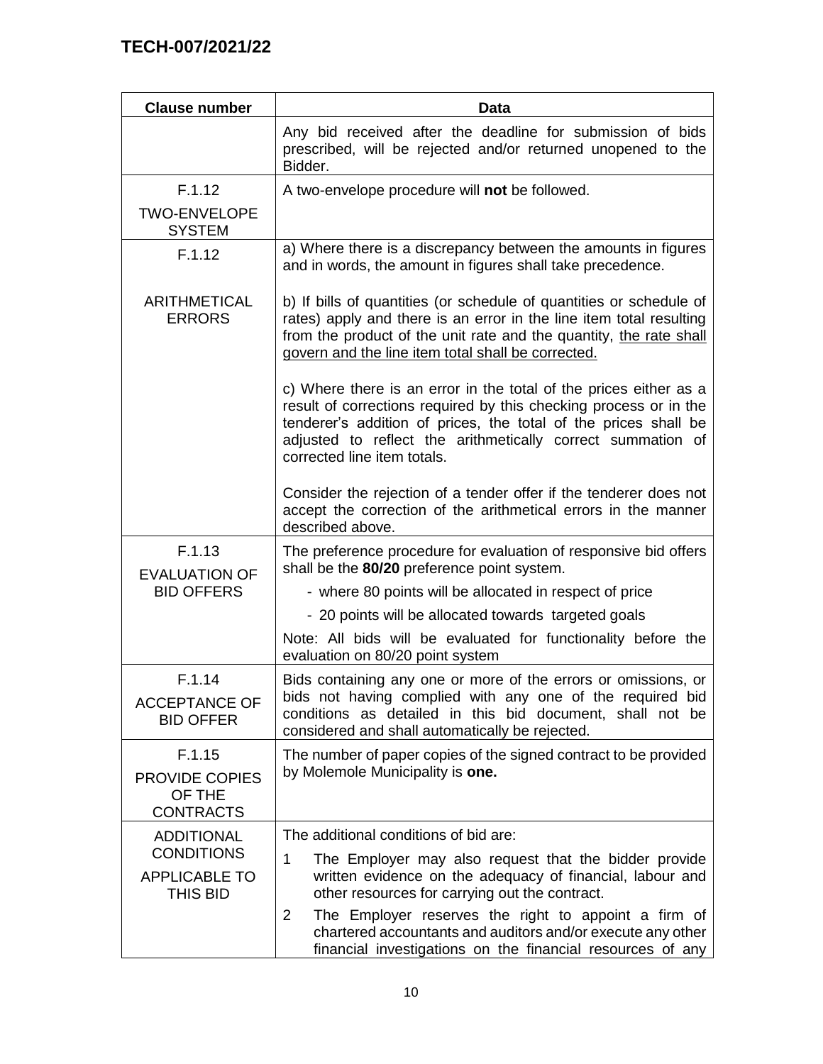| Clause number | Data |
|---|---|
| | Any bid received after the deadline for submission of bids prescribed, will be rejected and/or returned unopened to the Bidder. |
| F.1.12<br>TWO-ENVELOPE SYSTEM | A two-envelope procedure will **not** be followed. |
| F.1.12<br>ARITHMETICAL ERRORS | a) Where there is a discrepancy between the amounts in figures and in words, the amount in figures shall take precedence.<br><br>b) If bills of quantities (or schedule of quantities or schedule of rates) apply and there is an error in the line item total resulting from the product of the unit rate and the quantity, <u>the rate shall govern and the line item total shall be corrected.</u><br><br>c) Where there is an error in the total of the prices either as a result of corrections required by this checking process or in the tenderer's addition of prices, the total of the prices shall be adjusted to reflect the arithmetically correct summation of corrected line item totals.<br><br>Consider the rejection of a tender offer if the tenderer does not accept the correction of the arithmetical errors in the manner described above. |
| F.1.13<br>EVALUATION OF BID OFFERS | The preference procedure for evaluation of responsive bid offers shall be the **80/20** preference point system.<br>- where 80 points will be allocated in respect of price<br>- 20 points will be allocated towards targeted goals<br><br>Note: All bids will be evaluated for functionality before the evaluation on 80/20 point system |
| F.1.14<br>ACCEPTANCE OF BID OFFER | Bids containing any one or more of the errors or omissions, or bids not having complied with any one of the required bid conditions as detailed in this bid document, shall not be considered and shall automatically be rejected. |
| F.1.15<br>PROVIDE COPIES OF THE CONTRACTS | The number of paper copies of the signed contract to be provided by Molemole Municipality is **one.** |
| ADDITIONAL CONDITIONS APPLICABLE TO THIS BID | The additional conditions of bid are:<br>1 The Employer may also request that the bidder provide written evidence on the adequacy of financial, labour and other resources for carrying out the contract.<br>2 The Employer reserves the right to appoint a firm of chartered accountants and auditors and/or execute any other financial investigations on the financial resources of any |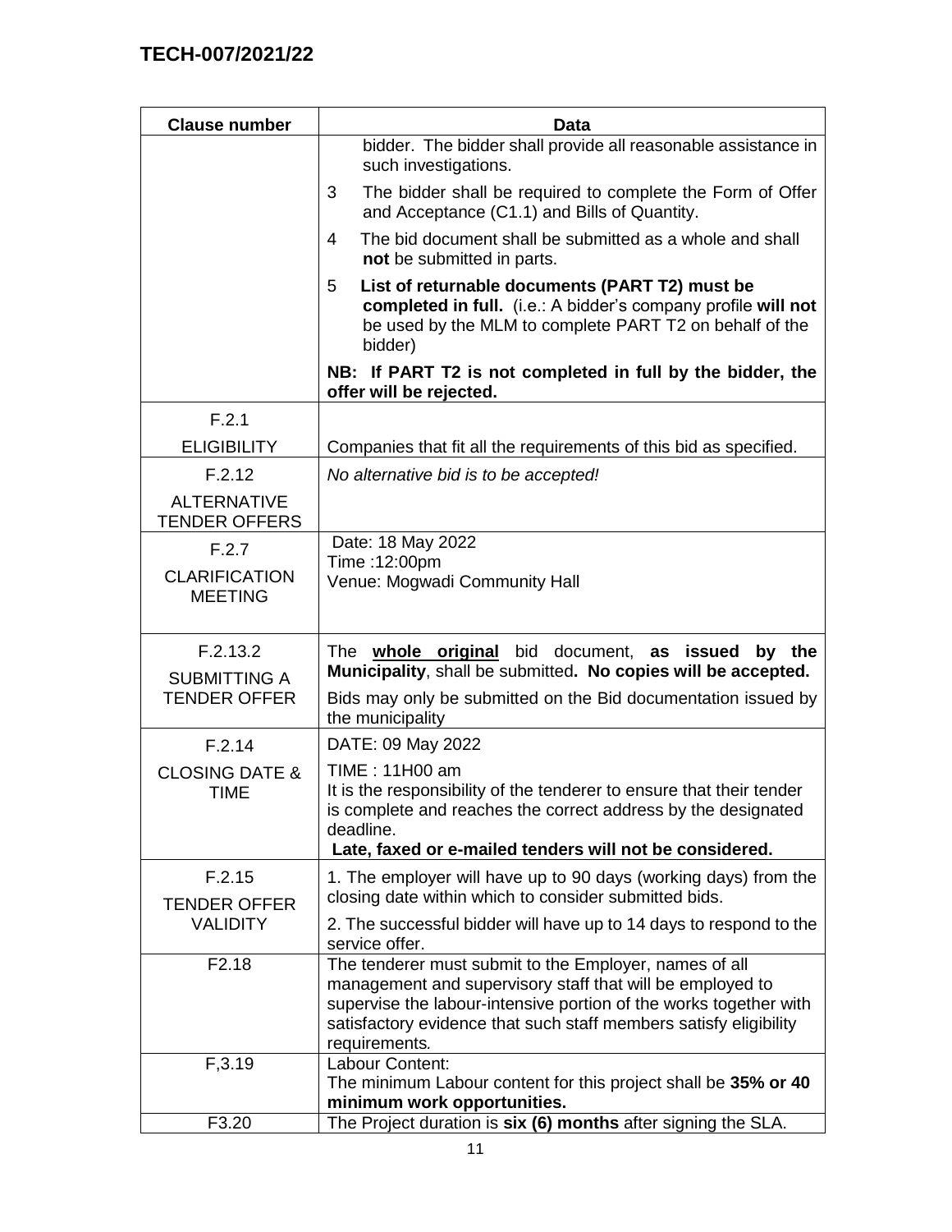| Clause number | Data |
|---|---|
| | bidder. The bidder shall provide all reasonable assistance in such investigations.<br><br>3 The bidder shall be required to complete the Form of Offer and Acceptance (C1.1) and Bills of Quantity.<br><br>4 The bid document shall be submitted as a whole and shall **not** be submitted in parts.<br><br>5 **List of returnable documents (PART T2) must be completed in full.** (i.e.: A bidder's company profile **will not** be used by the MLM to complete PART T2 on behalf of the bidder)<br><br>**NB: If PART T2 is not completed in full by the bidder, the offer will be rejected.** |
| F.2.1<br><br>ELIGIBILITY | Companies that fit all the requirements of this bid as specified. |
| F.2.12<br><br>ALTERNATIVE TENDER OFFERS | *No alternative bid is to be accepted!* |
| F.2.7<br><br>CLARIFICATION MEETING | Date: 18 May 2022<br>Time :12:00pm<br>Venue: Mogwadi Community Hall |
| F.2.13.2<br><br>SUBMITTING A TENDER OFFER | The **<u>whole original</u>** bid document, **as issued by the Municipality**, shall be submitted**. No copies will be accepted.**<br><br>Bids may only be submitted on the Bid documentation issued by the municipality |
| F.2.14<br><br>CLOSING DATE & TIME | DATE: 09 May 2022<br><br>TIME : 11H00 am<br>It is the responsibility of the tenderer to ensure that their tender is complete and reaches the correct address by the designated deadline.<br>**Late, faxed or e-mailed tenders will not be considered.** |
| F.2.15<br><br>TENDER OFFER VALIDITY | 1. The employer will have up to 90 days (working days) from the closing date within which to consider submitted bids.<br><br>2. The successful bidder will have up to 14 days to respond to the service offer. |
| F2.18 | The tenderer must submit to the Employer, names of all management and supervisory staff that will be employed to supervise the labour-intensive portion of the works together with satisfactory evidence that such staff members satisfy eligibility requirements. |
| F,3.19 | Labour Content:<br>The minimum Labour content for this project shall be **35% or 40 minimum work opportunities.** |
| F3.20 | The Project duration is **six (6) months** after signing the SLA. |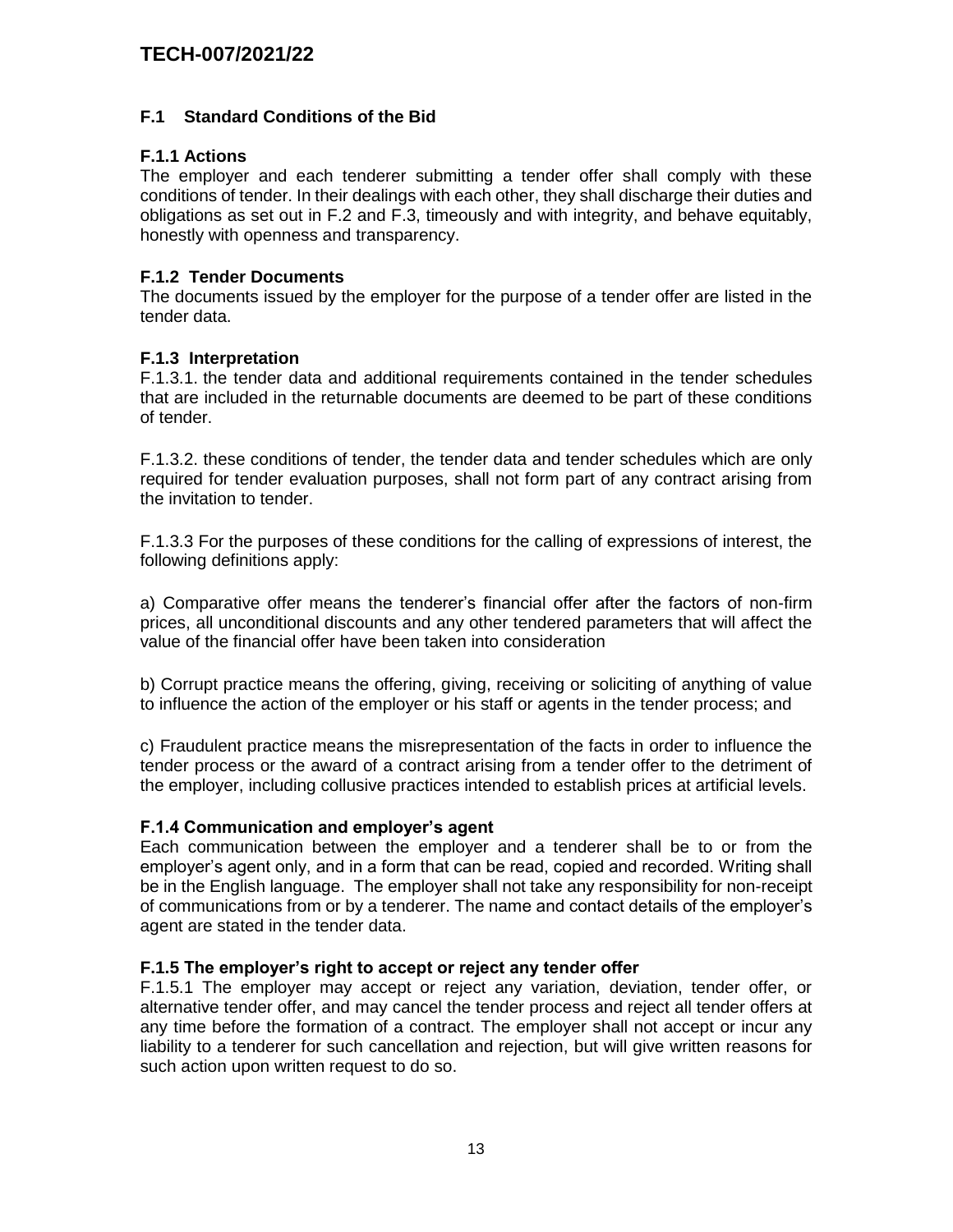## F.1 Standard Conditions of the Bid

### F.1.1 Actions

The employer and each tenderer submitting a tender offer shall comply with these conditions of tender. In their dealings with each other, they shall discharge their duties and obligations as set out in F.2 and F.3, timeously and with integrity, and behave equitably, honestly with openness and transparency.

### F.1.2 Tender Documents

The documents issued by the employer for the purpose of a tender offer are listed in the tender data.

### F.1.3 Interpretation

F.1.3.1. the tender data and additional requirements contained in the tender schedules that are included in the returnable documents are deemed to be part of these conditions of tender.

F.1.3.2. these conditions of tender, the tender data and tender schedules which are only required for tender evaluation purposes, shall not form part of any contract arising from the invitation to tender.

F.1.3.3 For the purposes of these conditions for the calling of expressions of interest, the following definitions apply:

a) Comparative offer means the tenderer's financial offer after the factors of non-firm prices, all unconditional discounts and any other tendered parameters that will affect the value of the financial offer have been taken into consideration

b) Corrupt practice means the offering, giving, receiving or soliciting of anything of value to influence the action of the employer or his staff or agents in the tender process; and

c) Fraudulent practice means the misrepresentation of the facts in order to influence the tender process or the award of a contract arising from a tender offer to the detriment of the employer, including collusive practices intended to establish prices at artificial levels.

### F.1.4 Communication and employer's agent

Each communication between the employer and a tenderer shall be to or from the employer's agent only, and in a form that can be read, copied and recorded. Writing shall be in the English language. The employer shall not take any responsibility for non-receipt of communications from or by a tenderer. The name and contact details of the employer's agent are stated in the tender data.

### F.1.5 The employer's right to accept or reject any tender offer

F.1.5.1 The employer may accept or reject any variation, deviation, tender offer, or alternative tender offer, and may cancel the tender process and reject all tender offers at any time before the formation of a contract. The employer shall not accept or incur any liability to a tenderer for such cancellation and rejection, but will give written reasons for such action upon written request to do so.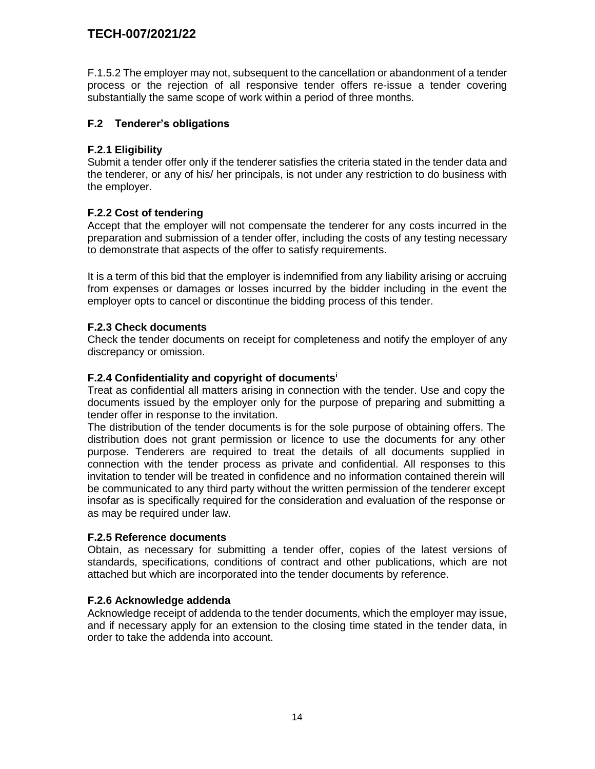F.1.5.2 The employer may not, subsequent to the cancellation or abandonment of a tender process or the rejection of all responsive tender offers re-issue a tender covering substantially the same scope of work within a period of three months.

## F.2 Tenderer's obligations

### F.2.1 Eligibility

Submit a tender offer only if the tenderer satisfies the criteria stated in the tender data and the tenderer, or any of his/ her principals, is not under any restriction to do business with the employer.

### F.2.2 Cost of tendering

Accept that the employer will not compensate the tenderer for any costs incurred in the preparation and submission of a tender offer, including the costs of any testing necessary to demonstrate that aspects of the offer to satisfy requirements.

It is a term of this bid that the employer is indemnified from any liability arising or accruing from expenses or damages or losses incurred by the bidder including in the event the employer opts to cancel or discontinue the bidding process of this tender.

### F.2.3 Check documents

Check the tender documents on receipt for completeness and notify the employer of any discrepancy or omission.

### F.2.4 Confidentiality and copyright of documents[i]

Treat as confidential all matters arising in connection with the tender. Use and copy the documents issued by the employer only for the purpose of preparing and submitting a tender offer in response to the invitation.

The distribution of the tender documents is for the sole purpose of obtaining offers. The distribution does not grant permission or licence to use the documents for any other purpose. Tenderers are required to treat the details of all documents supplied in connection with the tender process as private and confidential. All responses to this invitation to tender will be treated in confidence and no information contained therein will be communicated to any third party without the written permission of the tenderer except insofar as is specifically required for the consideration and evaluation of the response or as may be required under law.

### F.2.5 Reference documents

Obtain, as necessary for submitting a tender offer, copies of the latest versions of standards, specifications, conditions of contract and other publications, which are not attached but which are incorporated into the tender documents by reference.

### F.2.6 Acknowledge addenda

Acknowledge receipt of addenda to the tender documents, which the employer may issue, and if necessary apply for an extension to the closing time stated in the tender data, in order to take the addenda into account.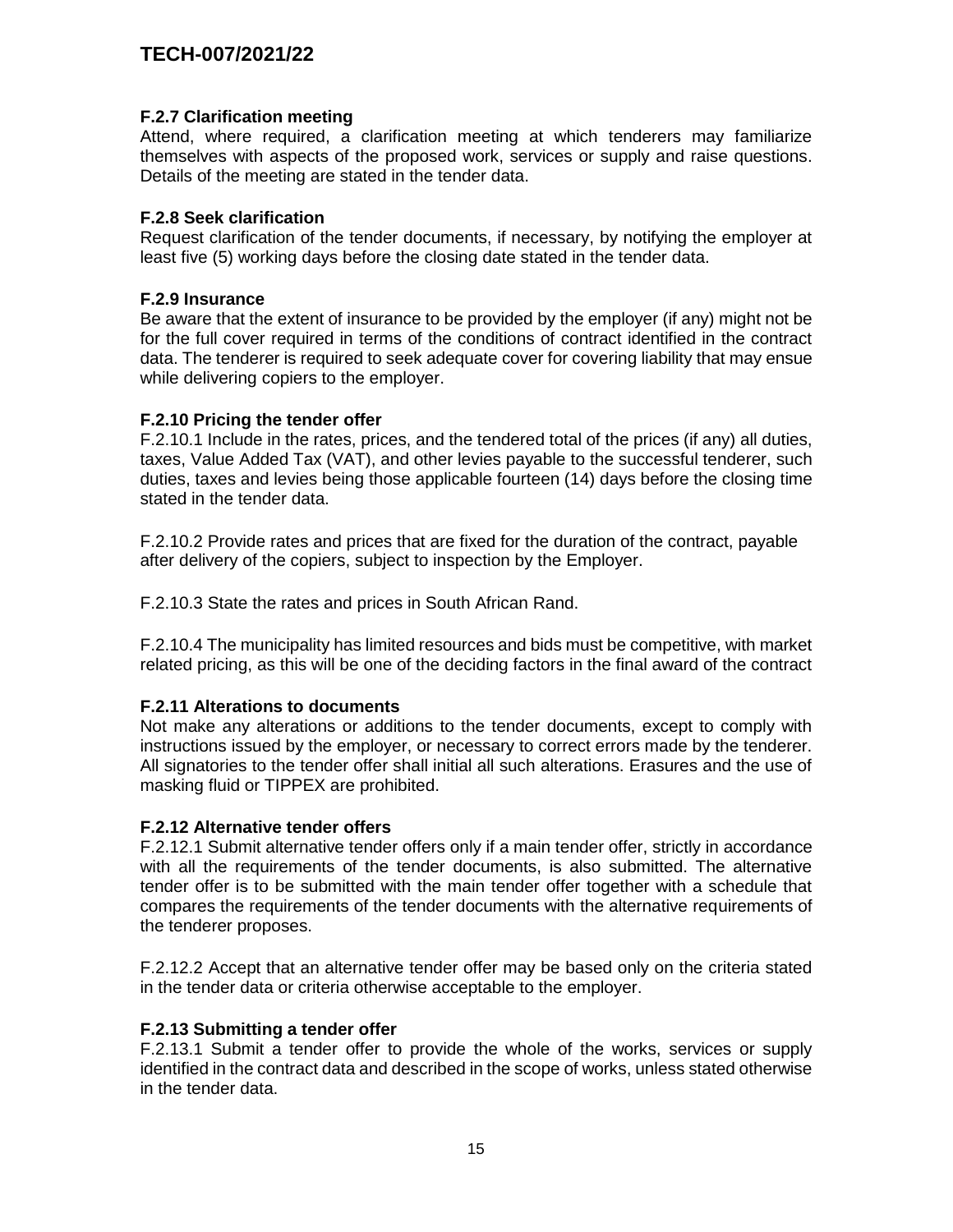### F.2.7 Clarification meeting

Attend, where required, a clarification meeting at which tenderers may familiarize themselves with aspects of the proposed work, services or supply and raise questions. Details of the meeting are stated in the tender data.

### F.2.8 Seek clarification

Request clarification of the tender documents, if necessary, by notifying the employer at least five (5) working days before the closing date stated in the tender data.

### F.2.9 Insurance

Be aware that the extent of insurance to be provided by the employer (if any) might not be for the full cover required in terms of the conditions of contract identified in the contract data. The tenderer is required to seek adequate cover for covering liability that may ensue while delivering copiers to the employer.

### F.2.10 Pricing the tender offer

F.2.10.1 Include in the rates, prices, and the tendered total of the prices (if any) all duties, taxes, Value Added Tax (VAT), and other levies payable to the successful tenderer, such duties, taxes and levies being those applicable fourteen (14) days before the closing time stated in the tender data.

F.2.10.2 Provide rates and prices that are fixed for the duration of the contract, payable after delivery of the copiers, subject to inspection by the Employer.

F.2.10.3 State the rates and prices in South African Rand.

F.2.10.4 The municipality has limited resources and bids must be competitive, with market related pricing, as this will be one of the deciding factors in the final award of the contract

### F.2.11 Alterations to documents

Not make any alterations or additions to the tender documents, except to comply with instructions issued by the employer, or necessary to correct errors made by the tenderer. All signatories to the tender offer shall initial all such alterations. Erasures and the use of masking fluid or TIPPEX are prohibited.

### F.2.12 Alternative tender offers

F.2.12.1 Submit alternative tender offers only if a main tender offer, strictly in accordance with all the requirements of the tender documents, is also submitted. The alternative tender offer is to be submitted with the main tender offer together with a schedule that compares the requirements of the tender documents with the alternative requirements of the tenderer proposes.

F.2.12.2 Accept that an alternative tender offer may be based only on the criteria stated in the tender data or criteria otherwise acceptable to the employer.

### F.2.13 Submitting a tender offer

F.2.13.1 Submit a tender offer to provide the whole of the works, services or supply identified in the contract data and described in the scope of works, unless stated otherwise in the tender data.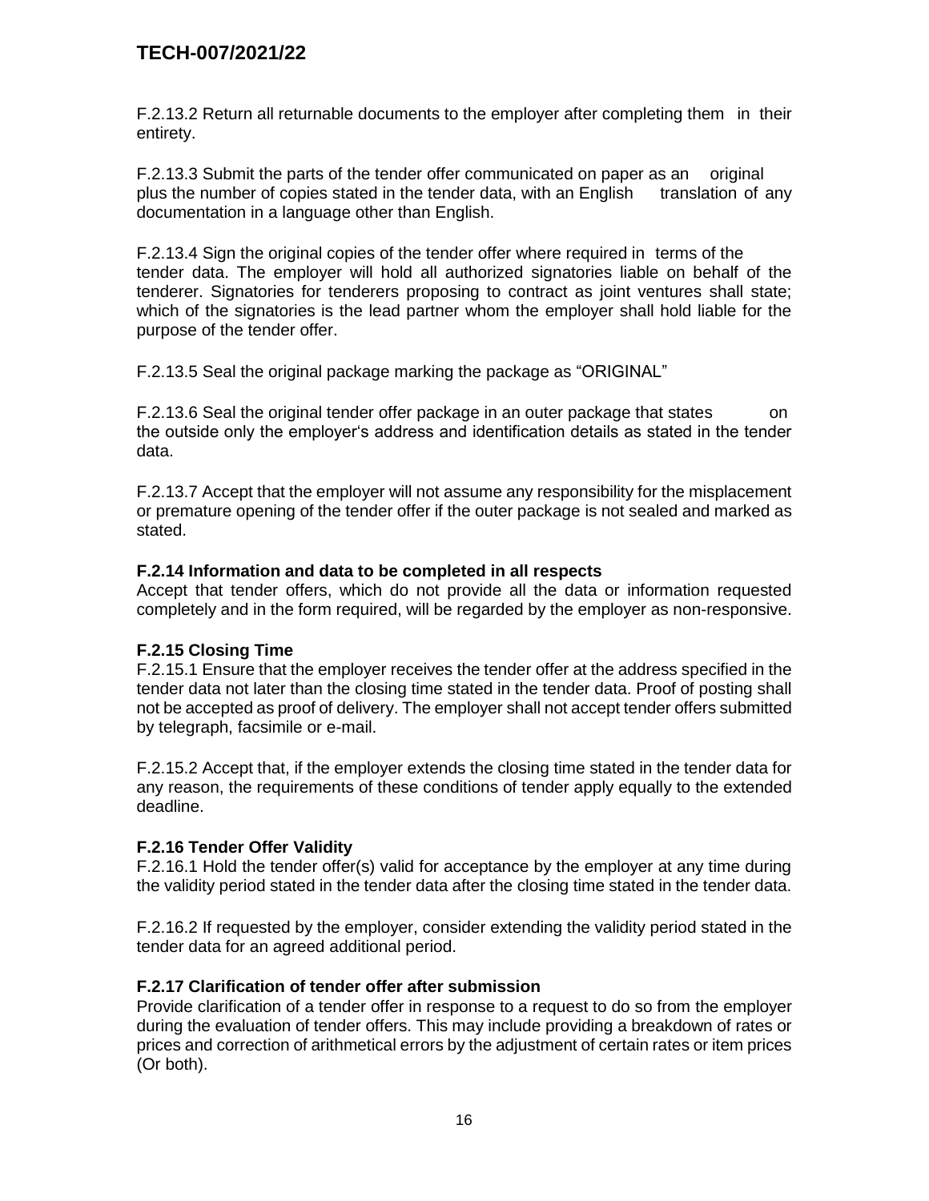F.2.13.2 Return all returnable documents to the employer after completing them in their entirety.

F.2.13.3 Submit the parts of the tender offer communicated on paper as an original plus the number of copies stated in the tender data, with an English translation of any documentation in a language other than English.

F.2.13.4 Sign the original copies of the tender offer where required in terms of the tender data. The employer will hold all authorized signatories liable on behalf of the tenderer. Signatories for tenderers proposing to contract as joint ventures shall state; which of the signatories is the lead partner whom the employer shall hold liable for the purpose of the tender offer.

F.2.13.5 Seal the original package marking the package as "ORIGINAL"

F.2.13.6 Seal the original tender offer package in an outer package that states on the outside only the employer's address and identification details as stated in the tender data.

F.2.13.7 Accept that the employer will not assume any responsibility for the misplacement or premature opening of the tender offer if the outer package is not sealed and marked as stated.

**F.2.14 Information and data to be completed in all respects**

Accept that tender offers, which do not provide all the data or information requested completely and in the form required, will be regarded by the employer as non-responsive.

**F.2.15 Closing Time**

F.2.15.1 Ensure that the employer receives the tender offer at the address specified in the tender data not later than the closing time stated in the tender data. Proof of posting shall not be accepted as proof of delivery. The employer shall not accept tender offers submitted by telegraph, facsimile or e-mail.

F.2.15.2 Accept that, if the employer extends the closing time stated in the tender data for any reason, the requirements of these conditions of tender apply equally to the extended deadline.

**F.2.16 Tender Offer Validity**

F.2.16.1 Hold the tender offer(s) valid for acceptance by the employer at any time during the validity period stated in the tender data after the closing time stated in the tender data.

F.2.16.2 If requested by the employer, consider extending the validity period stated in the tender data for an agreed additional period.

**F.2.17 Clarification of tender offer after submission**

Provide clarification of a tender offer in response to a request to do so from the employer during the evaluation of tender offers. This may include providing a breakdown of rates or prices and correction of arithmetical errors by the adjustment of certain rates or item prices (Or both).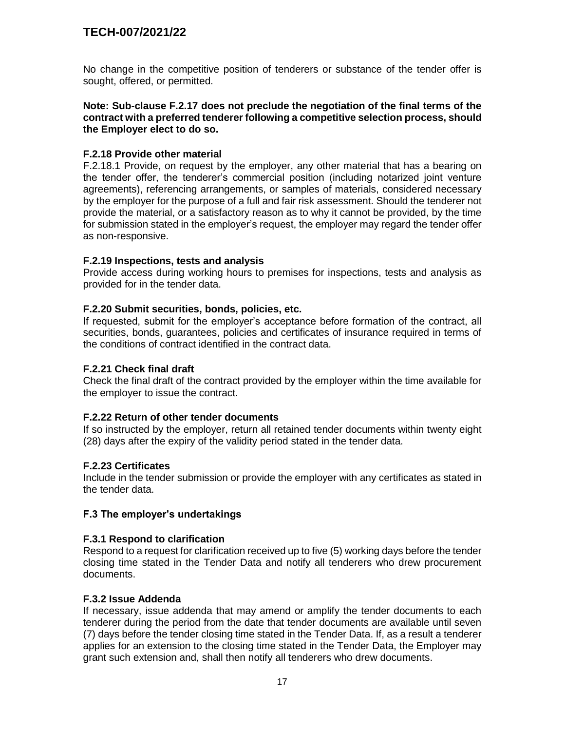No change in the competitive position of tenderers or substance of the tender offer is sought, offered, or permitted.

**Note: Sub-clause F.2.17 does not preclude the negotiation of the final terms of the contract with a preferred tenderer following a competitive selection process, should the Employer elect to do so.**

### F.2.18 Provide other material

F.2.18.1 Provide, on request by the employer, any other material that has a bearing on the tender offer, the tenderer's commercial position (including notarized joint venture agreements), referencing arrangements, or samples of materials, considered necessary by the employer for the purpose of a full and fair risk assessment. Should the tenderer not provide the material, or a satisfactory reason as to why it cannot be provided, by the time for submission stated in the employer's request, the employer may regard the tender offer as non-responsive.

### F.2.19 Inspections, tests and analysis

Provide access during working hours to premises for inspections, tests and analysis as provided for in the tender data.

### F.2.20 Submit securities, bonds, policies, etc.

If requested, submit for the employer's acceptance before formation of the contract, all securities, bonds, guarantees, policies and certificates of insurance required in terms of the conditions of contract identified in the contract data.

### F.2.21 Check final draft

Check the final draft of the contract provided by the employer within the time available for the employer to issue the contract.

### F.2.22 Return of other tender documents

If so instructed by the employer, return all retained tender documents within twenty eight (28) days after the expiry of the validity period stated in the tender data.

### F.2.23 Certificates

Include in the tender submission or provide the employer with any certificates as stated in the tender data.

## F.3 The employer's undertakings

### F.3.1 Respond to clarification

Respond to a request for clarification received up to five (5) working days before the tender closing time stated in the Tender Data and notify all tenderers who drew procurement documents.

### F.3.2 Issue Addenda

If necessary, issue addenda that may amend or amplify the tender documents to each tenderer during the period from the date that tender documents are available until seven (7) days before the tender closing time stated in the Tender Data. If, as a result a tenderer applies for an extension to the closing time stated in the Tender Data, the Employer may grant such extension and, shall then notify all tenderers who drew documents.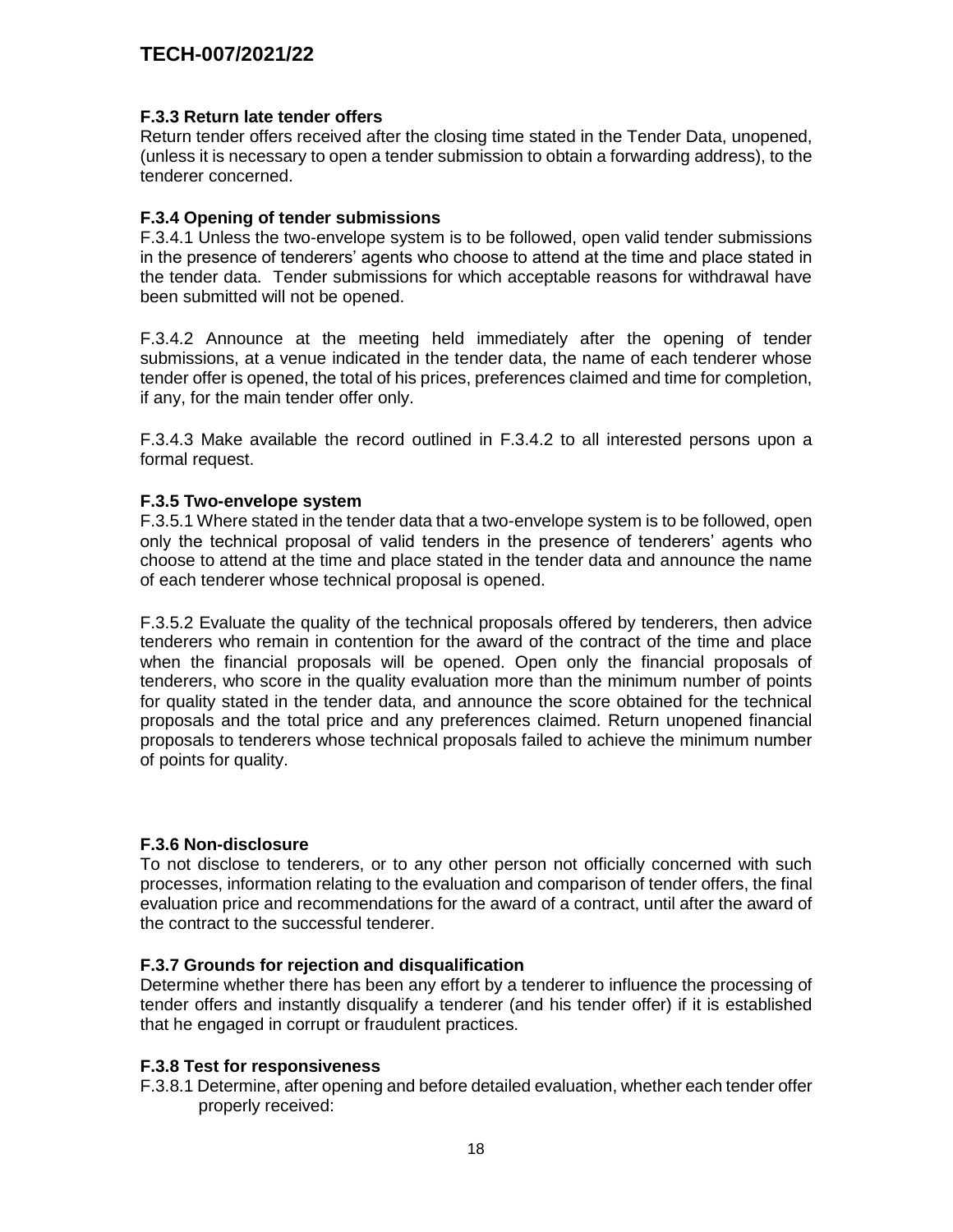### F.3.3 Return late tender offers

Return tender offers received after the closing time stated in the Tender Data, unopened, (unless it is necessary to open a tender submission to obtain a forwarding address), to the tenderer concerned.

### F.3.4 Opening of tender submissions

F.3.4.1 Unless the two-envelope system is to be followed, open valid tender submissions in the presence of tenderers' agents who choose to attend at the time and place stated in the tender data. Tender submissions for which acceptable reasons for withdrawal have been submitted will not be opened.

F.3.4.2 Announce at the meeting held immediately after the opening of tender submissions, at a venue indicated in the tender data, the name of each tenderer whose tender offer is opened, the total of his prices, preferences claimed and time for completion, if any, for the main tender offer only.

F.3.4.3 Make available the record outlined in F.3.4.2 to all interested persons upon a formal request.

### F.3.5 Two-envelope system

F.3.5.1 Where stated in the tender data that a two-envelope system is to be followed, open only the technical proposal of valid tenders in the presence of tenderers' agents who choose to attend at the time and place stated in the tender data and announce the name of each tenderer whose technical proposal is opened.

F.3.5.2 Evaluate the quality of the technical proposals offered by tenderers, then advice tenderers who remain in contention for the award of the contract of the time and place when the financial proposals will be opened. Open only the financial proposals of tenderers, who score in the quality evaluation more than the minimum number of points for quality stated in the tender data, and announce the score obtained for the technical proposals and the total price and any preferences claimed. Return unopened financial proposals to tenderers whose technical proposals failed to achieve the minimum number of points for quality.

### F.3.6 Non-disclosure

To not disclose to tenderers, or to any other person not officially concerned with such processes, information relating to the evaluation and comparison of tender offers, the final evaluation price and recommendations for the award of a contract, until after the award of the contract to the successful tenderer.

### F.3.7 Grounds for rejection and disqualification

Determine whether there has been any effort by a tenderer to influence the processing of tender offers and instantly disqualify a tenderer (and his tender offer) if it is established that he engaged in corrupt or fraudulent practices.

### F.3.8 Test for responsiveness

F.3.8.1 Determine, after opening and before detailed evaluation, whether each tender offer properly received: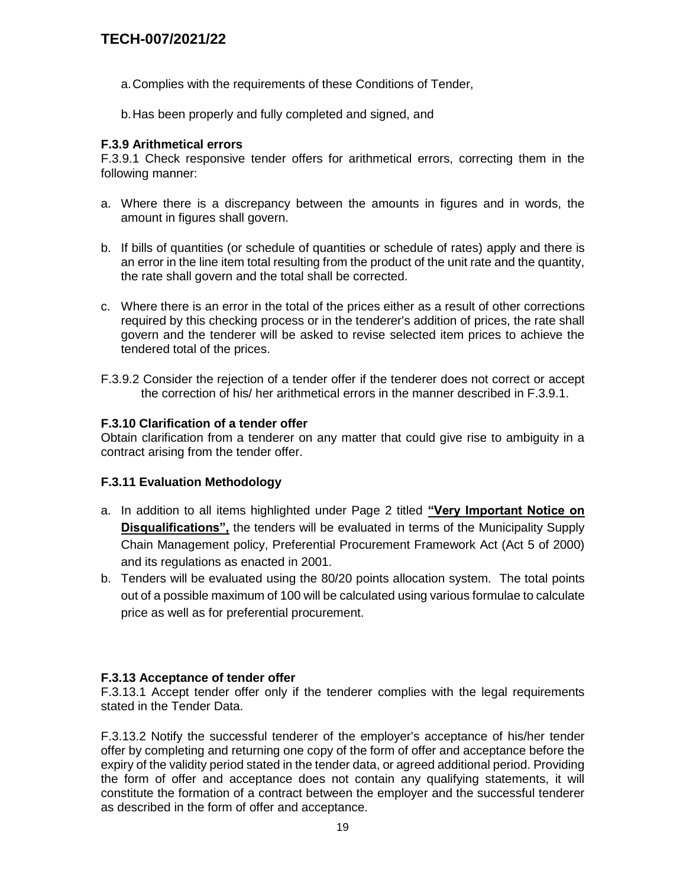a. Complies with the requirements of these Conditions of Tender,

b. Has been properly and fully completed and signed, and

**F.3.9 Arithmetical errors**

F.3.9.1 Check responsive tender offers for arithmetical errors, correcting them in the following manner:

a. Where there is a discrepancy between the amounts in figures and in words, the amount in figures shall govern.

b. If bills of quantities (or schedule of quantities or schedule of rates) apply and there is an error in the line item total resulting from the product of the unit rate and the quantity, the rate shall govern and the total shall be corrected.

c. Where there is an error in the total of the prices either as a result of other corrections required by this checking process or in the tenderer's addition of prices, the rate shall govern and the tenderer will be asked to revise selected item prices to achieve the tendered total of the prices.

F.3.9.2 Consider the rejection of a tender offer if the tenderer does not correct or accept the correction of his/ her arithmetical errors in the manner described in F.3.9.1.

**F.3.10 Clarification of a tender offer**

Obtain clarification from a tenderer on any matter that could give rise to ambiguity in a contract arising from the tender offer.

**F.3.11 Evaluation Methodology**

a. In addition to all items highlighted under Page 2 titled **"Very Important Notice on Disqualifications",** the tenders will be evaluated in terms of the Municipality Supply Chain Management policy, Preferential Procurement Framework Act (Act 5 of 2000) and its regulations as enacted in 2001.
b. Tenders will be evaluated using the 80/20 points allocation system. The total points out of a possible maximum of 100 will be calculated using various formulae to calculate price as well as for preferential procurement.

**F.3.13 Acceptance of tender offer**

F.3.13.1 Accept tender offer only if the tenderer complies with the legal requirements stated in the Tender Data.

F.3.13.2 Notify the successful tenderer of the employer's acceptance of his/her tender offer by completing and returning one copy of the form of offer and acceptance before the expiry of the validity period stated in the tender data, or agreed additional period. Providing the form of offer and acceptance does not contain any qualifying statements, it will constitute the formation of a contract between the employer and the successful tenderer as described in the form of offer and acceptance.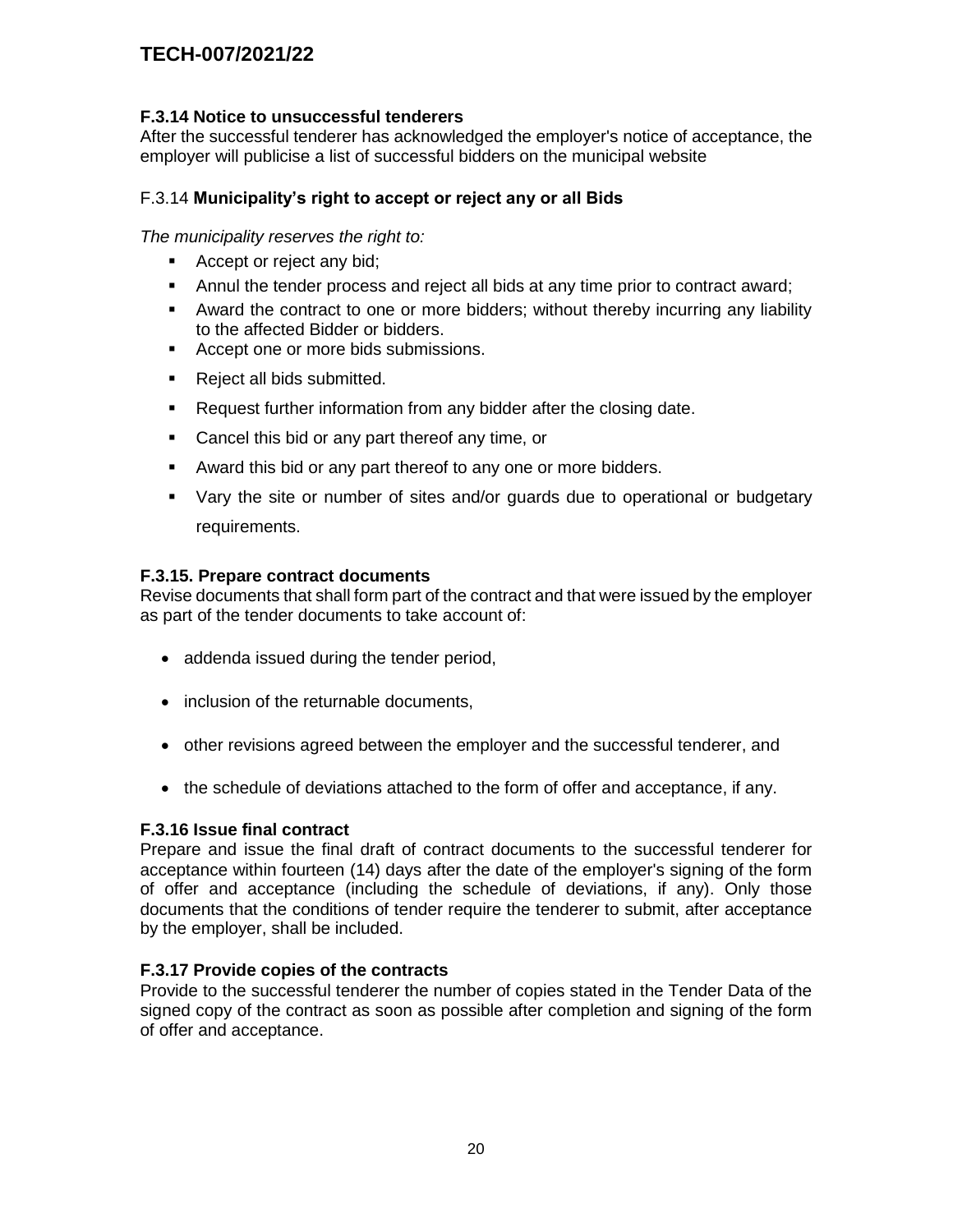### F.3.14 Notice to unsuccessful tenderers

After the successful tenderer has acknowledged the employer's notice of acceptance, the employer will publicise a list of successful bidders on the municipal website

### F.3.14 **Municipality's right to accept or reject any or all Bids**

*The municipality reserves the right to:*

- Accept or reject any bid;
- Annul the tender process and reject all bids at any time prior to contract award;
- Award the contract to one or more bidders; without thereby incurring any liability to the affected Bidder or bidders.
- Accept one or more bids submissions.
- Reject all bids submitted.
- Request further information from any bidder after the closing date.
- Cancel this bid or any part thereof any time, or
- Award this bid or any part thereof to any one or more bidders.
- Vary the site or number of sites and/or guards due to operational or budgetary requirements.

### F.3.15. Prepare contract documents

Revise documents that shall form part of the contract and that were issued by the employer as part of the tender documents to take account of:

- addenda issued during the tender period,
- inclusion of the returnable documents,
- other revisions agreed between the employer and the successful tenderer, and
- the schedule of deviations attached to the form of offer and acceptance, if any.

### F.3.16 Issue final contract

Prepare and issue the final draft of contract documents to the successful tenderer for acceptance within fourteen (14) days after the date of the employer's signing of the form of offer and acceptance (including the schedule of deviations, if any). Only those documents that the conditions of tender require the tenderer to submit, after acceptance by the employer, shall be included.

### F.3.17 Provide copies of the contracts

Provide to the successful tenderer the number of copies stated in the Tender Data of the signed copy of the contract as soon as possible after completion and signing of the form of offer and acceptance.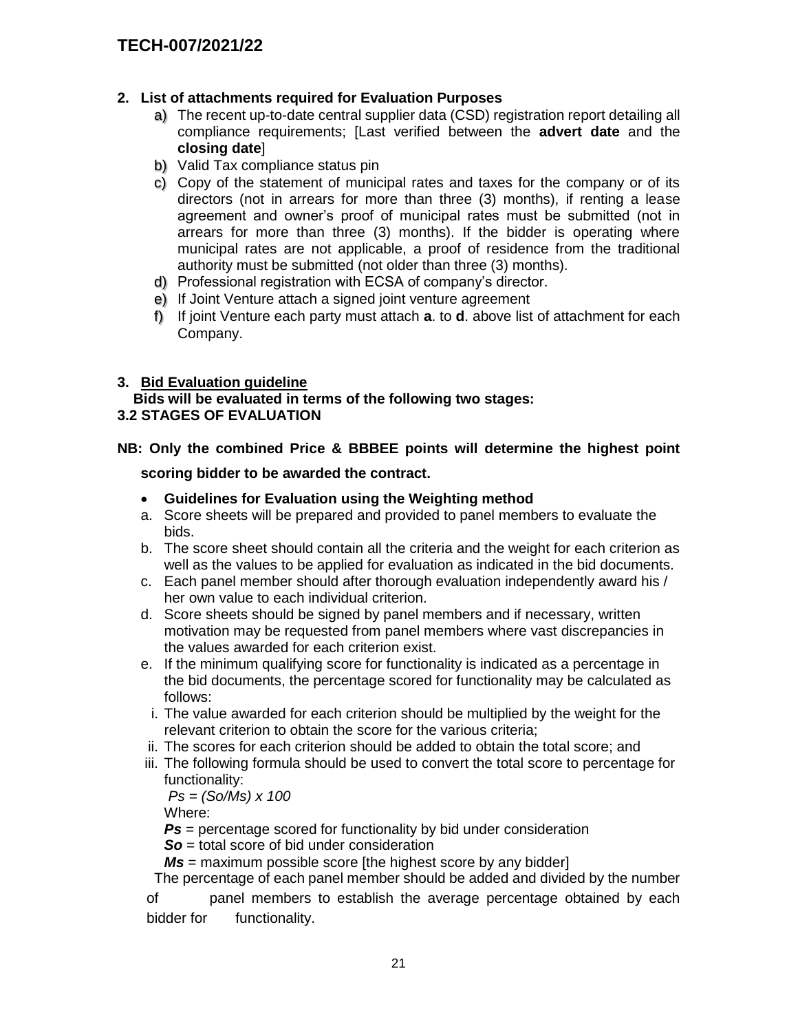**TECH-007/2021/22**

## 2. List of attachments required for Evaluation Purposes

a) The recent up-to-date central supplier data (CSD) registration report detailing all compliance requirements; [Last verified between the **advert date** and the **closing date**]
b) Valid Tax compliance status pin
c) Copy of the statement of municipal rates and taxes for the company or of its directors (not in arrears for more than three (3) months), if renting a lease agreement and owner's proof of municipal rates must be submitted (not in arrears for more than three (3) months). If the bidder is operating where municipal rates are not applicable, a proof of residence from the traditional authority must be submitted (not older than three (3) months).
d) Professional registration with ECSA of company's director.
e) If Joint Venture attach a signed joint venture agreement
f) If joint Venture each party must attach **a**. to **d**. above list of attachment for each Company.

## 3. Bid Evaluation guideline

**Bids will be evaluated in terms of the following two stages:**

### 3.2 STAGES OF EVALUATION

**NB: Only the combined Price & BBBEE points will determine the highest point scoring bidder to be awarded the contract.**

- **Guidelines for Evaluation using the Weighting method**

a. Score sheets will be prepared and provided to panel members to evaluate the bids.
b. The score sheet should contain all the criteria and the weight for each criterion as well as the values to be applied for evaluation as indicated in the bid documents.
c. Each panel member should after thorough evaluation independently award his / her own value to each individual criterion.
d. Score sheets should be signed by panel members and if necessary, written motivation may be requested from panel members where vast discrepancies in the values awarded for each criterion exist.
e. If the minimum qualifying score for functionality is indicated as a percentage in the bid documents, the percentage scored for functionality may be calculated as follows:
   i. The value awarded for each criterion should be multiplied by the weight for the relevant criterion to obtain the score for the various criteria;
   ii. The scores for each criterion should be added to obtain the total score; and
   iii. The following formula should be used to convert the total score to percentage for functionality:

$$Ps = (So/Ms) \times 100$$

Where:

***Ps*** = percentage scored for functionality by bid under consideration

***So*** = total score of bid under consideration

***Ms*** = maximum possible score [the highest score by any bidder]

The percentage of each panel member should be added and divided by the number of panel members to establish the average percentage obtained by each bidder for functionality.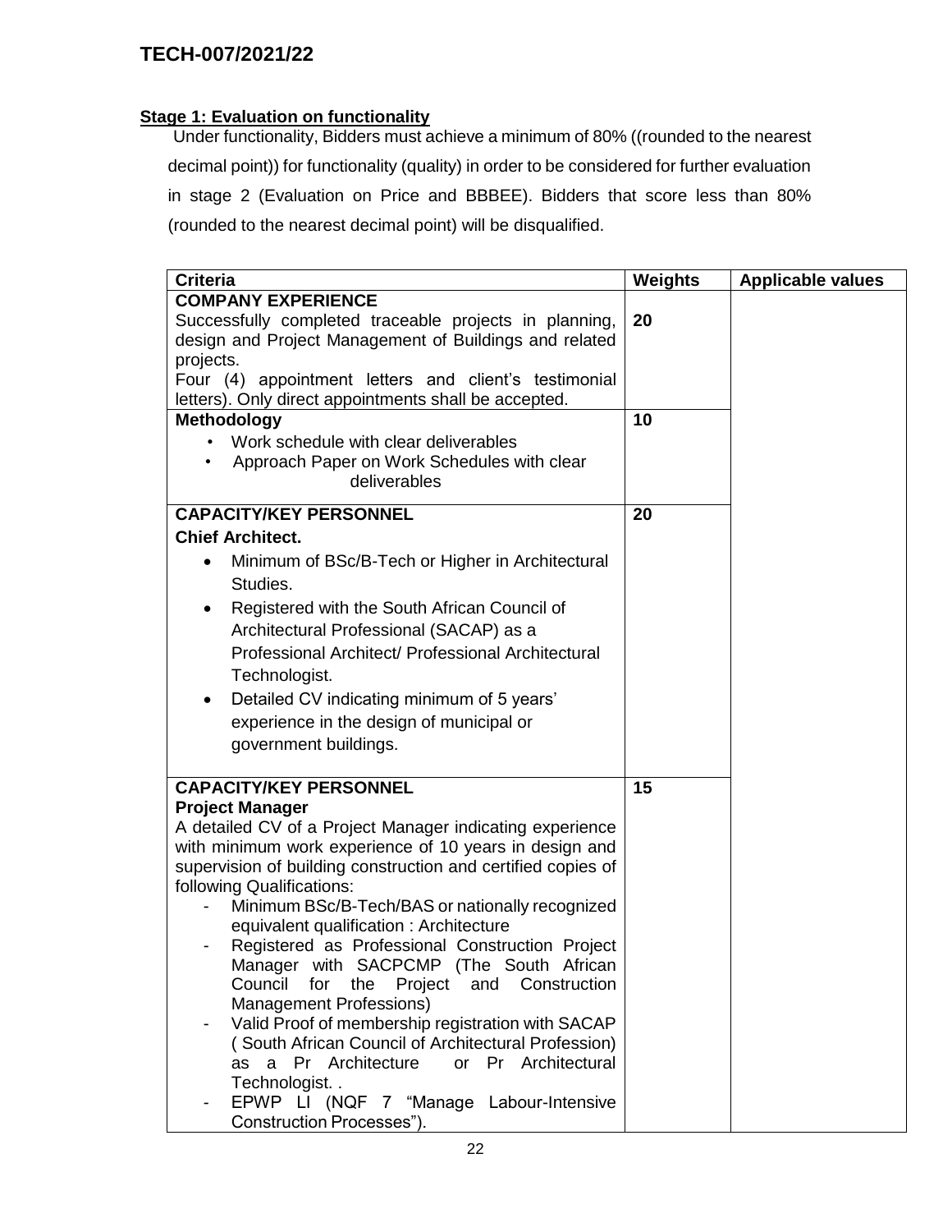**Stage 1: Evaluation on functionality**

Under functionality, Bidders must achieve a minimum of 80% ((rounded to the nearest decimal point)) for functionality (quality) in order to be considered for further evaluation in stage 2 (Evaluation on Price and BBBEE). Bidders that score less than 80% (rounded to the nearest decimal point) will be disqualified.

| Criteria | Weights | Applicable values |
|---|---|---|
| **COMPANY EXPERIENCE**<br>Successfully completed traceable projects in planning, design and Project Management of Buildings and related projects.<br>Four (4) appointment letters and client's testimonial letters). Only direct appointments shall be accepted. | **20** | |
| **Methodology**<br>• Work schedule with clear deliverables<br>• Approach Paper on Work Schedules with clear deliverables | **10** | |
| **CAPACITY/KEY PERSONNEL**<br>**Chief Architect.**<br>• Minimum of BSc/B-Tech or Higher in Architectural Studies.<br>• Registered with the South African Council of Architectural Professional (SACAP) as a Professional Architect/ Professional Architectural Technologist.<br>• Detailed CV indicating minimum of 5 years' experience in the design of municipal or government buildings. | **20** | |
| **CAPACITY/KEY PERSONNEL**<br>**Project Manager**<br>A detailed CV of a Project Manager indicating experience with minimum work experience of 10 years in design and supervision of building construction and certified copies of following Qualifications:<br>- Minimum BSc/B-Tech/BAS or nationally recognized equivalent qualification : Architecture<br>- Registered as Professional Construction Project Manager with SACPCMP (The South African Council for the Project and Construction Management Professions)<br>- Valid Proof of membership registration with SACAP ( South African Council of Architectural Profession) as a Pr Architecture or Pr Architectural Technologist. .<br>- EPWP LI (NQF 7 "Manage Labour-Intensive Construction Processes"). | **15** | |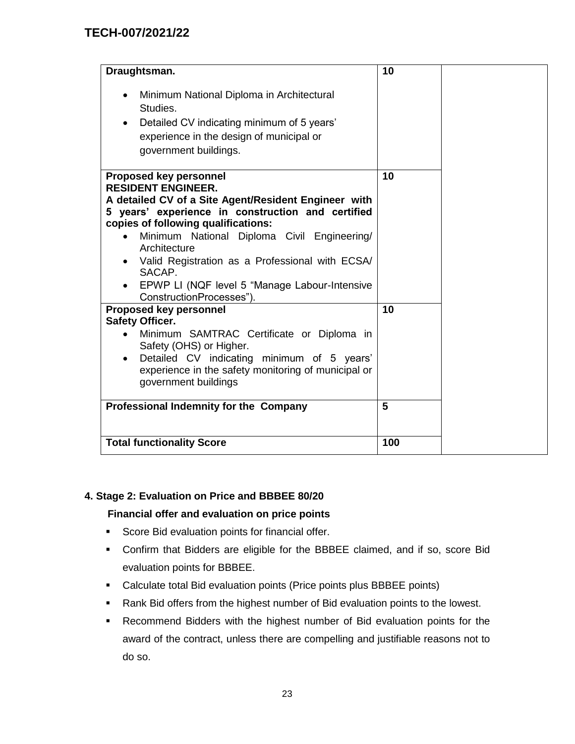| Draughtsman.<br><br>• Minimum National Diploma in Architectural Studies.<br>• Detailed CV indicating minimum of 5 years' experience in the design of municipal or government buildings. | 10 | |
|---|---|---|
| **Proposed key personnel**<br>**RESIDENT ENGINEER.**<br>**A detailed CV of a Site Agent/Resident Engineer with 5 years' experience in construction and certified copies of following qualifications:**<br>• Minimum National Diploma Civil Engineering/ Architecture<br>• Valid Registration as a Professional with ECSA/ SACAP.<br>• EPWP LI (NQF level 5 "Manage Labour-Intensive ConstructionProcesses"). | 10 | |
| **Proposed key personnel**<br>**Safety Officer.**<br>• Minimum SAMTRAC Certificate or Diploma in Safety (OHS) or Higher.<br>• Detailed CV indicating minimum of 5 years' experience in the safety monitoring of municipal or government buildings | 10 | |
| **Professional Indemnity for the Company** | 5 | |
| **Total functionality Score** | 100 | |

### 4. Stage 2: Evaluation on Price and BBBEE 80/20

**Financial offer and evaluation on price points**

- Score Bid evaluation points for financial offer.
- Confirm that Bidders are eligible for the BBBEE claimed, and if so, score Bid evaluation points for BBBEE.
- Calculate total Bid evaluation points (Price points plus BBBEE points)
- Rank Bid offers from the highest number of Bid evaluation points to the lowest.
- Recommend Bidders with the highest number of Bid evaluation points for the award of the contract, unless there are compelling and justifiable reasons not to do so.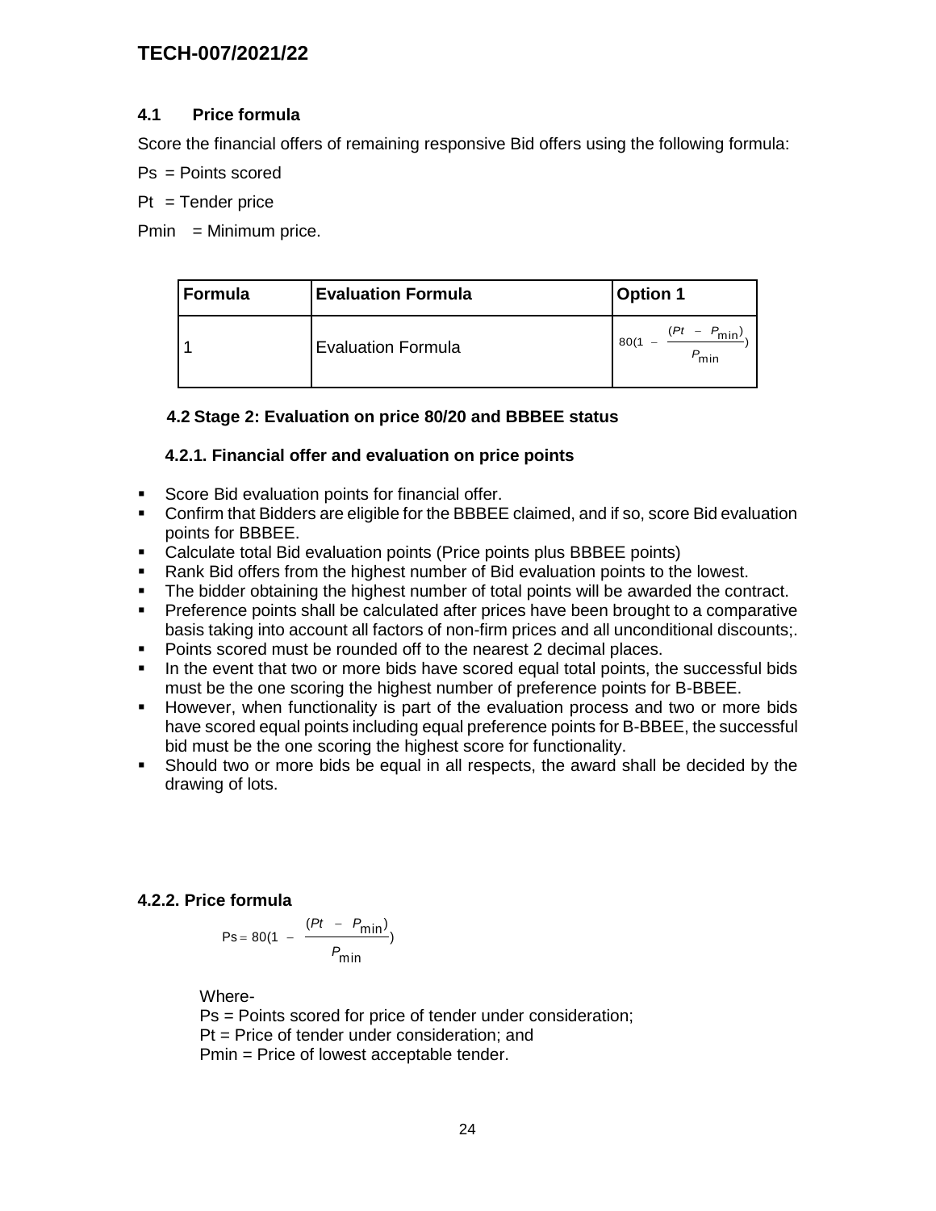### 4.1 Price formula

Score the financial offers of remaining responsive Bid offers using the following formula:

Ps = Points scored

Pt = Tender price

Pmin = Minimum price.

| Formula | Evaluation Formula | Option 1 |
|---|---|---|
| 1 | Evaluation Formula | $80(1 - \frac{(Pt - P_{\min})}{P_{\min}})$ |

#### 4.2 Stage 2: Evaluation on price 80/20 and BBBEE status

#### 4.2.1. Financial offer and evaluation on price points

- Score Bid evaluation points for financial offer.
- Confirm that Bidders are eligible for the BBBEE claimed, and if so, score Bid evaluation points for BBBEE.
- Calculate total Bid evaluation points (Price points plus BBBEE points)
- Rank Bid offers from the highest number of Bid evaluation points to the lowest.
- The bidder obtaining the highest number of total points will be awarded the contract.
- Preference points shall be calculated after prices have been brought to a comparative basis taking into account all factors of non-firm prices and all unconditional discounts;.
- Points scored must be rounded off to the nearest 2 decimal places.
- In the event that two or more bids have scored equal total points, the successful bids must be the one scoring the highest number of preference points for B-BBEE.
- However, when functionality is part of the evaluation process and two or more bids have scored equal points including equal preference points for B-BBEE, the successful bid must be the one scoring the highest score for functionality.
- Should two or more bids be equal in all respects, the award shall be decided by the drawing of lots.

#### 4.2.2. Price formula

$$Ps = 80(1 - \frac{(Pt - P_{\min})}{P_{\min}})$$

Where-
Ps = Points scored for price of tender under consideration;
Pt = Price of tender under consideration; and
Pmin = Price of lowest acceptable tender.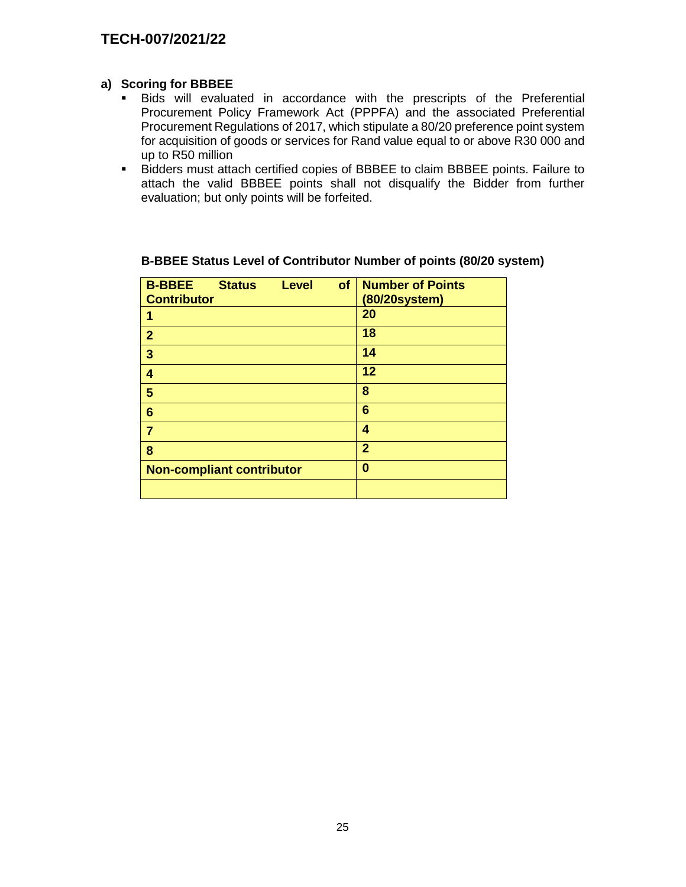### a) Scoring for BBBEE

- Bids will evaluated in accordance with the prescripts of the Preferential Procurement Policy Framework Act (PPPFA) and the associated Preferential Procurement Regulations of 2017, which stipulate a 80/20 preference point system for acquisition of goods or services for Rand value equal to or above R30 000 and up to R50 million
- Bidders must attach certified copies of BBBEE to claim BBBEE points. Failure to attach the valid BBBEE points shall not disqualify the Bidder from further evaluation; but only points will be forfeited.

**B-BBEE Status Level of Contributor Number of points (80/20 system)**

| B-BBEE Status Level of Contributor | Number of Points (80/20system) |
|---|---|
| 1 | 20 |
| 2 | 18 |
| 3 | 14 |
| 4 | 12 |
| 5 | 8 |
| 6 | 6 |
| 7 | 4 |
| 8 | 2 |
| Non-compliant contributor | 0 |
| | |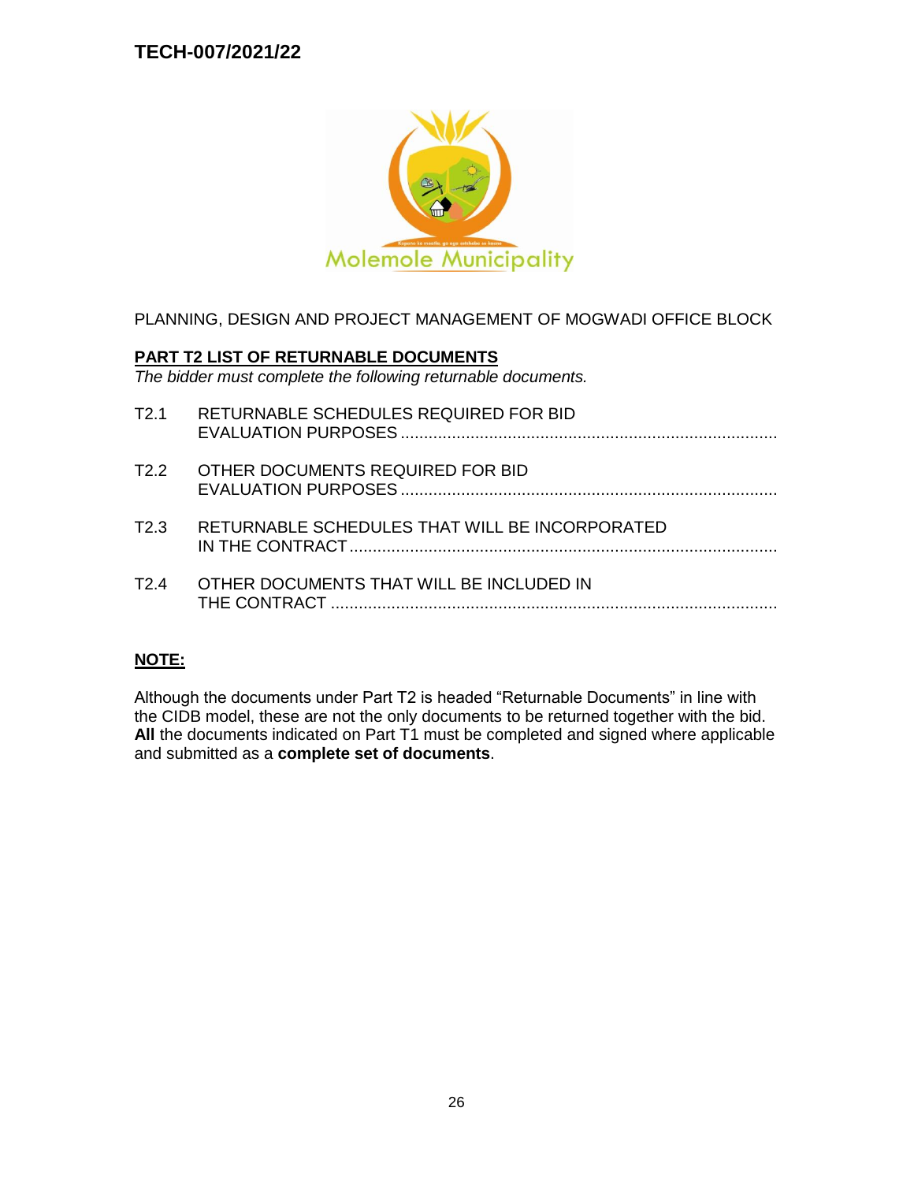PLANNING, DESIGN AND PROJECT MANAGEMENT OF MOGWADI OFFICE BLOCK

## PART T2 LIST OF RETURNABLE DOCUMENTS

*The bidder must complete the following returnable documents.*

T2.1 RETURNABLE SCHEDULES REQUIRED FOR BID EVALUATION PURPOSES ................................................................................

T2.2 OTHER DOCUMENTS REQUIRED FOR BID EVALUATION PURPOSES ................................................................................

T2.3 RETURNABLE SCHEDULES THAT WILL BE INCORPORATED IN THE CONTRACT ..........................................................................................

T2.4 OTHER DOCUMENTS THAT WILL BE INCLUDED IN THE CONTRACT ...............................................................................................

**NOTE:**

Although the documents under Part T2 is headed “Returnable Documents” in line with the CIDB model, these are not the only documents to be returned together with the bid. **All** the documents indicated on Part T1 must be completed and signed where applicable and submitted as a **complete set of documents**.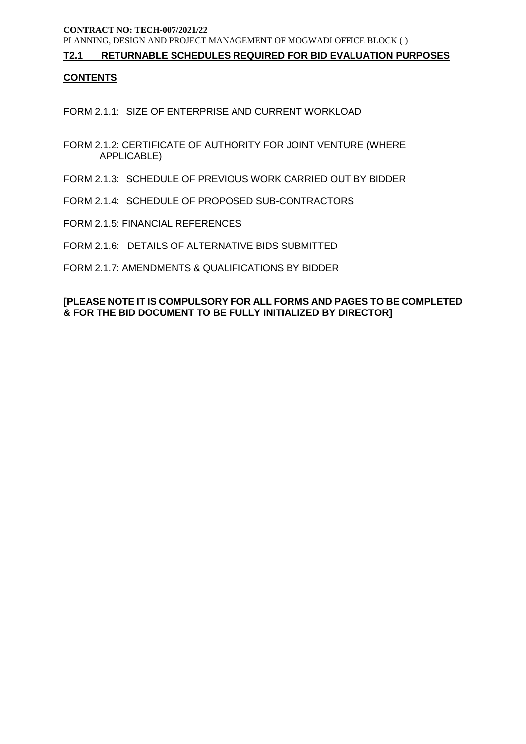## T2.1 RETURNABLE SCHEDULES REQUIRED FOR BID EVALUATION PURPOSES

### CONTENTS

FORM 2.1.1: SIZE OF ENTERPRISE AND CURRENT WORKLOAD

FORM 2.1.2: CERTIFICATE OF AUTHORITY FOR JOINT VENTURE (WHERE APPLICABLE)

FORM 2.1.3: SCHEDULE OF PREVIOUS WORK CARRIED OUT BY BIDDER

FORM 2.1.4: SCHEDULE OF PROPOSED SUB-CONTRACTORS

FORM 2.1.5: FINANCIAL REFERENCES

FORM 2.1.6: DETAILS OF ALTERNATIVE BIDS SUBMITTED

FORM 2.1.7: AMENDMENTS & QUALIFICATIONS BY BIDDER

**[PLEASE NOTE IT IS COMPULSORY FOR ALL FORMS AND PAGES TO BE COMPLETED & FOR THE BID DOCUMENT TO BE FULLY INITIALIZED BY DIRECTOR]**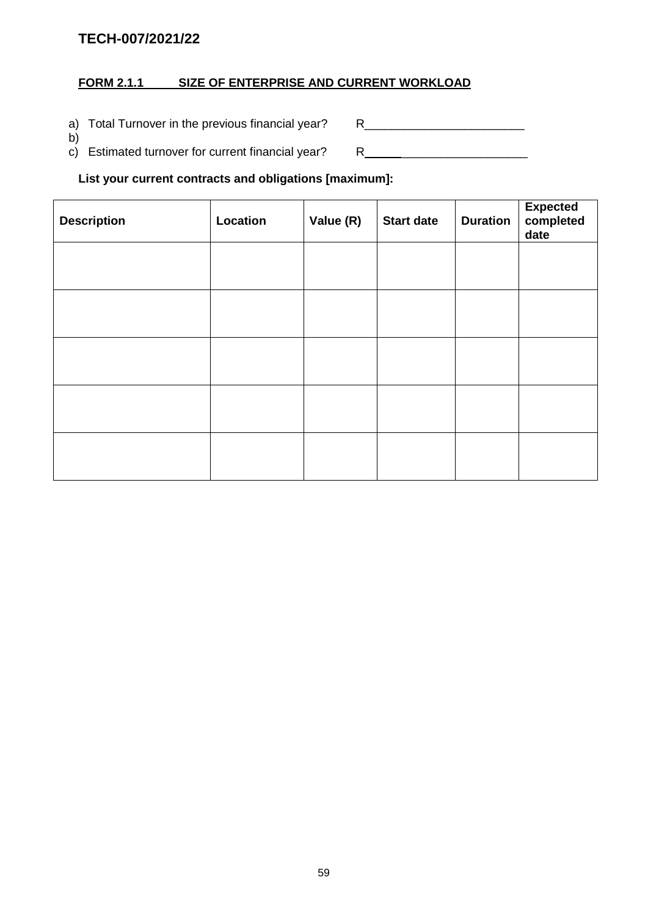TECH-007/2021/22

## FORM 2.1.1 SIZE OF ENTERPRISE AND CURRENT WORKLOAD

a) Total Turnover in the previous financial year? R________________________

b)

c) Estimated turnover for current financial year? R________________________

**List your current contracts and obligations [maximum]:**

| Description | Location | Value (R) | Start date | Duration | Expected completed date |
|---|---|---|---|---|---|
| | | | | | |
| | | | | | |
| | | | | | |
| | | | | | |
| | | | | | |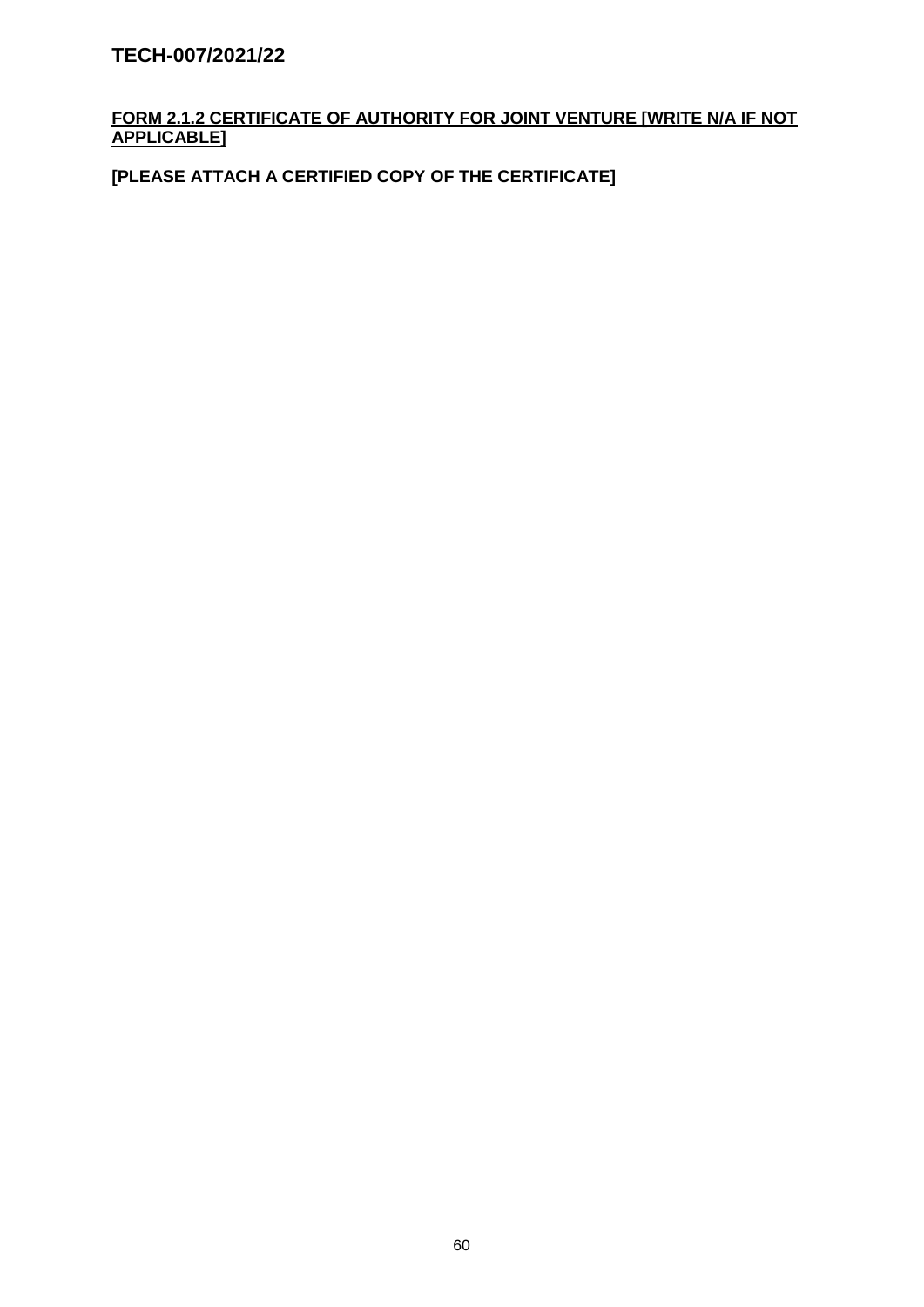**FORM 2.1.2 CERTIFICATE OF AUTHORITY FOR JOINT VENTURE [WRITE N/A IF NOT APPLICABLE]**

**[PLEASE ATTACH A CERTIFIED COPY OF THE CERTIFICATE]**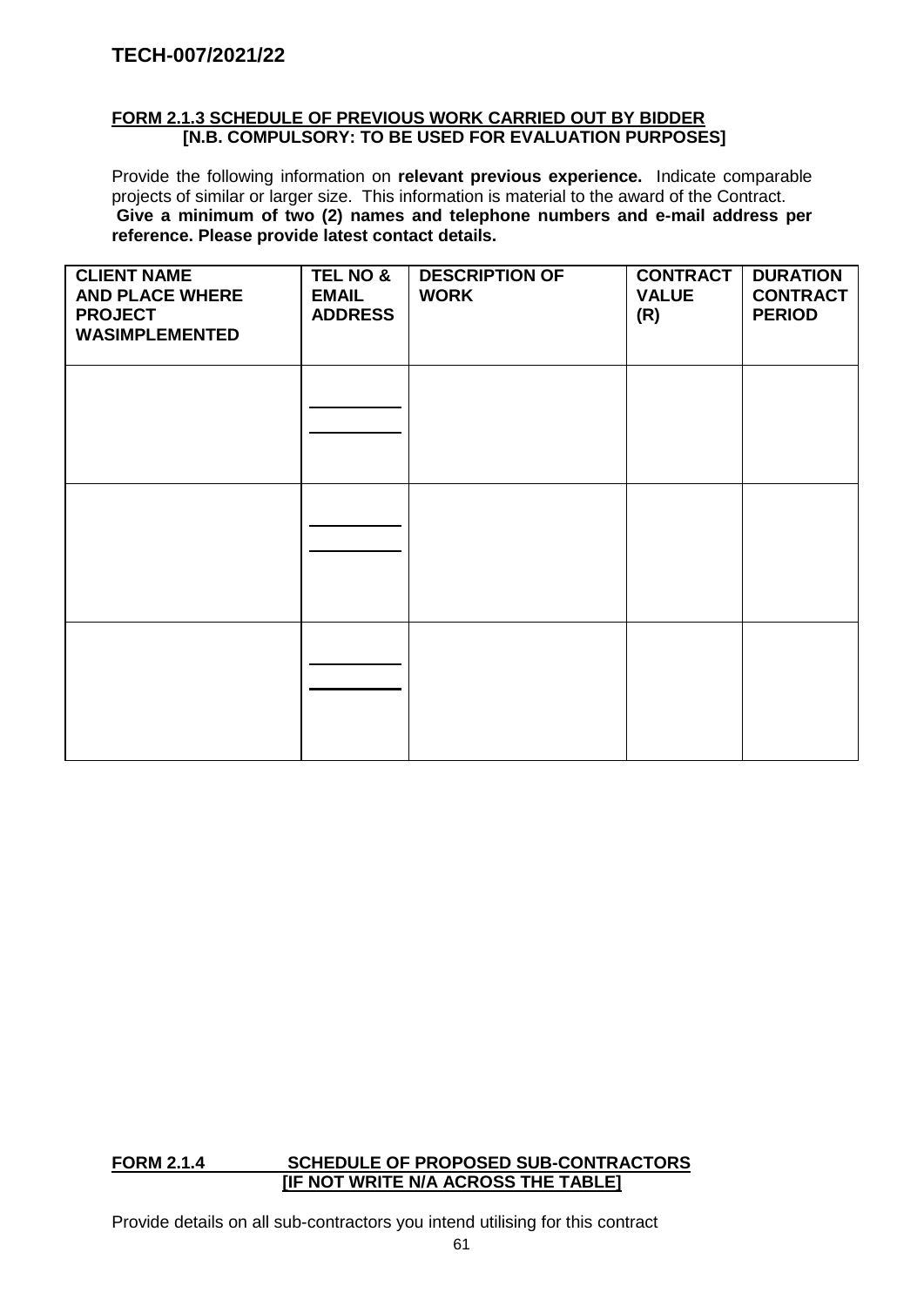## FORM 2.1.3 SCHEDULE OF PREVIOUS WORK CARRIED OUT BY BIDDER

**[N.B. COMPULSORY: TO BE USED FOR EVALUATION PURPOSES]**

Provide the following information on **relevant previous experience.** Indicate comparable projects of similar or larger size. This information is material to the award of the Contract.
**Give a minimum of two (2) names and telephone numbers and e-mail address per reference. Please provide latest contact details.**

| CLIENT NAME AND PLACE WHERE PROJECT WASIMPLEMENTED | TEL NO & EMAIL ADDRESS | DESCRIPTION OF WORK | CONTRACT VALUE (R) | DURATION CONTRACT PERIOD |
|---|---|---|---|---|
| | ________ ________ | | | |
| | ________ ________ | | | |
| | ________ ________ | | | |

## FORM 2.1.4 SCHEDULE OF PROPOSED SUB-CONTRACTORS

**[IF NOT WRITE N/A ACROSS THE TABLE]**

Provide details on all sub-contractors you intend utilising for this contract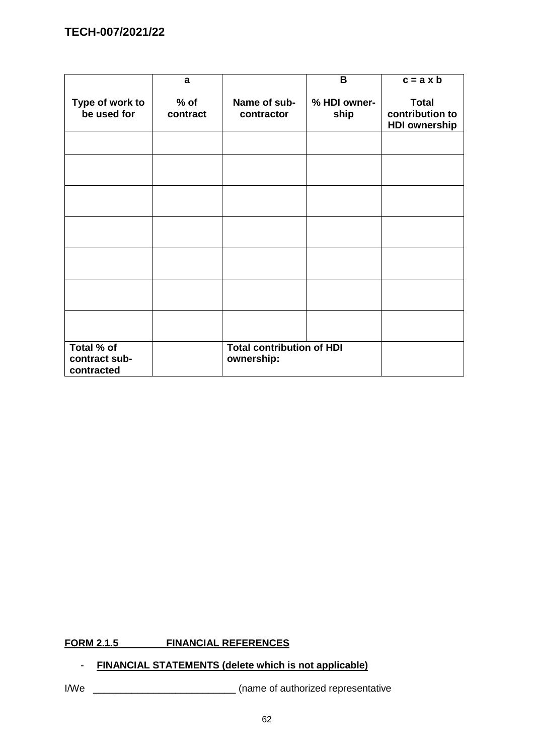| | a | | B | c = a x b |
|---|---|---|---|---|
| **Type of work to be used for** | **% of contract** | **Name of sub-contractor** | **% HDI owner-ship** | **Total contribution to HDI ownership** |
| | | | | |
| | | | | |
| | | | | |
| | | | | |
| | | | | |
| | | | | |
| | | | | |
| **Total % of contract sub-contracted** | | **Total contribution of HDI ownership:** | | |

**FORM 2.1.5 FINANCIAL REFERENCES**

- **FINANCIAL STATEMENTS (delete which is not applicable)**

I/We ___________________________ (name of authorized representative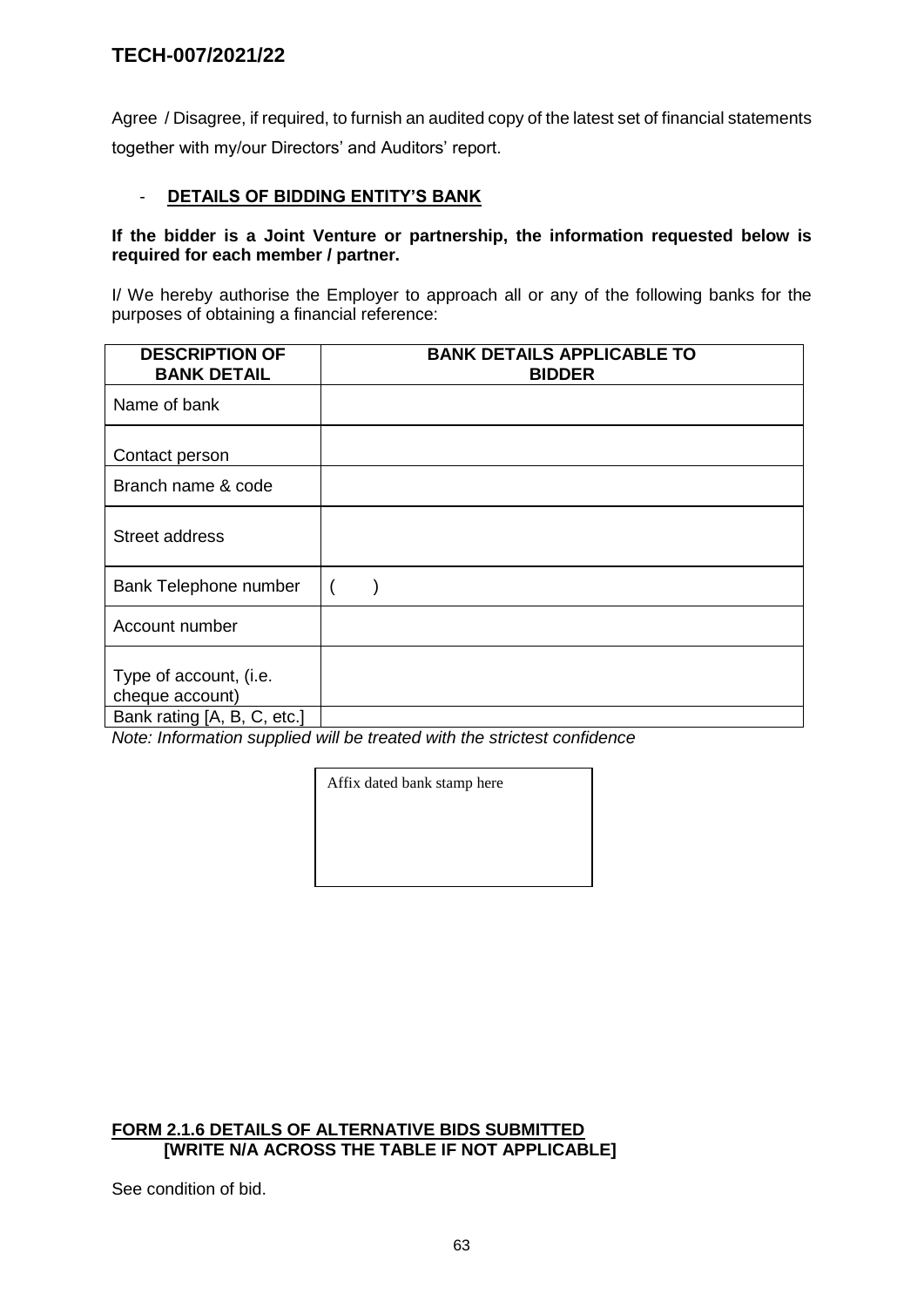Agree / Disagree, if required, to furnish an audited copy of the latest set of financial statements together with my/our Directors' and Auditors' report.

- **DETAILS OF BIDDING ENTITY'S BANK**

**If the bidder is a Joint Venture or partnership, the information requested below is required for each member / partner.**

I/ We hereby authorise the Employer to approach all or any of the following banks for the purposes of obtaining a financial reference:

| DESCRIPTION OF BANK DETAIL | BANK DETAILS APPLICABLE TO BIDDER |
|---|---|
| Name of bank | |
| Contact person | |
| Branch name & code | |
| Street address | |
| Bank Telephone number | (    ) |
| Account number | |
| Type of account, (i.e. cheque account) | |
| Bank rating [A, B, C, etc.] | |

*Note: Information supplied will be treated with the strictest confidence*

| Affix dated bank stamp here |
|---|
| |

**FORM 2.1.6 DETAILS OF ALTERNATIVE BIDS SUBMITTED**
**[WRITE N/A ACROSS THE TABLE IF NOT APPLICABLE]**

See condition of bid.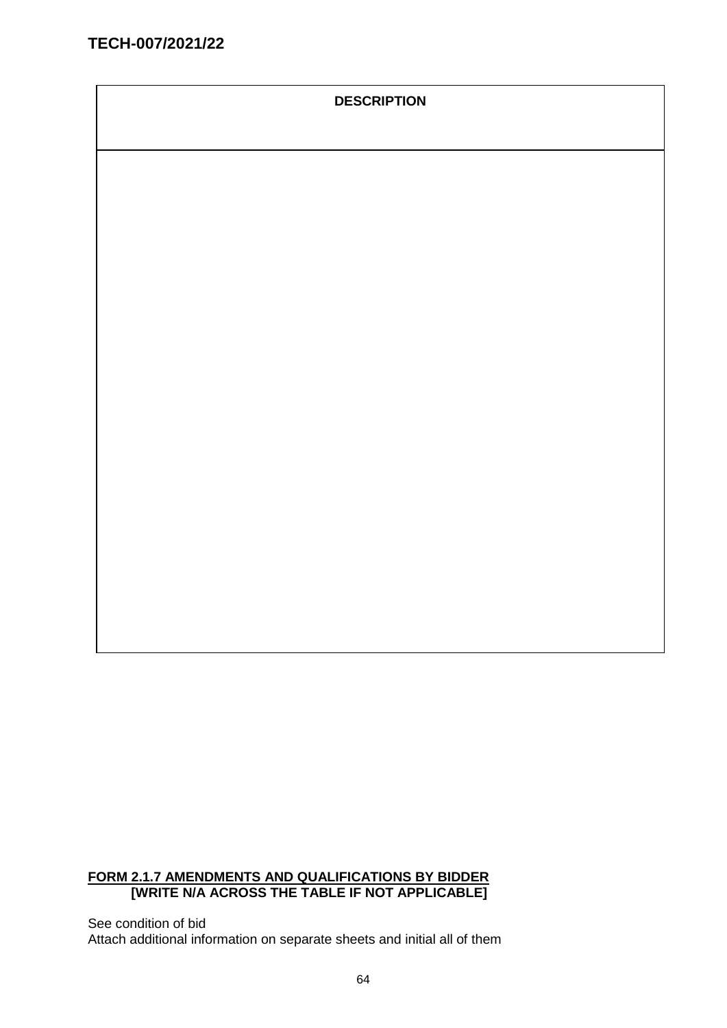| DESCRIPTION |
| --- |
| |

**FORM 2.1.7 AMENDMENTS AND QUALIFICATIONS BY BIDDER**
**[WRITE N/A ACROSS THE TABLE IF NOT APPLICABLE]**

See condition of bid
Attach additional information on separate sheets and initial all of them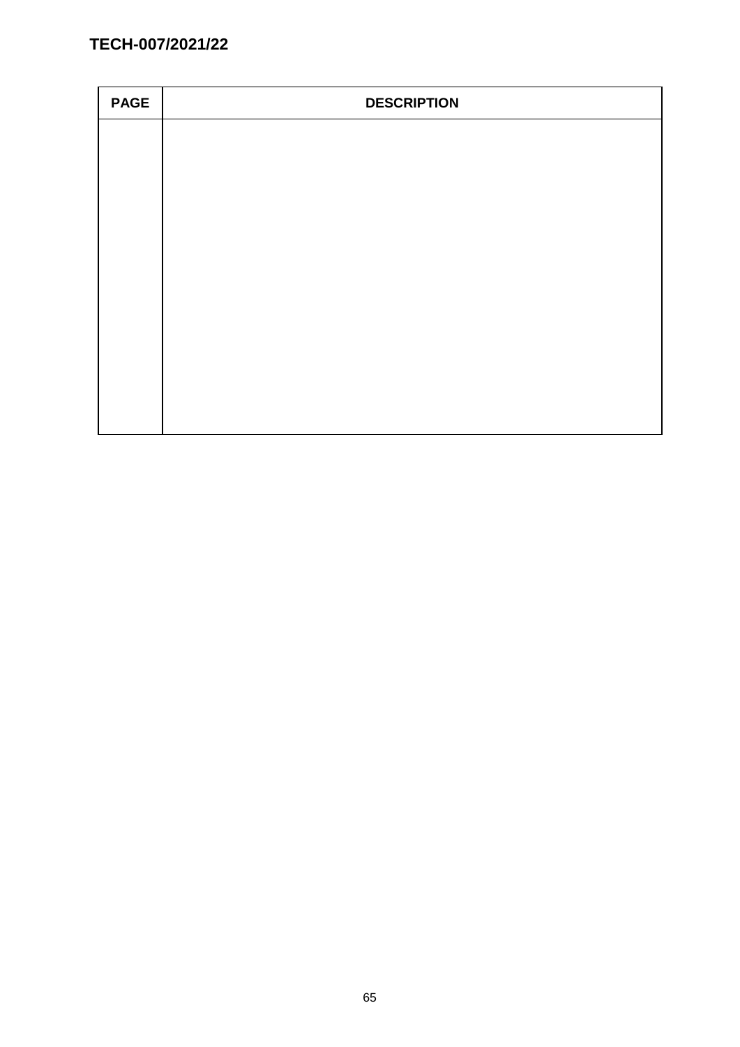| PAGE | DESCRIPTION |
| --- | --- |
| | |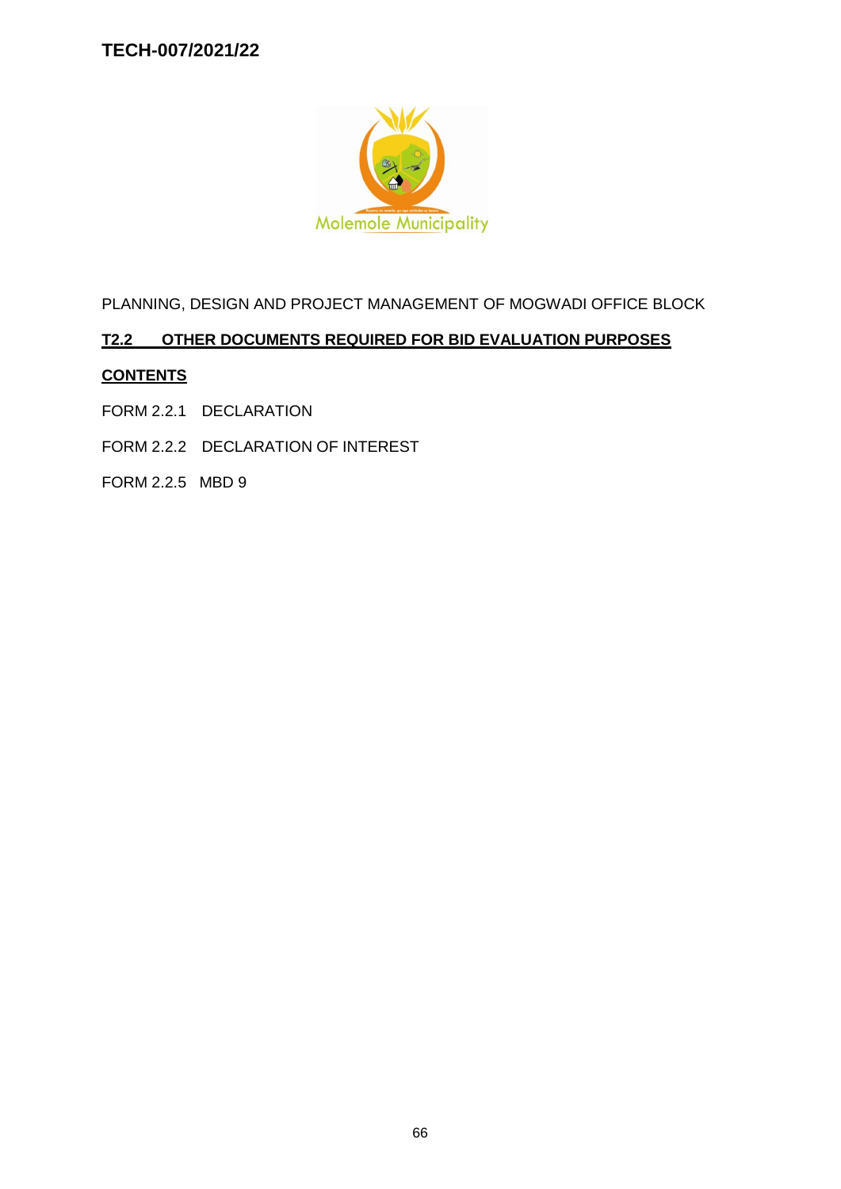TECH-007/2021/22

PLANNING, DESIGN AND PROJECT MANAGEMENT OF MOGWADI OFFICE BLOCK

## T2.2 OTHER DOCUMENTS REQUIRED FOR BID EVALUATION PURPOSES

### CONTENTS

FORM 2.2.1 DECLARATION

FORM 2.2.2 DECLARATION OF INTEREST

FORM 2.2.5 MBD 9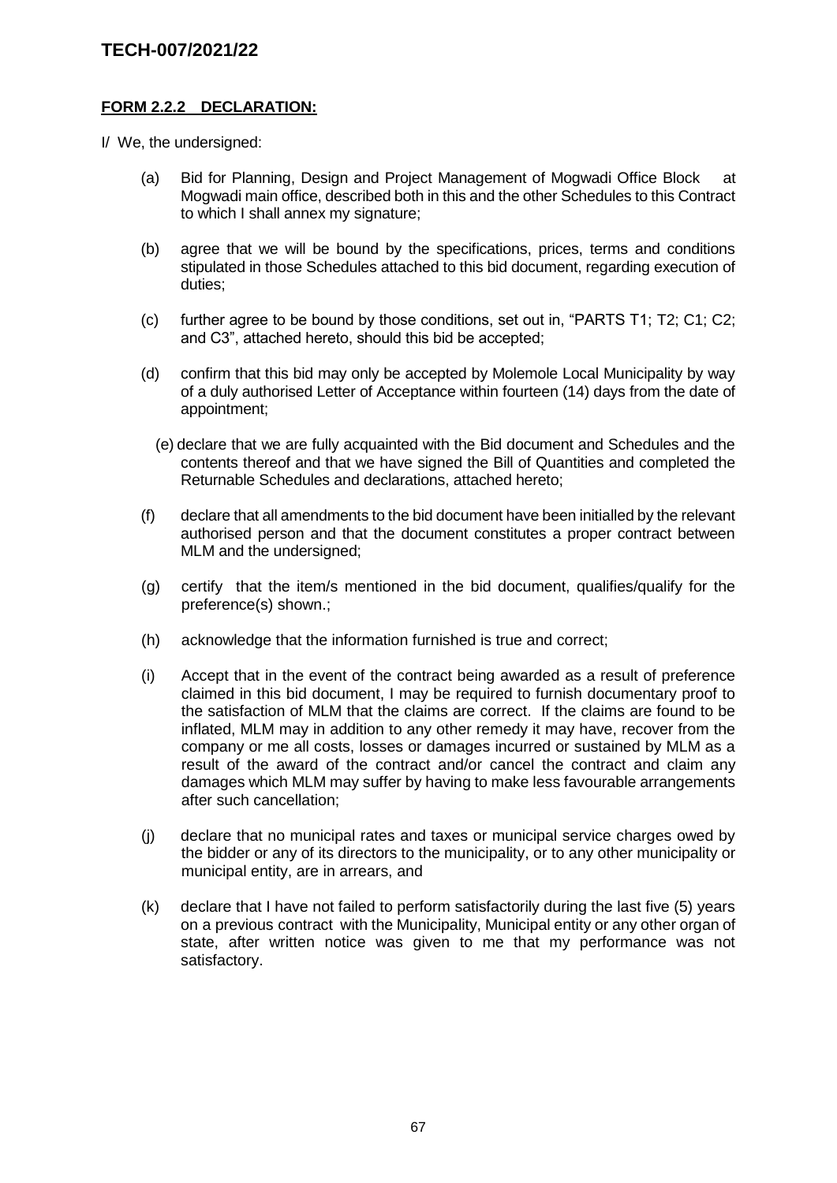# TECH-007/2021/22

**FORM 2.2.2 DECLARATION:**

I/ We, the undersigned:

(a) Bid for Planning, Design and Project Management of Mogwadi Office Block at Mogwadi main office, described both in this and the other Schedules to this Contract to which I shall annex my signature;

(b) agree that we will be bound by the specifications, prices, terms and conditions stipulated in those Schedules attached to this bid document, regarding execution of duties;

(c) further agree to be bound by those conditions, set out in, "PARTS T1; T2; C1; C2; and C3", attached hereto, should this bid be accepted;

(d) confirm that this bid may only be accepted by Molemole Local Municipality by way of a duly authorised Letter of Acceptance within fourteen (14) days from the date of appointment;

(e) declare that we are fully acquainted with the Bid document and Schedules and the contents thereof and that we have signed the Bill of Quantities and completed the Returnable Schedules and declarations, attached hereto;

(f) declare that all amendments to the bid document have been initialled by the relevant authorised person and that the document constitutes a proper contract between MLM and the undersigned;

(g) certify that the item/s mentioned in the bid document, qualifies/qualify for the preference(s) shown.;

(h) acknowledge that the information furnished is true and correct;

(i) Accept that in the event of the contract being awarded as a result of preference claimed in this bid document, I may be required to furnish documentary proof to the satisfaction of MLM that the claims are correct. If the claims are found to be inflated, MLM may in addition to any other remedy it may have, recover from the company or me all costs, losses or damages incurred or sustained by MLM as a result of the award of the contract and/or cancel the contract and claim any damages which MLM may suffer by having to make less favourable arrangements after such cancellation;

(j) declare that no municipal rates and taxes or municipal service charges owed by the bidder or any of its directors to the municipality, or to any other municipality or municipal entity, are in arrears, and

(k) declare that I have not failed to perform satisfactorily during the last five (5) years on a previous contract with the Municipality, Municipal entity or any other organ of state, after written notice was given to me that my performance was not satisfactory.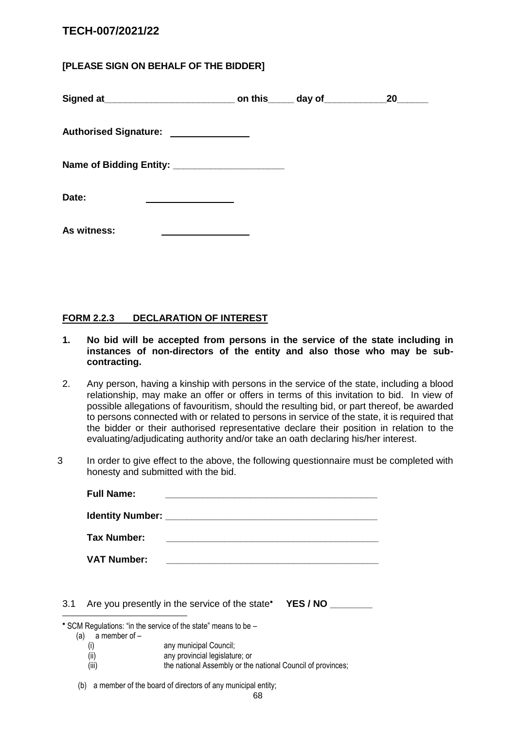**TECH-007/2021/22**

**[PLEASE SIGN ON BEHALF OF THE BIDDER]**

**Signed at________________________ on this_____ day of____________20______**

**Authorised Signature:** _______________

**Name of Bidding Entity:** _____________________

**Date:** ________________

**As witness:** ________________

**FORM 2.2.3 DECLARATION OF INTEREST**

1. **No bid will be accepted from persons in the service of the state including in instances of non-directors of the entity and also those who may be sub-contracting.**

2. Any person, having a kinship with persons in the service of the state, including a blood relationship, may make an offer or offers in terms of this invitation to bid. In view of possible allegations of favouritism, should the resulting bid, or part thereof, be awarded to persons connected with or related to persons in service of the state, it is required that the bidder or their authorised representative declare their position in relation to the evaluating/adjudicating authority and/or take an oath declaring his/her interest.

3. In order to give effect to the above, the following questionnaire must be completed with honesty and submitted with the bid.

   **Full Name:** ________________________________________

   **Identity Number:** ________________________________________

   **Tax Number:** ________________________________________

   **VAT Number:** ________________________________________

3.1 Are you presently in the service of the state* **YES / NO ________**

* SCM Regulations: "in the service of the state" means to be –
  (a) a member of –
    (i) any municipal Council;
    (ii) any provincial legislature; or
    (iii) the national Assembly or the national Council of provinces;
  (b) a member of the board of directors of any municipal entity;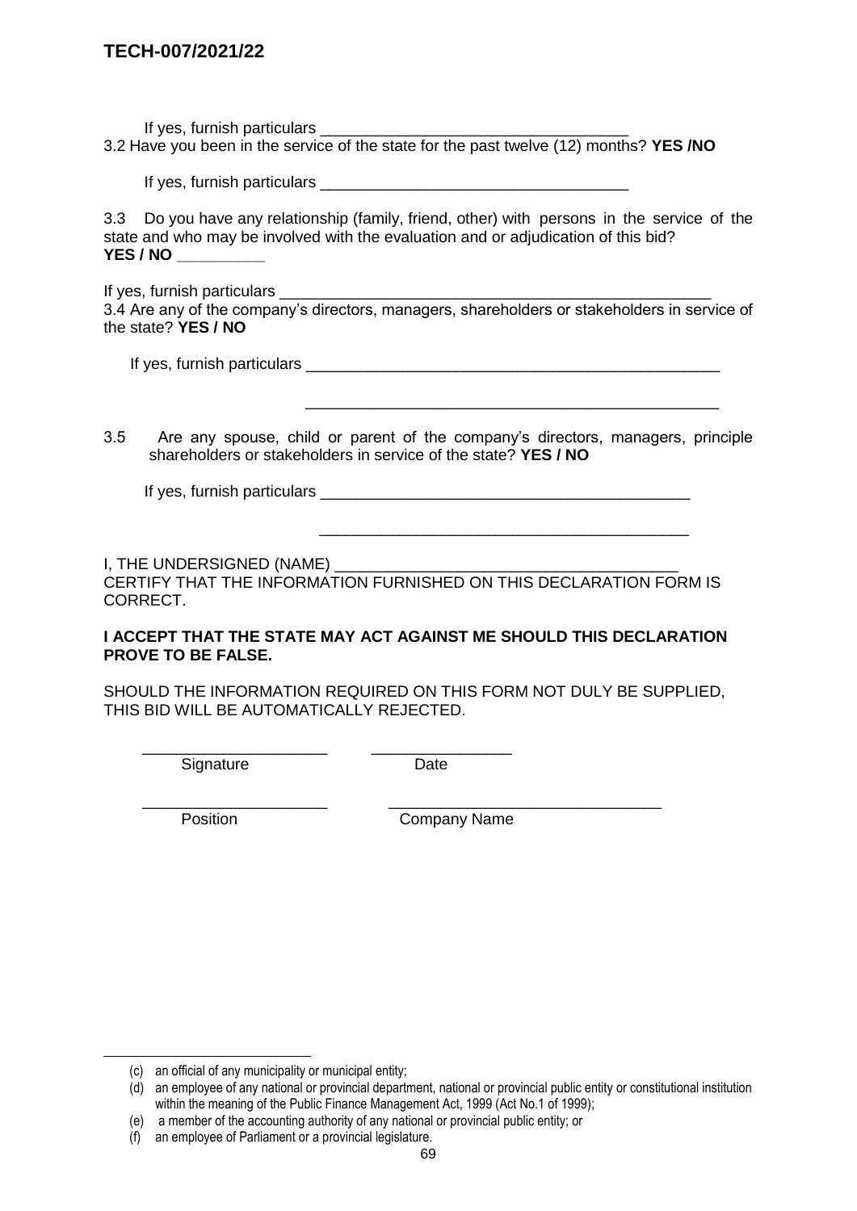If yes, furnish particulars ___________________________________

3.2 Have you been in the service of the state for the past twelve (12) months? **YES /NO**

If yes, furnish particulars ___________________________________

3.3 Do you have any relationship (family, friend, other) with persons in the service of the state and who may be involved with the evaluation and or adjudication of this bid? **YES / NO __________**

If yes, furnish particulars ___________________________________________________

3.4 Are any of the company's directors, managers, shareholders or stakeholders in service of the state? **YES / NO**

If yes, furnish particulars _________________________________________________

_________________________________________________

3.5 Are any spouse, child or parent of the company's directors, managers, principle shareholders or stakeholders in service of the state? **YES / NO**

If yes, furnish particulars ___________________________________________

___________________________________________

I, THE UNDERSIGNED (NAME) _______________________________________
CERTIFY THAT THE INFORMATION FURNISHED ON THIS DECLARATION FORM IS CORRECT.

**I ACCEPT THAT THE STATE MAY ACT AGAINST ME SHOULD THIS DECLARATION PROVE TO BE FALSE.**

SHOULD THE INFORMATION REQUIRED ON THIS FORM NOT DULY BE SUPPLIED, THIS BID WILL BE AUTOMATICALLY REJECTED.

_____________________ ________________
Signature Date

_____________________ _______________________________
Position Company Name

---

(c) an official of any municipality or municipal entity;
(d) an employee of any national or provincial department, national or provincial public entity or constitutional institution within the meaning of the Public Finance Management Act, 1999 (Act No.1 of 1999);
(e) a member of the accounting authority of any national or provincial public entity; or
(f) an employee of Parliament or a provincial legislature.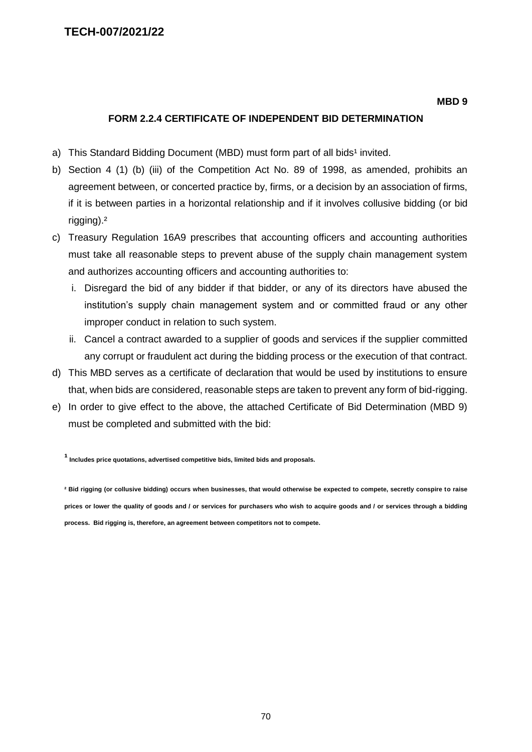**MBD 9**

## FORM 2.2.4 CERTIFICATE OF INDEPENDENT BID DETERMINATION

a) This Standard Bidding Document (MBD) must form part of all bids[1] invited.

b) Section 4 (1) (b) (iii) of the Competition Act No. 89 of 1998, as amended, prohibits an agreement between, or concerted practice by, firms, or a decision by an association of firms, if it is between parties in a horizontal relationship and if it involves collusive bidding (or bid rigging).[2]

c) Treasury Regulation 16A9 prescribes that accounting officers and accounting authorities must take all reasonable steps to prevent abuse of the supply chain management system and authorizes accounting officers and accounting authorities to:

   i. Disregard the bid of any bidder if that bidder, or any of its directors have abused the institution's supply chain management system and or committed fraud or any other improper conduct in relation to such system.

   ii. Cancel a contract awarded to a supplier of goods and services if the supplier committed any corrupt or fraudulent act during the bidding process or the execution of that contract.

d) This MBD serves as a certificate of declaration that would be used by institutions to ensure that, when bids are considered, reasonable steps are taken to prevent any form of bid-rigging.

e) In order to give effect to the above, the attached Certificate of Bid Determination (MBD 9) must be completed and submitted with the bid:

**[1] Includes price quotations, advertised competitive bids, limited bids and proposals.**

**[2] Bid rigging (or collusive bidding) occurs when businesses, that would otherwise be expected to compete, secretly conspire to raise prices or lower the quality of goods and / or services for purchasers who wish to acquire goods and / or services through a bidding process. Bid rigging is, therefore, an agreement between competitors not to compete.**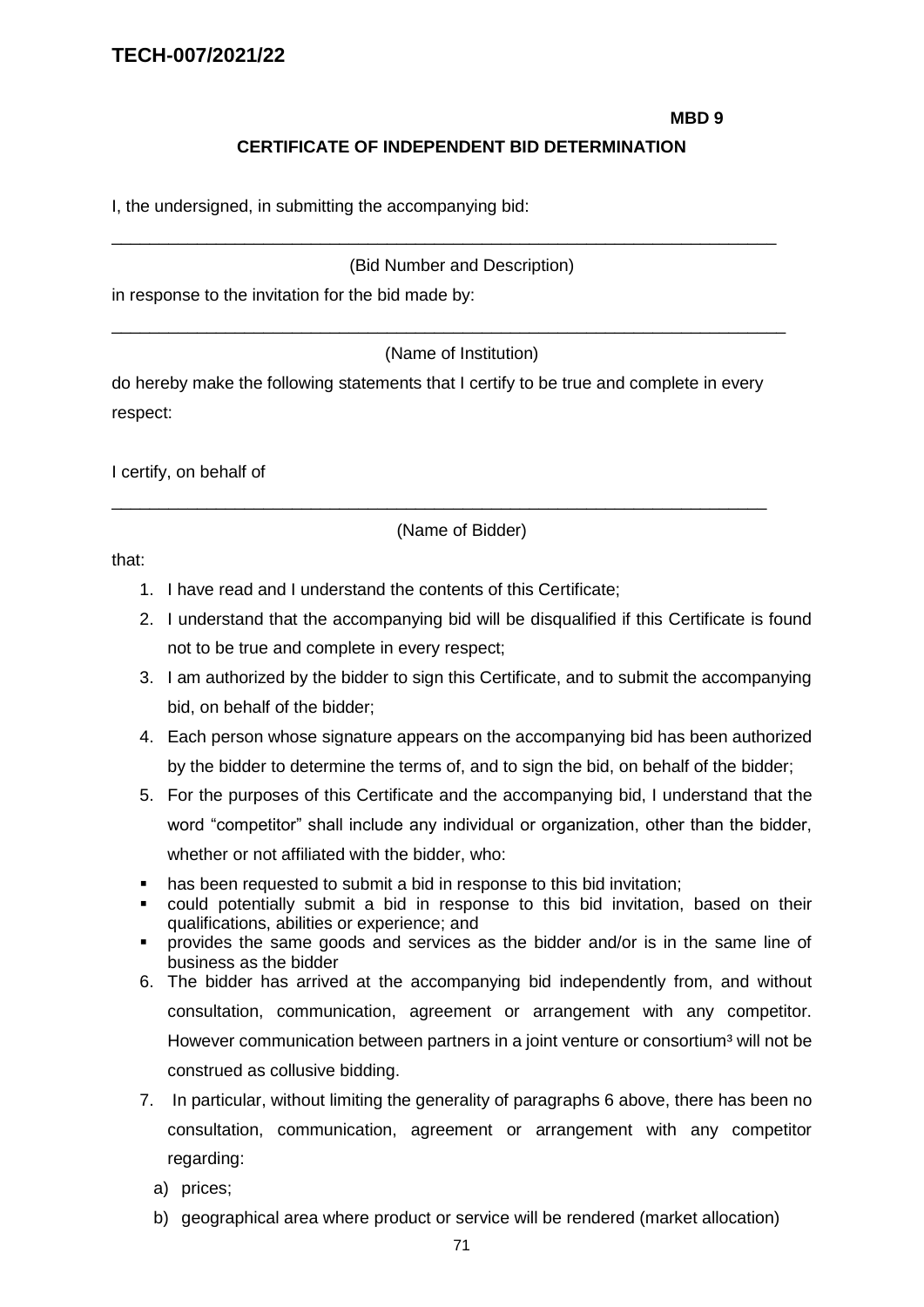**MBD 9**

## CERTIFICATE OF INDEPENDENT BID DETERMINATION

I, the undersigned, in submitting the accompanying bid:

___________________________________________________________________________

(Bid Number and Description)

in response to the invitation for the bid made by:

___________________________________________________________________________

(Name of Institution)

do hereby make the following statements that I certify to be true and complete in every respect:

I certify, on behalf of

___________________________________________________________________________

(Name of Bidder)

that:

1. I have read and I understand the contents of this Certificate;
2. I understand that the accompanying bid will be disqualified if this Certificate is found not to be true and complete in every respect;
3. I am authorized by the bidder to sign this Certificate, and to submit the accompanying bid, on behalf of the bidder;
4. Each person whose signature appears on the accompanying bid has been authorized by the bidder to determine the terms of, and to sign the bid, on behalf of the bidder;
5. For the purposes of this Certificate and the accompanying bid, I understand that the word "competitor" shall include any individual or organization, other than the bidder, whether or not affiliated with the bidder, who:

- has been requested to submit a bid in response to this bid invitation;
- could potentially submit a bid in response to this bid invitation, based on their qualifications, abilities or experience; and
- provides the same goods and services as the bidder and/or is in the same line of business as the bidder

6. The bidder has arrived at the accompanying bid independently from, and without consultation, communication, agreement or arrangement with any competitor. However communication between partners in a joint venture or consortium[3] will not be construed as collusive bidding.
7. In particular, without limiting the generality of paragraphs 6 above, there has been no consultation, communication, agreement or arrangement with any competitor regarding:

   a) prices;

   b) geographical area where product or service will be rendered (market allocation)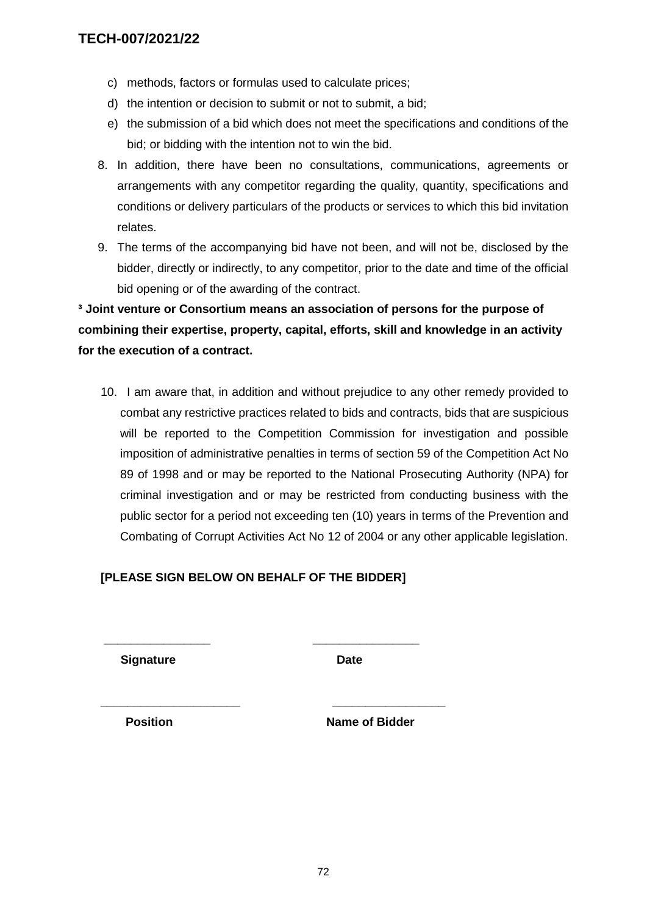c) methods, factors or formulas used to calculate prices;
d) the intention or decision to submit or not to submit, a bid;
e) the submission of a bid which does not meet the specifications and conditions of the bid; or bidding with the intention not to win the bid.

8. In addition, there have been no consultations, communications, agreements or arrangements with any competitor regarding the quality, quantity, specifications and conditions or delivery particulars of the products or services to which this bid invitation relates.
9. The terms of the accompanying bid have not been, and will not be, disclosed by the bidder, directly or indirectly, to any competitor, prior to the date and time of the official bid opening or of the awarding of the contract.

**[3] Joint venture or Consortium means an association of persons for the purpose of combining their expertise, property, capital, efforts, skill and knowledge in an activity for the execution of a contract.**

10. I am aware that, in addition and without prejudice to any other remedy provided to combat any restrictive practices related to bids and contracts, bids that are suspicious will be reported to the Competition Commission for investigation and possible imposition of administrative penalties in terms of section 59 of the Competition Act No 89 of 1998 and or may be reported to the National Prosecuting Authority (NPA) for criminal investigation and or may be restricted from conducting business with the public sector for a period not exceeding ten (10) years in terms of the Prevention and Combating of Corrupt Activities Act No 12 of 2004 or any other applicable legislation.

**[PLEASE SIGN BELOW ON BEHALF OF THE BIDDER]**

\_\_\_\_\_\_\_\_\_\_\_\_\_\_\_\_ &nbsp;&nbsp;&nbsp;&nbsp;&nbsp;&nbsp;&nbsp;&nbsp; \_\_\_\_\_\_\_\_\_\_\_\_\_\_\_\_

**Signature** &nbsp;&nbsp;&nbsp;&nbsp;&nbsp;&nbsp;&nbsp;&nbsp;&nbsp;&nbsp;&nbsp;&nbsp;&nbsp;&nbsp;&nbsp;&nbsp; **Date**

\_\_\_\_\_\_\_\_\_\_\_\_\_\_\_\_\_\_\_\_\_ &nbsp;&nbsp;&nbsp;&nbsp;&nbsp;&nbsp;&nbsp;&nbsp; \_\_\_\_\_\_\_\_\_\_\_\_\_\_\_\_\_

**Position** &nbsp;&nbsp;&nbsp;&nbsp;&nbsp;&nbsp;&nbsp;&nbsp;&nbsp;&nbsp;&nbsp;&nbsp;&nbsp;&nbsp;&nbsp;&nbsp; **Name of Bidder**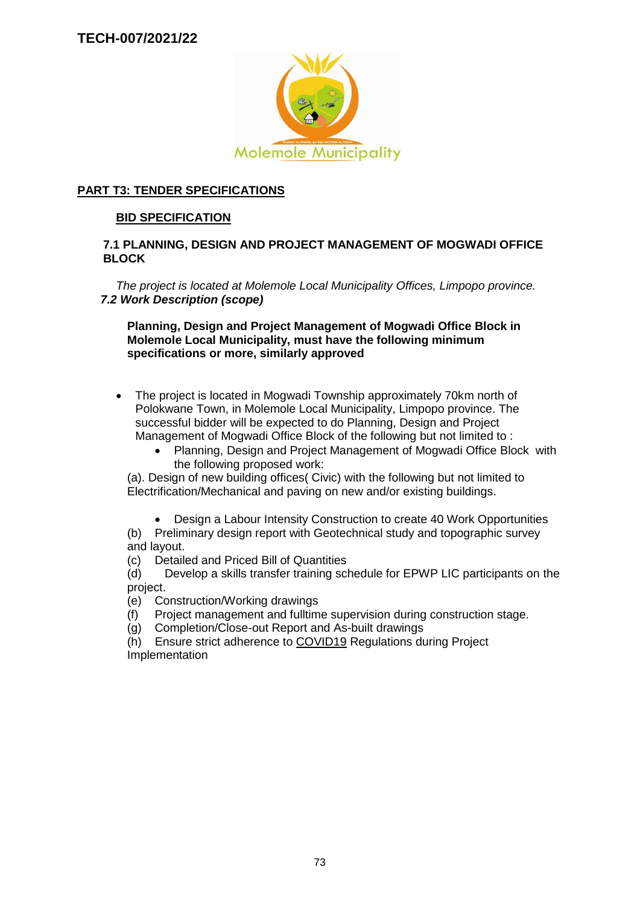# TECH-007/2021/22

## PART T3: TENDER SPECIFICATIONS

### BID SPECIFICATION

### 7.1 PLANNING, DESIGN AND PROJECT MANAGEMENT OF MOGWADI OFFICE BLOCK

*The project is located at Molemole Local Municipality Offices, Limpopo province.*

***7.2 Work Description (scope)***

**Planning, Design and Project Management of Mogwadi Office Block in Molemole Local Municipality, must have the following minimum specifications or more, similarly approved**

- The project is located in Mogwadi Township approximately 70km north of Polokwane Town, in Molemole Local Municipality, Limpopo province. The successful bidder will be expected to do Planning, Design and Project Management of Mogwadi Office Block of the following but not limited to :
  - Planning, Design and Project Management of Mogwadi Office Block with the following proposed work:

(a). Design of new building offices( Civic) with the following but not limited to Electrification/Mechanical and paving on new and/or existing buildings.

- Design a Labour Intensity Construction to create 40 Work Opportunities

(b) Preliminary design report with Geotechnical study and topographic survey and layout.

(c) Detailed and Priced Bill of Quantities

(d) Develop a skills transfer training schedule for EPWP LIC participants on the project.

(e) Construction/Working drawings

(f) Project management and fulltime supervision during construction stage.

(g) Completion/Close-out Report and As-built drawings

(h) Ensure strict adherence to COVID19 Regulations during Project Implementation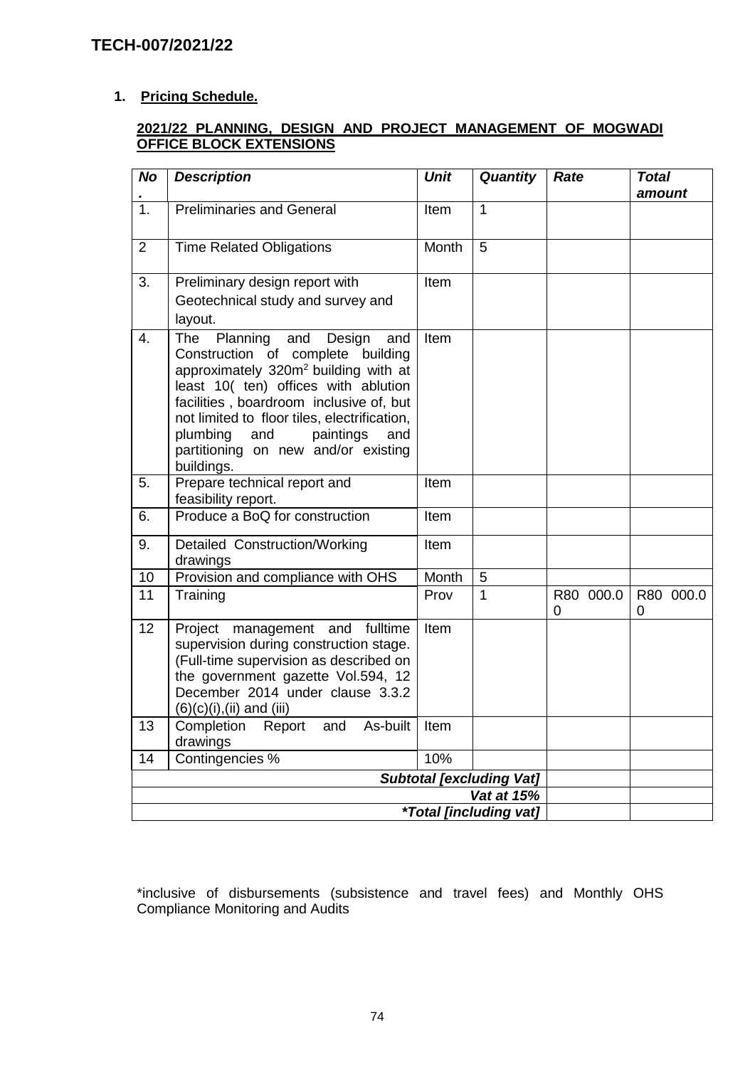## TECH-007/2021/22

### 1. Pricing Schedule.

**2021/22 PLANNING, DESIGN AND PROJECT MANAGEMENT OF MOGWADI OFFICE BLOCK EXTENSIONS**

| No. | Description | Unit | Quantity | Rate | Total amount |
|---|---|---|---|---|---|
| 1. | Preliminaries and General | Item | 1 | | |
| 2 | Time Related Obligations | Month | 5 | | |
| 3. | Preliminary design report with Geotechnical study and survey and layout. | Item | | | |
| 4. | The Planning and Design and Construction of complete building approximately 320m$^2$ building with at least 10( ten) offices with ablution facilities , boardroom inclusive of, but not limited to floor tiles, electrification, plumbing and paintings and partitioning on new and/or existing buildings. | Item | | | |
| 5. | Prepare technical report and feasibility report. | Item | | | |
| 6. | Produce a BoQ for construction | Item | | | |
| 9. | Detailed Construction/Working drawings | Item | | | |
| 10 | Provision and compliance with OHS | Month | 5 | | |
| 11 | Training | Prov | 1 | R80 000.00 | R80 000.00 |
| 12 | Project management and fulltime supervision during construction stage. (Full-time supervision as described on the government gazette Vol.594, 12 December 2014 under clause 3.3.2 (6)(c)(i),(ii) and (iii) | Item | | | |
| 13 | Completion Report and As-built drawings | Item | | | |
| 14 | Contingencies % | 10% | | | |
| | | | | ***Subtotal [excluding Vat]*** | |
| | | | | ***Vat at 15%*** | |
| | | | | ****Total [including vat]*** | |

*inclusive of disbursements (subsistence and travel fees) and Monthly OHS Compliance Monitoring and Audits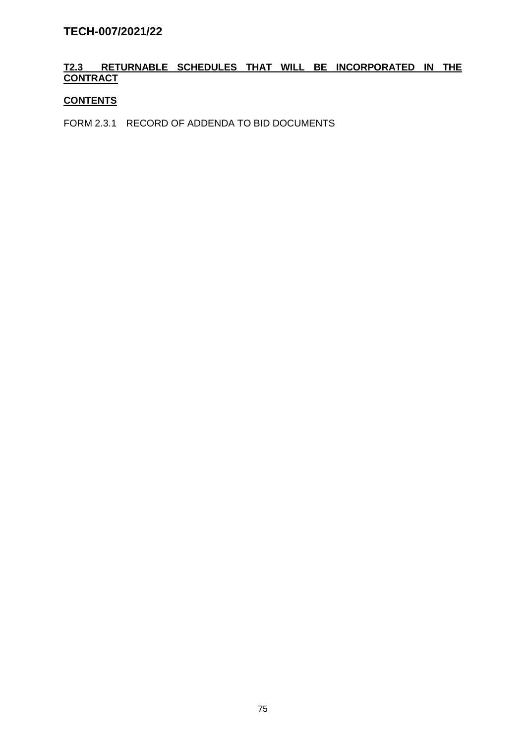## T2.3 RETURNABLE SCHEDULES THAT WILL BE INCORPORATED IN THE CONTRACT

**CONTENTS**

FORM 2.3.1 RECORD OF ADDENDA TO BID DOCUMENTS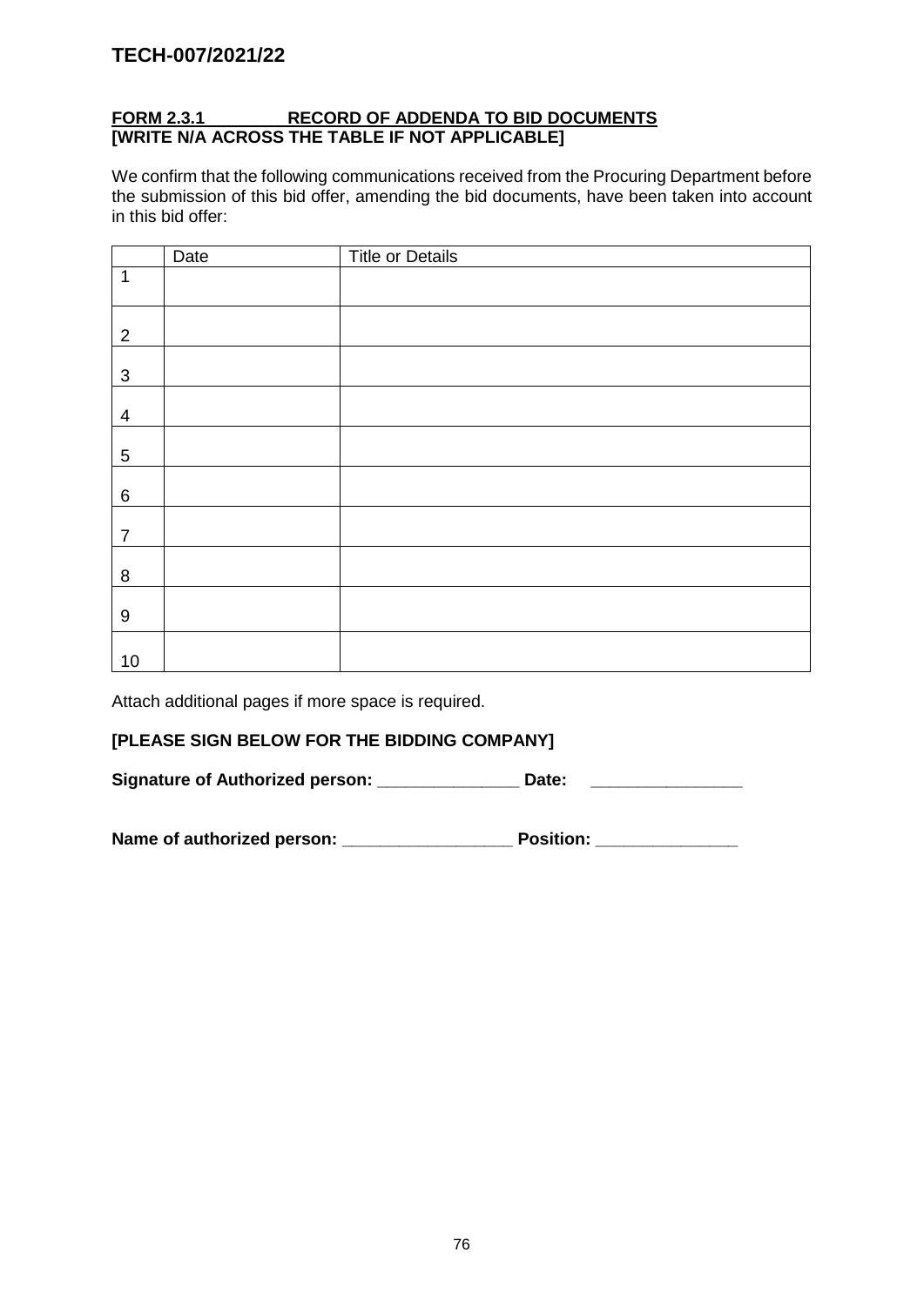**FORM 2.3.1 RECORD OF ADDENDA TO BID DOCUMENTS**
**[WRITE N/A ACROSS THE TABLE IF NOT APPLICABLE]**

We confirm that the following communications received from the Procuring Department before the submission of this bid offer, amending the bid documents, have been taken into account in this bid offer:

| | Date | Title or Details |
|---|---|---|
| 1 | | |
| 2 | | |
| 3 | | |
| 4 | | |
| 5 | | |
| 6 | | |
| 7 | | |
| 8 | | |
| 9 | | |
| 10 | | |

Attach additional pages if more space is required.

**[PLEASE SIGN BELOW FOR THE BIDDING COMPANY]**

**Signature of Authorized person: _______________ Date: ________________**

**Name of authorized person: __________________ Position: _______________**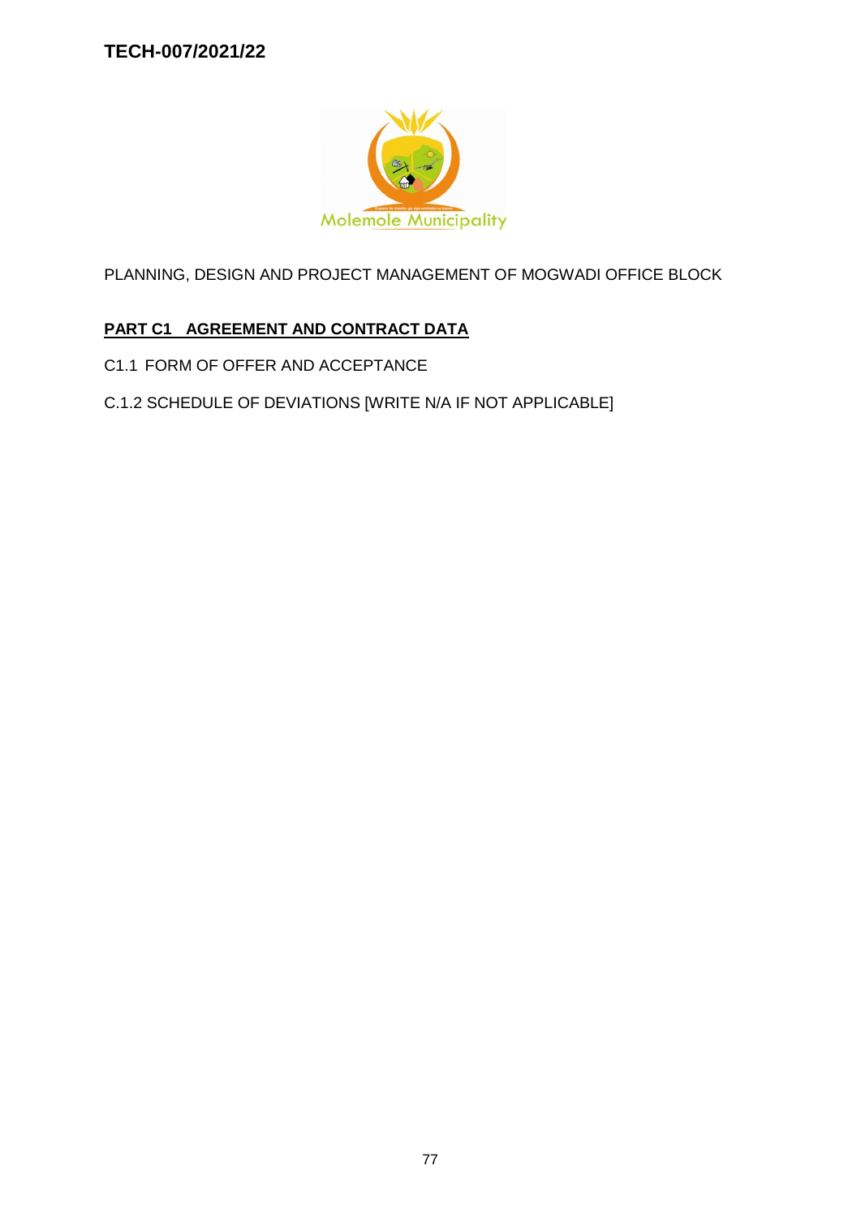**TECH-007/2021/22**

PLANNING, DESIGN AND PROJECT MANAGEMENT OF MOGWADI OFFICE BLOCK

**PART C1 AGREEMENT AND CONTRACT DATA**

C1.1 FORM OF OFFER AND ACCEPTANCE

C.1.2 SCHEDULE OF DEVIATIONS [WRITE N/A IF NOT APPLICABLE]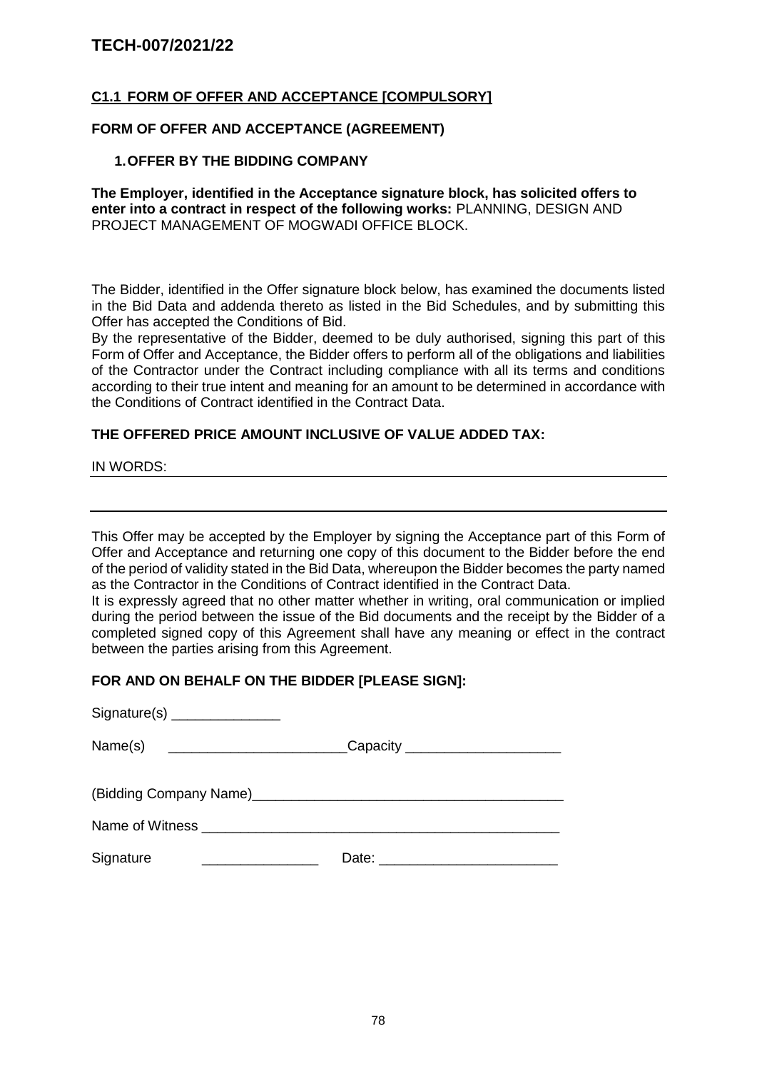# TECH-007/2021/22

## C1.1 FORM OF OFFER AND ACCEPTANCE [COMPULSORY]

### FORM OF OFFER AND ACCEPTANCE (AGREEMENT)

### 1. OFFER BY THE BIDDING COMPANY

**The Employer, identified in the Acceptance signature block, has solicited offers to enter into a contract in respect of the following works:** PLANNING, DESIGN AND PROJECT MANAGEMENT OF MOGWADI OFFICE BLOCK.

The Bidder, identified in the Offer signature block below, has examined the documents listed in the Bid Data and addenda thereto as listed in the Bid Schedules, and by submitting this Offer has accepted the Conditions of Bid.

By the representative of the Bidder, deemed to be duly authorised, signing this part of this Form of Offer and Acceptance, the Bidder offers to perform all of the obligations and liabilities of the Contractor under the Contract including compliance with all its terms and conditions according to their true intent and meaning for an amount to be determined in accordance with the Conditions of Contract identified in the Contract Data.

**THE OFFERED PRICE AMOUNT INCLUSIVE OF VALUE ADDED TAX:**

IN WORDS: ______________________________________________________________

________________________________________________________________________

This Offer may be accepted by the Employer by signing the Acceptance part of this Form of Offer and Acceptance and returning one copy of this document to the Bidder before the end of the period of validity stated in the Bid Data, whereupon the Bidder becomes the party named as the Contractor in the Conditions of Contract identified in the Contract Data.

It is expressly agreed that no other matter whether in writing, oral communication or implied during the period between the issue of the Bid documents and the receipt by the Bidder of a completed signed copy of this Agreement shall have any meaning or effect in the contract between the parties arising from this Agreement.

**FOR AND ON BEHALF ON THE BIDDER [PLEASE SIGN]:**

Signature(s) ______________

Name(s) _______________________Capacity ____________________

(Bidding Company Name)________________________________________

Name of Witness ________________________________________________

Signature _______________ Date: _______________________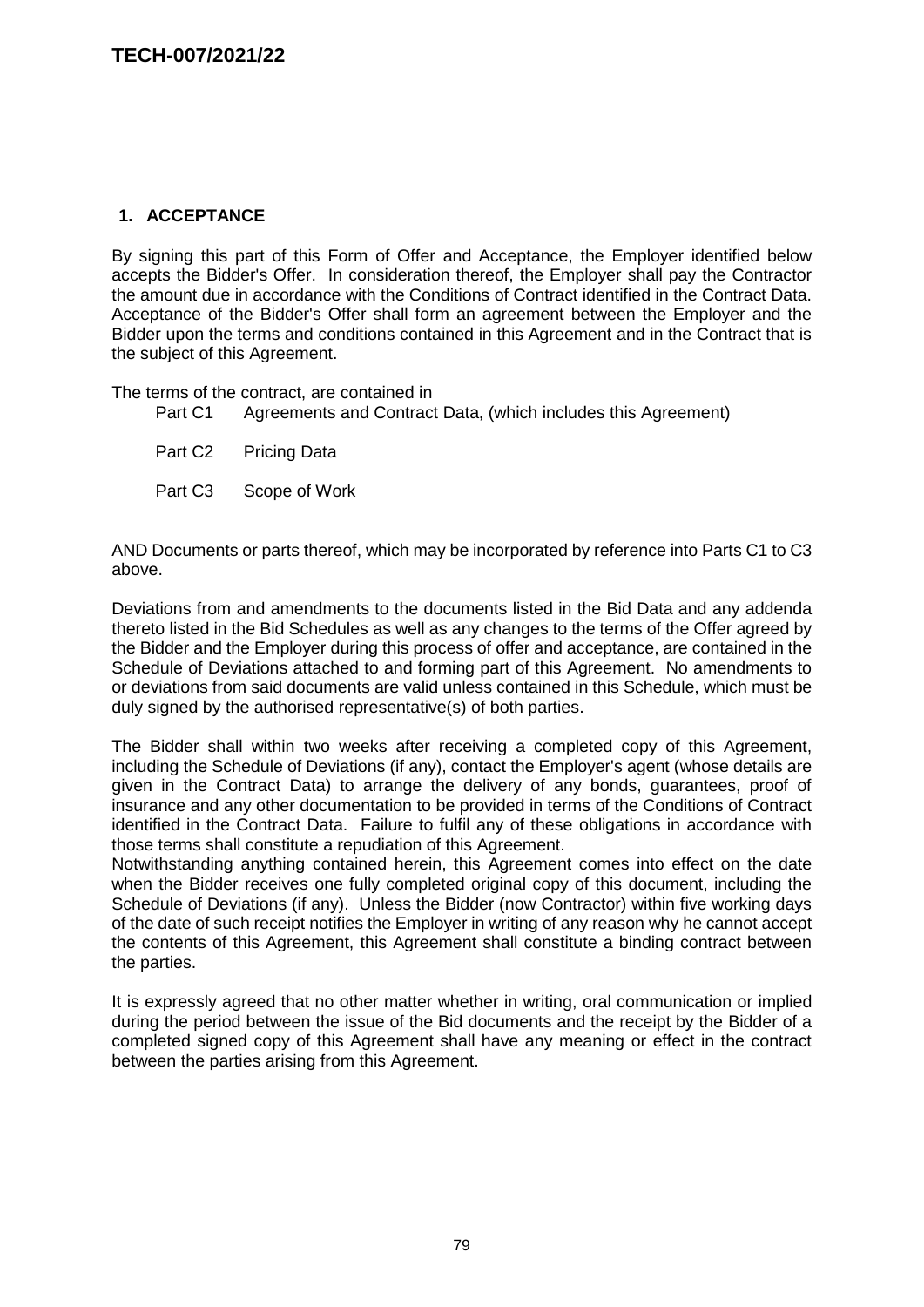## 1. ACCEPTANCE

By signing this part of this Form of Offer and Acceptance, the Employer identified below accepts the Bidder's Offer. In consideration thereof, the Employer shall pay the Contractor the amount due in accordance with the Conditions of Contract identified in the Contract Data. Acceptance of the Bidder's Offer shall form an agreement between the Employer and the Bidder upon the terms and conditions contained in this Agreement and in the Contract that is the subject of this Agreement.

The terms of the contract, are contained in

- Part C1 Agreements and Contract Data, (which includes this Agreement)
- Part C2 Pricing Data
- Part C3 Scope of Work

AND Documents or parts thereof, which may be incorporated by reference into Parts C1 to C3 above.

Deviations from and amendments to the documents listed in the Bid Data and any addenda thereto listed in the Bid Schedules as well as any changes to the terms of the Offer agreed by the Bidder and the Employer during this process of offer and acceptance, are contained in the Schedule of Deviations attached to and forming part of this Agreement. No amendments to or deviations from said documents are valid unless contained in this Schedule, which must be duly signed by the authorised representative(s) of both parties.

The Bidder shall within two weeks after receiving a completed copy of this Agreement, including the Schedule of Deviations (if any), contact the Employer's agent (whose details are given in the Contract Data) to arrange the delivery of any bonds, guarantees, proof of insurance and any other documentation to be provided in terms of the Conditions of Contract identified in the Contract Data. Failure to fulfil any of these obligations in accordance with those terms shall constitute a repudiation of this Agreement.

Notwithstanding anything contained herein, this Agreement comes into effect on the date when the Bidder receives one fully completed original copy of this document, including the Schedule of Deviations (if any). Unless the Bidder (now Contractor) within five working days of the date of such receipt notifies the Employer in writing of any reason why he cannot accept the contents of this Agreement, this Agreement shall constitute a binding contract between the parties.

It is expressly agreed that no other matter whether in writing, oral communication or implied during the period between the issue of the Bid documents and the receipt by the Bidder of a completed signed copy of this Agreement shall have any meaning or effect in the contract between the parties arising from this Agreement.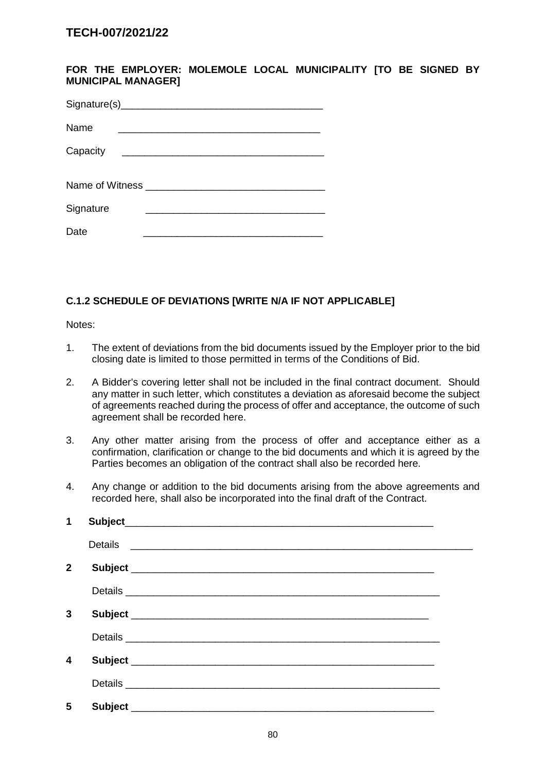TECH-007/2021/22

**FOR THE EMPLOYER: MOLEMOLE LOCAL MUNICIPALITY [TO BE SIGNED BY MUNICIPAL MANAGER]**

Signature(s)____________________________________

Name ____________________________________

Capacity ____________________________________

Name of Witness ________________________________

Signature ________________________________

Date ________________________________

**C.1.2 SCHEDULE OF DEVIATIONS [WRITE N/A IF NOT APPLICABLE]**

Notes:

1. The extent of deviations from the bid documents issued by the Employer prior to the bid closing date is limited to those permitted in terms of the Conditions of Bid.
2. A Bidder's covering letter shall not be included in the final contract document. Should any matter in such letter, which constitutes a deviation as aforesaid become the subject of agreements reached during the process of offer and acceptance, the outcome of such agreement shall be recorded here.
3. Any other matter arising from the process of offer and acceptance either as a confirmation, clarification or change to the bid documents and which it is agreed by the Parties becomes an obligation of the contract shall also be recorded here.
4. Any change or addition to the bid documents arising from the above agreements and recorded here, shall also be incorporated into the final draft of the Contract.

**1 Subject**________________________________________________________

Details ______________________________________________________________

**2 Subject** ________________________________________________________

Details ________________________________________________________

**3 Subject** ______________________________________________________

Details ________________________________________________________

**4 Subject** ________________________________________________________

Details ________________________________________________________

**5 Subject** ________________________________________________________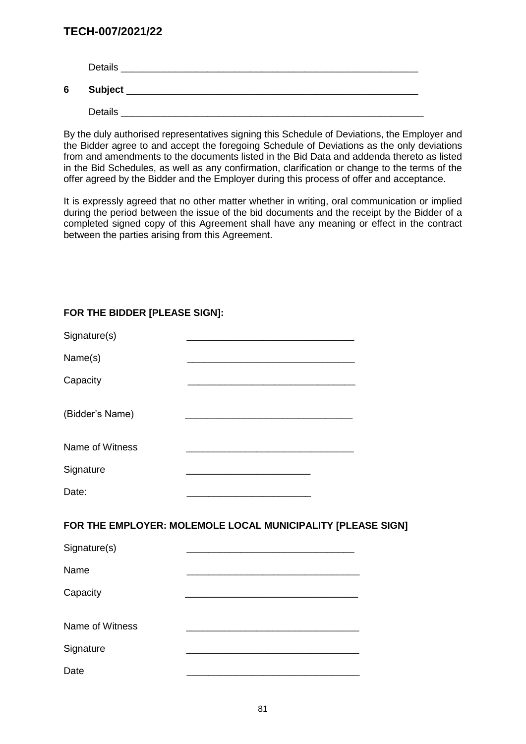Details ________________________________________________________

**6 Subject** ______________________________________________________

Details ________________________________________________________

By the duly authorised representatives signing this Schedule of Deviations, the Employer and the Bidder agree to and accept the foregoing Schedule of Deviations as the only deviations from and amendments to the documents listed in the Bid Data and addenda thereto as listed in the Bid Schedules, as well as any confirmation, clarification or change to the terms of the offer agreed by the Bidder and the Employer during this process of offer and acceptance.

It is expressly agreed that no other matter whether in writing, oral communication or implied during the period between the issue of the bid documents and the receipt by the Bidder of a completed signed copy of this Agreement shall have any meaning or effect in the contract between the parties arising from this Agreement.

**FOR THE BIDDER [PLEASE SIGN]:**

Signature(s) ______________________________

Name(s) ______________________________

Capacity ______________________________

(Bidder's Name) ______________________________

Name of Witness ______________________________

Signature ______________________

Date: ______________________

**FOR THE EMPLOYER: MOLEMOLE LOCAL MUNICIPALITY [PLEASE SIGN]**

Signature(s) ______________________________

Name ______________________________

Capacity ______________________________

Name of Witness ______________________________

Signature ______________________________

Date ______________________________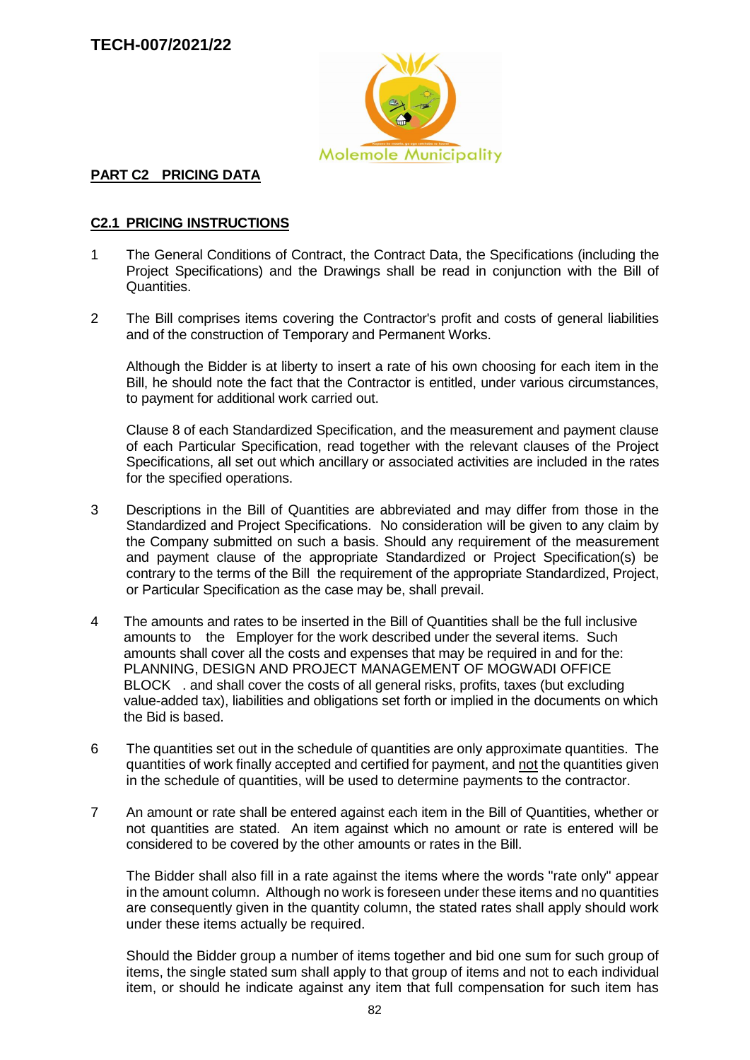TECH-007/2021/22

Molemole Municipality

## PART C2 PRICING DATA

### C2.1 PRICING INSTRUCTIONS

1 The General Conditions of Contract, the Contract Data, the Specifications (including the Project Specifications) and the Drawings shall be read in conjunction with the Bill of Quantities.

2 The Bill comprises items covering the Contractor's profit and costs of general liabilities and of the construction of Temporary and Permanent Works.

Although the Bidder is at liberty to insert a rate of his own choosing for each item in the Bill, he should note the fact that the Contractor is entitled, under various circumstances, to payment for additional work carried out.

Clause 8 of each Standardized Specification, and the measurement and payment clause of each Particular Specification, read together with the relevant clauses of the Project Specifications, all set out which ancillary or associated activities are included in the rates for the specified operations.

3 Descriptions in the Bill of Quantities are abbreviated and may differ from those in the Standardized and Project Specifications. No consideration will be given to any claim by the Company submitted on such a basis. Should any requirement of the measurement and payment clause of the appropriate Standardized or Project Specification(s) be contrary to the terms of the Bill the requirement of the appropriate Standardized, Project, or Particular Specification as the case may be, shall prevail.

4 The amounts and rates to be inserted in the Bill of Quantities shall be the full inclusive amounts to the Employer for the work described under the several items. Such amounts shall cover all the costs and expenses that may be required in and for the: PLANNING, DESIGN AND PROJECT MANAGEMENT OF MOGWADI OFFICE BLOCK . and shall cover the costs of all general risks, profits, taxes (but excluding value-added tax), liabilities and obligations set forth or implied in the documents on which the Bid is based.

6 The quantities set out in the schedule of quantities are only approximate quantities. The quantities of work finally accepted and certified for payment, and not the quantities given in the schedule of quantities, will be used to determine payments to the contractor.

7 An amount or rate shall be entered against each item in the Bill of Quantities, whether or not quantities are stated. An item against which no amount or rate is entered will be considered to be covered by the other amounts or rates in the Bill.

The Bidder shall also fill in a rate against the items where the words "rate only" appear in the amount column. Although no work is foreseen under these items and no quantities are consequently given in the quantity column, the stated rates shall apply should work under these items actually be required.

Should the Bidder group a number of items together and bid one sum for such group of items, the single stated sum shall apply to that group of items and not to each individual item, or should he indicate against any item that full compensation for such item has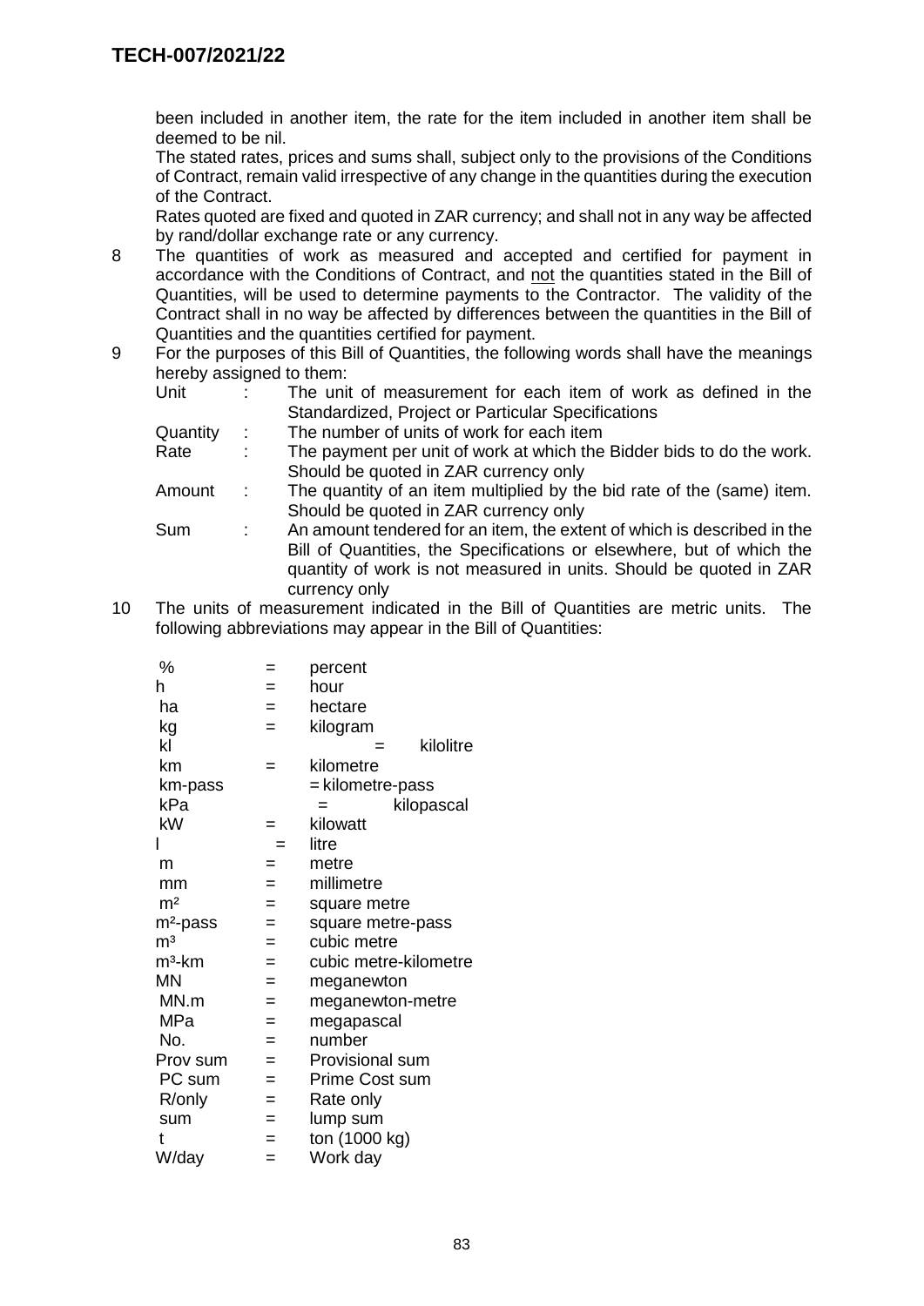been included in another item, the rate for the item included in another item shall be deemed to be nil.

The stated rates, prices and sums shall, subject only to the provisions of the Conditions of Contract, remain valid irrespective of any change in the quantities during the execution of the Contract.

Rates quoted are fixed and quoted in ZAR currency; and shall not in any way be affected by rand/dollar exchange rate or any currency.

8 The quantities of work as measured and accepted and certified for payment in accordance with the Conditions of Contract, and not the quantities stated in the Bill of Quantities, will be used to determine payments to the Contractor. The validity of the Contract shall in no way be affected by differences between the quantities in the Bill of Quantities and the quantities certified for payment.

9 For the purposes of this Bill of Quantities, the following words shall have the meanings hereby assigned to them:

| | | |
|---|---|---|
| Unit | : | The unit of measurement for each item of work as defined in the Standardized, Project or Particular Specifications |
| Quantity | : | The number of units of work for each item |
| Rate | : | The payment per unit of work at which the Bidder bids to do the work. Should be quoted in ZAR currency only |
| Amount | : | The quantity of an item multiplied by the bid rate of the (same) item. Should be quoted in ZAR currency only |
| Sum | : | An amount tendered for an item, the extent of which is described in the Bill of Quantities, the Specifications or elsewhere, but of which the quantity of work is not measured in units. Should be quoted in ZAR currency only |

10 The units of measurement indicated in the Bill of Quantities are metric units. The following abbreviations may appear in the Bill of Quantities:

| | | |
|---|---|---|
| % | = | percent |
| h | = | hour |
| ha | = | hectare |
| kg | = | kilogram |
| kl | = | kilolitre |
| km | = | kilometre |
| km-pass | = | kilometre-pass |
| kPa | = | kilopascal |
| kW | = | kilowatt |
| l | = | litre |
| m | = | metre |
| mm | = | millimetre |
| m² | = | square metre |
| m²-pass | = | square metre-pass |
| m³ | = | cubic metre |
| m³-km | = | cubic metre-kilometre |
| MN | = | meganewton |
| MN.m | = | meganewton-metre |
| MPa | = | megapascal |
| No. | = | number |
| Prov sum | = | Provisional sum |
| PC sum | = | Prime Cost sum |
| R/only | = | Rate only |
| sum | = | lump sum |
| t | = | ton (1000 kg) |
| W/day | = | Work day |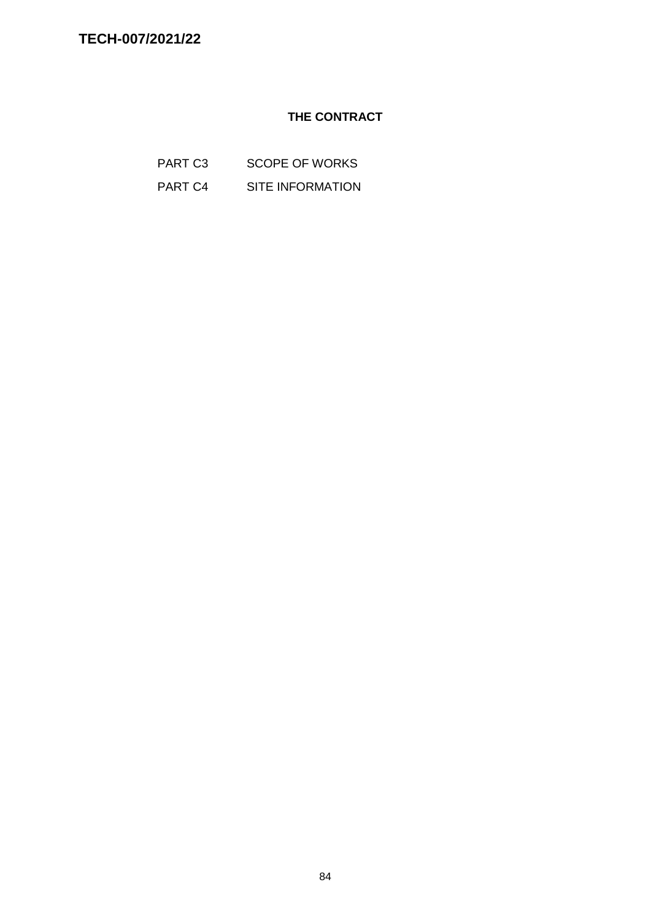## THE CONTRACT

| | |
|---|---|
| PART C3 | SCOPE OF WORKS |
| PART C4 | SITE INFORMATION |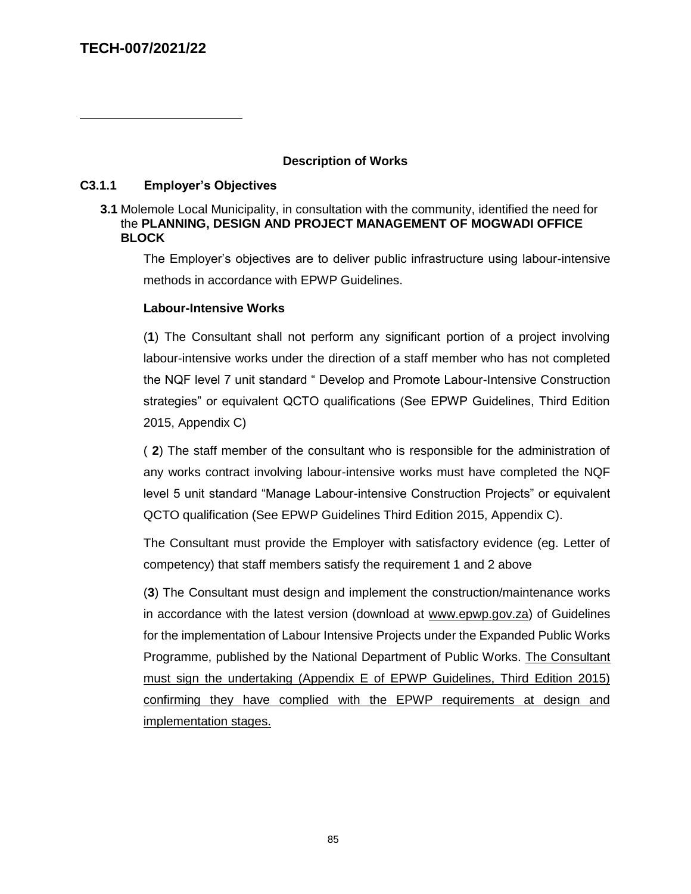## Description of Works

### C3.1.1 Employer's Objectives

**3.1** Molemole Local Municipality, in consultation with the community, identified the need for the **PLANNING, DESIGN AND PROJECT MANAGEMENT OF MOGWADI OFFICE BLOCK**

The Employer's objectives are to deliver public infrastructure using labour-intensive methods in accordance with EPWP Guidelines.

**Labour-Intensive Works**

(**1**) The Consultant shall not perform any significant portion of a project involving labour-intensive works under the direction of a staff member who has not completed the NQF level 7 unit standard " Develop and Promote Labour-Intensive Construction strategies" or equivalent QCTO qualifications (See EPWP Guidelines, Third Edition 2015, Appendix C)

( **2**) The staff member of the consultant who is responsible for the administration of any works contract involving labour-intensive works must have completed the NQF level 5 unit standard "Manage Labour-intensive Construction Projects" or equivalent QCTO qualification (See EPWP Guidelines Third Edition 2015, Appendix C).

The Consultant must provide the Employer with satisfactory evidence (eg. Letter of competency) that staff members satisfy the requirement 1 and 2 above

(**3**) The Consultant must design and implement the construction/maintenance works in accordance with the latest version (download at www.epwp.gov.za) of Guidelines for the implementation of Labour Intensive Projects under the Expanded Public Works Programme, published by the National Department of Public Works. The Consultant must sign the undertaking (Appendix E of EPWP Guidelines, Third Edition 2015) confirming they have complied with the EPWP requirements at design and implementation stages.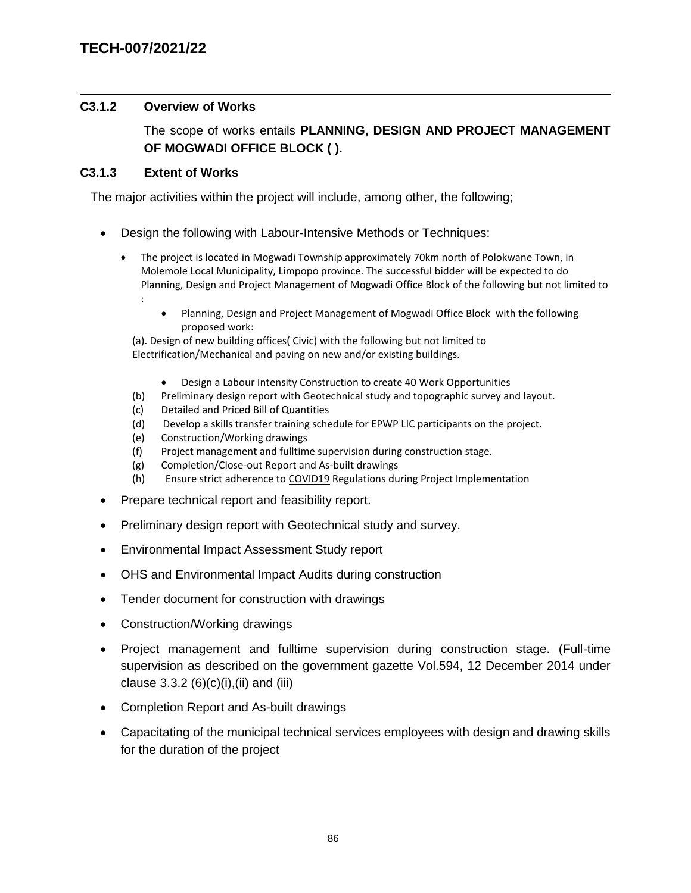### C3.1.2 Overview of Works

The scope of works entails **PLANNING, DESIGN AND PROJECT MANAGEMENT OF MOGWADI OFFICE BLOCK ( ).**

### C3.1.3 Extent of Works

The major activities within the project will include, among other, the following;

- Design the following with Labour-Intensive Methods or Techniques:
  - The project is located in Mogwadi Township approximately 70km north of Polokwane Town, in Molemole Local Municipality, Limpopo province. The successful bidder will be expected to do Planning, Design and Project Management of Mogwadi Office Block of the following but not limited to :
    - Planning, Design and Project Management of Mogwadi Office Block with the following proposed work:

  (a). Design of new building offices( Civic) with the following but not limited to Electrification/Mechanical and paving on new and/or existing buildings.

    - Design a Labour Intensity Construction to create 40 Work Opportunities

  (b) Preliminary design report with Geotechnical study and topographic survey and layout.
  (c) Detailed and Priced Bill of Quantities
  (d) Develop a skills transfer training schedule for EPWP LIC participants on the project.
  (e) Construction/Working drawings
  (f) Project management and fulltime supervision during construction stage.
  (g) Completion/Close-out Report and As-built drawings
  (h) Ensure strict adherence to COVID19 Regulations during Project Implementation

- Prepare technical report and feasibility report.
- Preliminary design report with Geotechnical study and survey.
- Environmental Impact Assessment Study report
- OHS and Environmental Impact Audits during construction
- Tender document for construction with drawings
- Construction/Working drawings
- Project management and fulltime supervision during construction stage. (Full-time supervision as described on the government gazette Vol.594, 12 December 2014 under clause 3.3.2 (6)(c)(i),(ii) and (iii)
- Completion Report and As-built drawings
- Capacitating of the municipal technical services employees with design and drawing skills for the duration of the project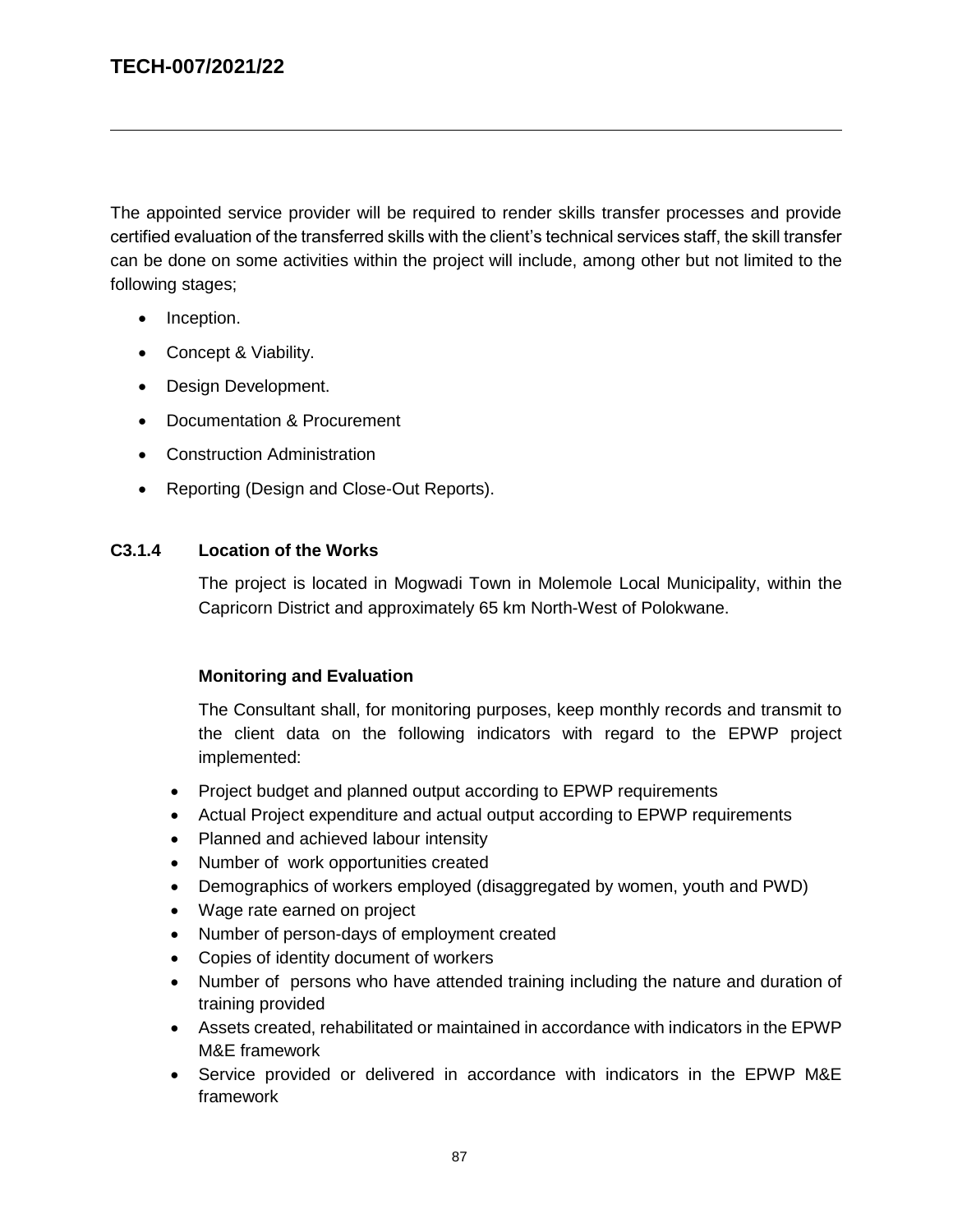The appointed service provider will be required to render skills transfer processes and provide certified evaluation of the transferred skills with the client's technical services staff, the skill transfer can be done on some activities within the project will include, among other but not limited to the following stages;

- Inception.
- Concept & Viability.
- Design Development.
- Documentation & Procurement
- Construction Administration
- Reporting (Design and Close-Out Reports).

### C3.1.4 Location of the Works

The project is located in Mogwadi Town in Molemole Local Municipality, within the Capricorn District and approximately 65 km North-West of Polokwane.

**Monitoring and Evaluation**

The Consultant shall, for monitoring purposes, keep monthly records and transmit to the client data on the following indicators with regard to the EPWP project implemented:

- Project budget and planned output according to EPWP requirements
- Actual Project expenditure and actual output according to EPWP requirements
- Planned and achieved labour intensity
- Number of work opportunities created
- Demographics of workers employed (disaggregated by women, youth and PWD)
- Wage rate earned on project
- Number of person-days of employment created
- Copies of identity document of workers
- Number of persons who have attended training including the nature and duration of training provided
- Assets created, rehabilitated or maintained in accordance with indicators in the EPWP M&E framework
- Service provided or delivered in accordance with indicators in the EPWP M&E framework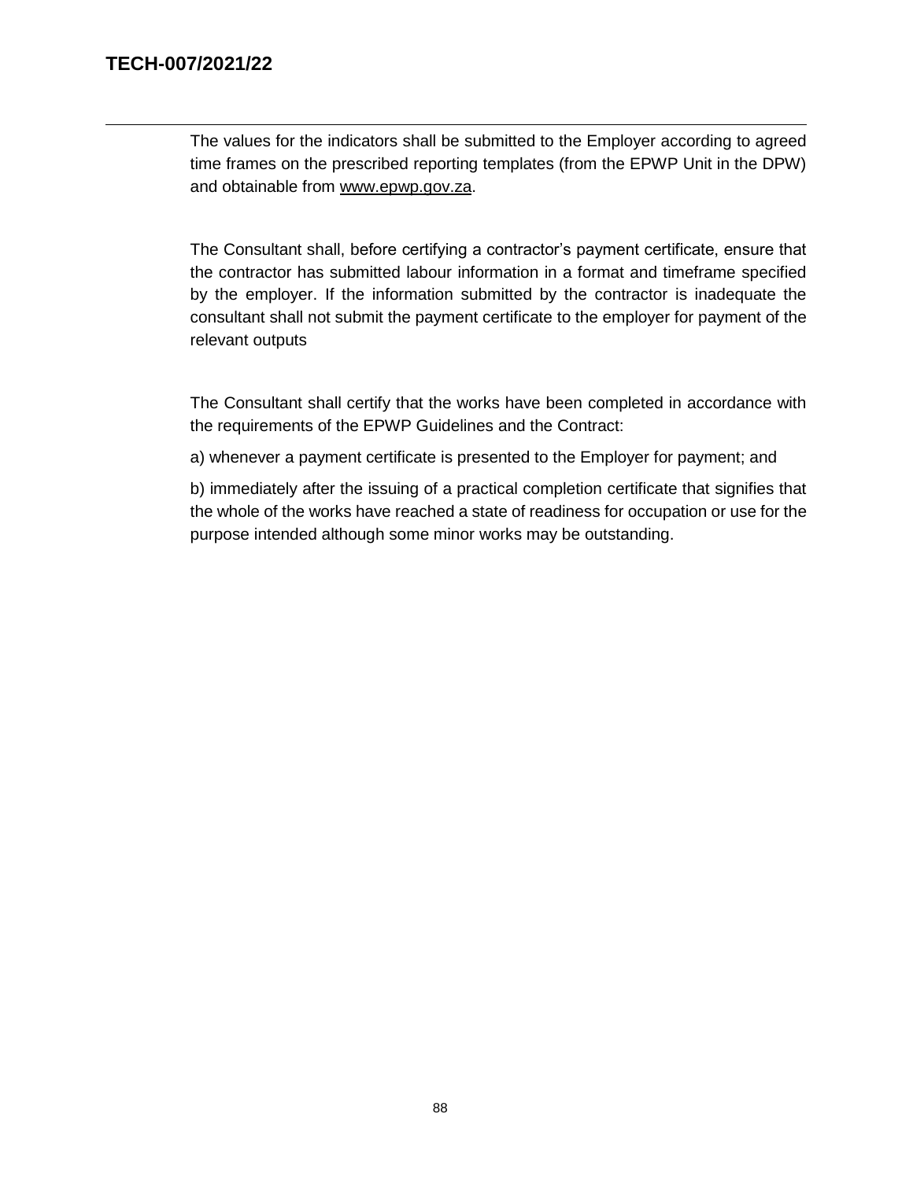The values for the indicators shall be submitted to the Employer according to agreed time frames on the prescribed reporting templates (from the EPWP Unit in the DPW) and obtainable from www.epwp.gov.za.

The Consultant shall, before certifying a contractor's payment certificate, ensure that the contractor has submitted labour information in a format and timeframe specified by the employer. If the information submitted by the contractor is inadequate the consultant shall not submit the payment certificate to the employer for payment of the relevant outputs

The Consultant shall certify that the works have been completed in accordance with the requirements of the EPWP Guidelines and the Contract:

a) whenever a payment certificate is presented to the Employer for payment; and

b) immediately after the issuing of a practical completion certificate that signifies that the whole of the works have reached a state of readiness for occupation or use for the purpose intended although some minor works may be outstanding.